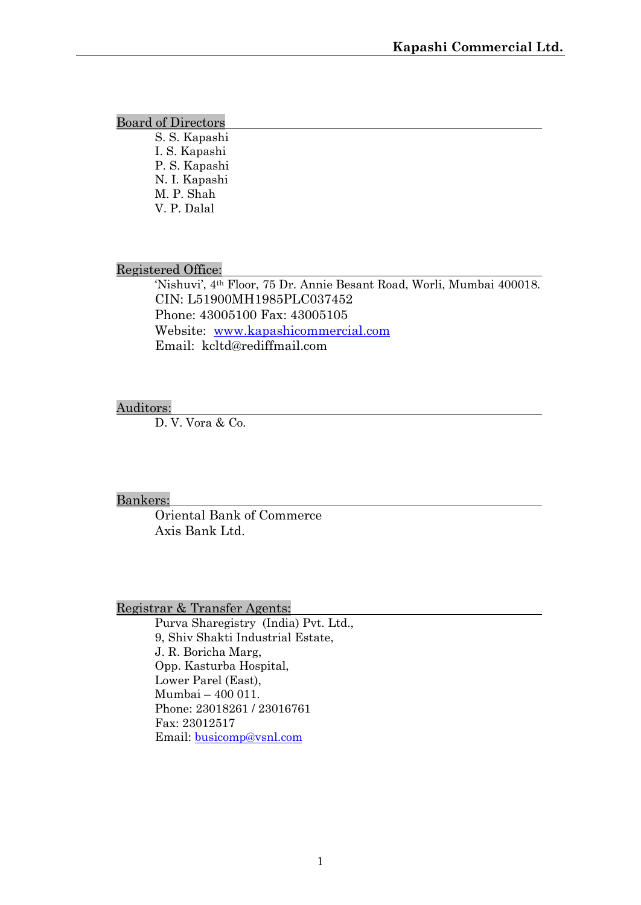## Board of Directors

S. S. Kapashi
I. S. Kapashi
P. S. Kapashi
N. I. Kapashi
M. P. Shah
V. P. Dalal

## Registered Office:

'Nishuvi', 4th Floor, 75 Dr. Annie Besant Road, Worli, Mumbai 400018.
CIN: L51900MH1985PLC037452
Phone: 43005100 Fax: 43005105
Website: www.kapashicommercial.com
Email: kcltd@rediffmail.com

## Auditors:

D. V. Vora & Co.

## Bankers:

Oriental Bank of Commerce
Axis Bank Ltd.

## Registrar & Transfer Agents:

Purva Sharegistry (India) Pvt. Ltd.,
9, Shiv Shakti Industrial Estate,
J. R. Boricha Marg,
Opp. Kasturba Hospital,
Lower Parel (East),
Mumbai – 400 011.
Phone: 23018261 / 23016761
Fax: 23012517
Email: busicomp@vsnl.com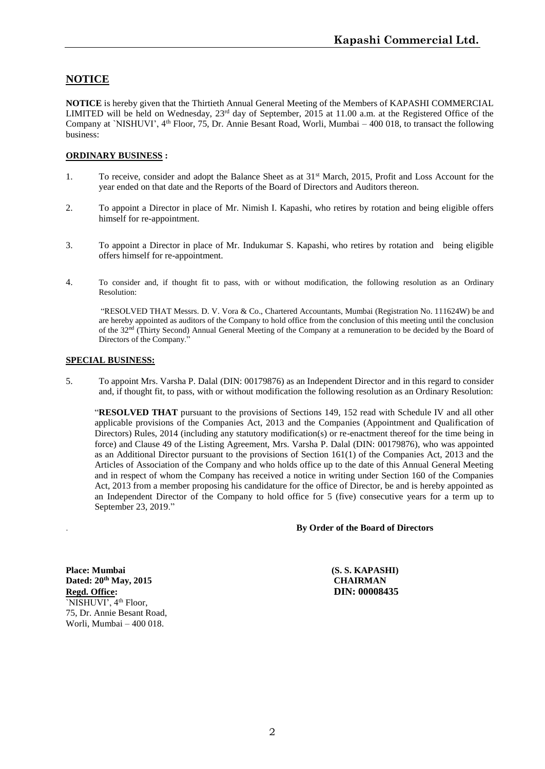## NOTICE

**NOTICE** is hereby given that the Thirtieth Annual General Meeting of the Members of KAPASHI COMMERCIAL LIMITED will be held on Wednesday, 23rd day of September, 2015 at 11.00 a.m. at the Registered Office of the Company at `NISHUVI', 4th Floor, 75, Dr. Annie Besant Road, Worli, Mumbai – 400 018, to transact the following business:

### ORDINARY BUSINESS :

1. To receive, consider and adopt the Balance Sheet as at 31st March, 2015, Profit and Loss Account for the year ended on that date and the Reports of the Board of Directors and Auditors thereon.

2. To appoint a Director in place of Mr. Nimish I. Kapashi, who retires by rotation and being eligible offers himself for re-appointment.

3. To appoint a Director in place of Mr. Indukumar S. Kapashi, who retires by rotation and being eligible offers himself for re-appointment.

4. To consider and, if thought fit to pass, with or without modification, the following resolution as an Ordinary Resolution:

   "RESOLVED THAT Messrs. D. V. Vora & Co., Chartered Accountants, Mumbai (Registration No. 111624W) be and are hereby appointed as auditors of the Company to hold office from the conclusion of this meeting until the conclusion of the 32nd (Thirty Second) Annual General Meeting of the Company at a remuneration to be decided by the Board of Directors of the Company."

### SPECIAL BUSINESS:

5. To appoint Mrs. Varsha P. Dalal (DIN: 00179876) as an Independent Director and in this regard to consider and, if thought fit, to pass, with or without modification the following resolution as an Ordinary Resolution:

   "**RESOLVED THAT** pursuant to the provisions of Sections 149, 152 read with Schedule IV and all other applicable provisions of the Companies Act, 2013 and the Companies (Appointment and Qualification of Directors) Rules, 2014 (including any statutory modification(s) or re-enactment thereof for the time being in force) and Clause 49 of the Listing Agreement, Mrs. Varsha P. Dalal (DIN: 00179876), who was appointed as an Additional Director pursuant to the provisions of Section 161(1) of the Companies Act, 2013 and the Articles of Association of the Company and who holds office up to the date of this Annual General Meeting and in respect of whom the Company has received a notice in writing under Section 160 of the Companies Act, 2013 from a member proposing his candidature for the office of Director, be and is hereby appointed as an Independent Director of the Company to hold office for 5 (five) consecutive years for a term up to September 23, 2019."

**By Order of the Board of Directors**

**Place: Mumbai**
**Dated: 20th May, 2015**
**Regd. Office:**
`NISHUVI', 4th Floor,
75, Dr. Annie Besant Road,
Worli, Mumbai – 400 018.

**(S. S. KAPASHI)**
**CHAIRMAN**
**DIN: 00008435**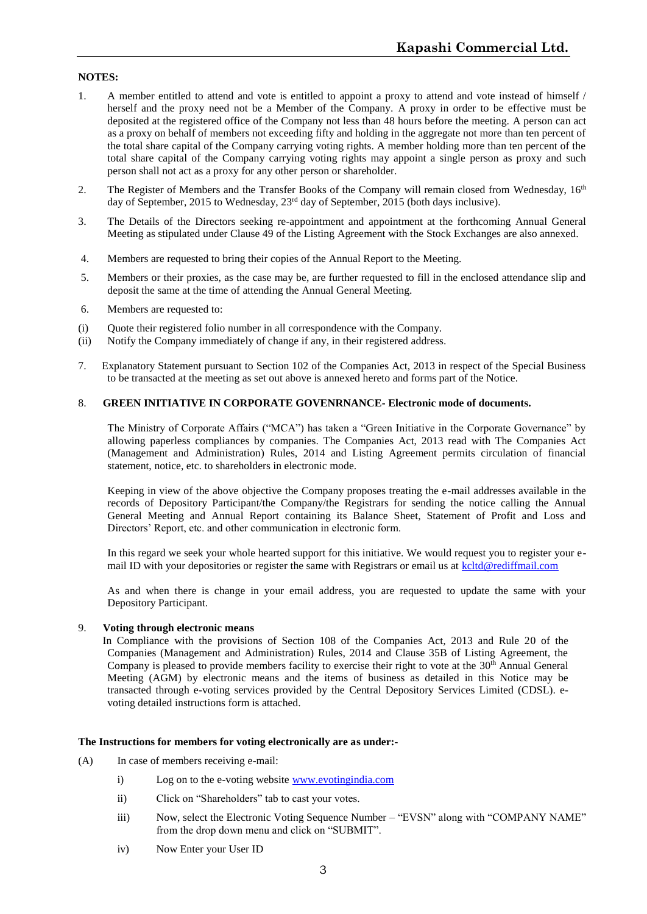**NOTES:**

1. A member entitled to attend and vote is entitled to appoint a proxy to attend and vote instead of himself / herself and the proxy need not be a Member of the Company. A proxy in order to be effective must be deposited at the registered office of the Company not less than 48 hours before the meeting. A person can act as a proxy on behalf of members not exceeding fifty and holding in the aggregate not more than ten percent of the total share capital of the Company carrying voting rights. A member holding more than ten percent of the total share capital of the Company carrying voting rights may appoint a single person as proxy and such person shall not act as a proxy for any other person or shareholder.

2. The Register of Members and the Transfer Books of the Company will remain closed from Wednesday, 16th day of September, 2015 to Wednesday, 23rd day of September, 2015 (both days inclusive).

3. The Details of the Directors seeking re-appointment and appointment at the forthcoming Annual General Meeting as stipulated under Clause 49 of the Listing Agreement with the Stock Exchanges are also annexed.

4. Members are requested to bring their copies of the Annual Report to the Meeting.

5. Members or their proxies, as the case may be, are further requested to fill in the enclosed attendance slip and deposit the same at the time of attending the Annual General Meeting.

6. Members are requested to:

(i) Quote their registered folio number in all correspondence with the Company.
(ii) Notify the Company immediately of change if any, in their registered address.

7. Explanatory Statement pursuant to Section 102 of the Companies Act, 2013 in respect of the Special Business to be transacted at the meeting as set out above is annexed hereto and forms part of the Notice.

8. **GREEN INITIATIVE IN CORPORATE GOVENRNANCE- Electronic mode of documents.**

   The Ministry of Corporate Affairs ("MCA") has taken a "Green Initiative in the Corporate Governance" by allowing paperless compliances by companies. The Companies Act, 2013 read with The Companies Act (Management and Administration) Rules, 2014 and Listing Agreement permits circulation of financial statement, notice, etc. to shareholders in electronic mode.

   Keeping in view of the above objective the Company proposes treating the e-mail addresses available in the records of Depository Participant/the Company/the Registrars for sending the notice calling the Annual General Meeting and Annual Report containing its Balance Sheet, Statement of Profit and Loss and Directors' Report, etc. and other communication in electronic form.

   In this regard we seek your whole hearted support for this initiative. We would request you to register your e-mail ID with your depositories or register the same with Registrars or email us at kcltd@rediffmail.com

   As and when there is change in your email address, you are requested to update the same with your Depository Participant.

9. **Voting through electronic means**

   In Compliance with the provisions of Section 108 of the Companies Act, 2013 and Rule 20 of the Companies (Management and Administration) Rules, 2014 and Clause 35B of Listing Agreement, the Company is pleased to provide members facility to exercise their right to vote at the 30th Annual General Meeting (AGM) by electronic means and the items of business as detailed in this Notice may be transacted through e-voting services provided by the Central Depository Services Limited (CDSL). e-voting detailed instructions form is attached.

**The Instructions for members for voting electronically are as under:-**

(A) In case of members receiving e-mail:

   i) Log on to the e-voting website www.evotingindia.com

   ii) Click on "Shareholders" tab to cast your votes.

   iii) Now, select the Electronic Voting Sequence Number – "EVSN" along with "COMPANY NAME" from the drop down menu and click on "SUBMIT".

   iv) Now Enter your User ID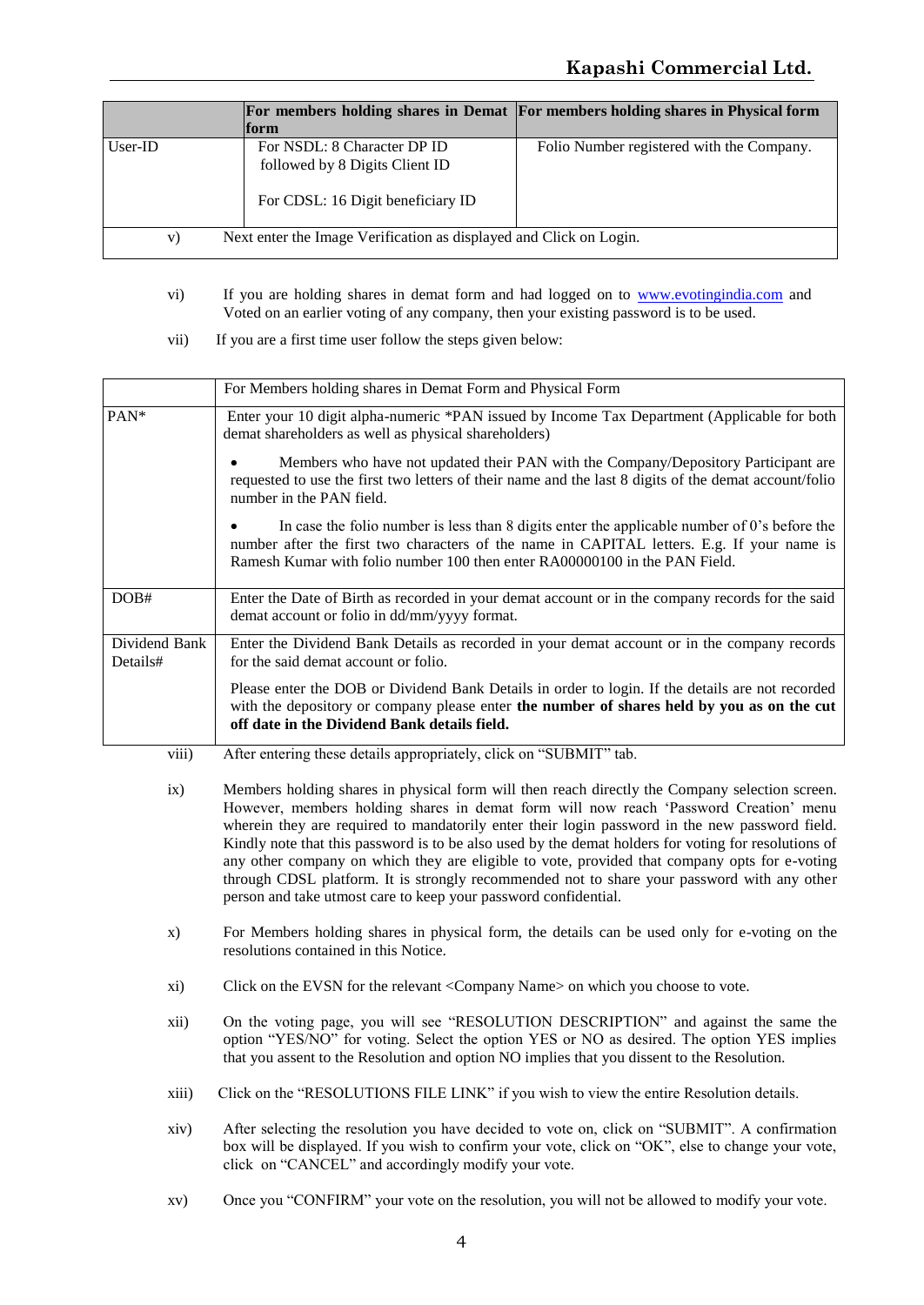| | For members holding shares in Demat form | For members holding shares in Physical form |
|---|---|---|
| User-ID | For NSDL: 8 Character DP ID followed by 8 Digits Client ID<br><br>For CDSL: 16 Digit beneficiary ID | Folio Number registered with the Company. |
| v) | Next enter the Image Verification as displayed and Click on Login. | |

vi) If you are holding shares in demat form and had logged on to www.evotingindia.com and Voted on an earlier voting of any company, then your existing password is to be used.

vii) If you are a first time user follow the steps given below:

| | For Members holding shares in Demat Form and Physical Form |
|---|---|
| PAN* | Enter your 10 digit alpha-numeric *PAN issued by Income Tax Department (Applicable for both demat shareholders as well as physical shareholders)<br><br>• Members who have not updated their PAN with the Company/Depository Participant are requested to use the first two letters of their name and the last 8 digits of the demat account/folio number in the PAN field.<br><br>• In case the folio number is less than 8 digits enter the applicable number of 0's before the number after the first two characters of the name in CAPITAL letters. E.g. If your name is Ramesh Kumar with folio number 100 then enter RA00000100 in the PAN Field. |
| DOB# | Enter the Date of Birth as recorded in your demat account or in the company records for the said demat account or folio in dd/mm/yyyy format. |
| Dividend Bank Details# | Enter the Dividend Bank Details as recorded in your demat account or in the company records for the said demat account or folio.<br><br>Please enter the DOB or Dividend Bank Details in order to login. If the details are not recorded with the depository or company please enter **the number of shares held by you as on the cut off date in the Dividend Bank details field.** |

viii) After entering these details appropriately, click on "SUBMIT" tab.

ix) Members holding shares in physical form will then reach directly the Company selection screen. However, members holding shares in demat form will now reach 'Password Creation' menu wherein they are required to mandatorily enter their login password in the new password field. Kindly note that this password is to be also used by the demat holders for voting for resolutions of any other company on which they are eligible to vote, provided that company opts for e-voting through CDSL platform. It is strongly recommended not to share your password with any other person and take utmost care to keep your password confidential.

x) For Members holding shares in physical form, the details can be used only for e-voting on the resolutions contained in this Notice.

xi) Click on the EVSN for the relevant <Company Name> on which you choose to vote.

xii) On the voting page, you will see "RESOLUTION DESCRIPTION" and against the same the option "YES/NO" for voting. Select the option YES or NO as desired. The option YES implies that you assent to the Resolution and option NO implies that you dissent to the Resolution.

xiii) Click on the "RESOLUTIONS FILE LINK" if you wish to view the entire Resolution details.

xiv) After selecting the resolution you have decided to vote on, click on "SUBMIT". A confirmation box will be displayed. If you wish to confirm your vote, click on "OK", else to change your vote, click on "CANCEL" and accordingly modify your vote.

xv) Once you "CONFIRM" your vote on the resolution, you will not be allowed to modify your vote.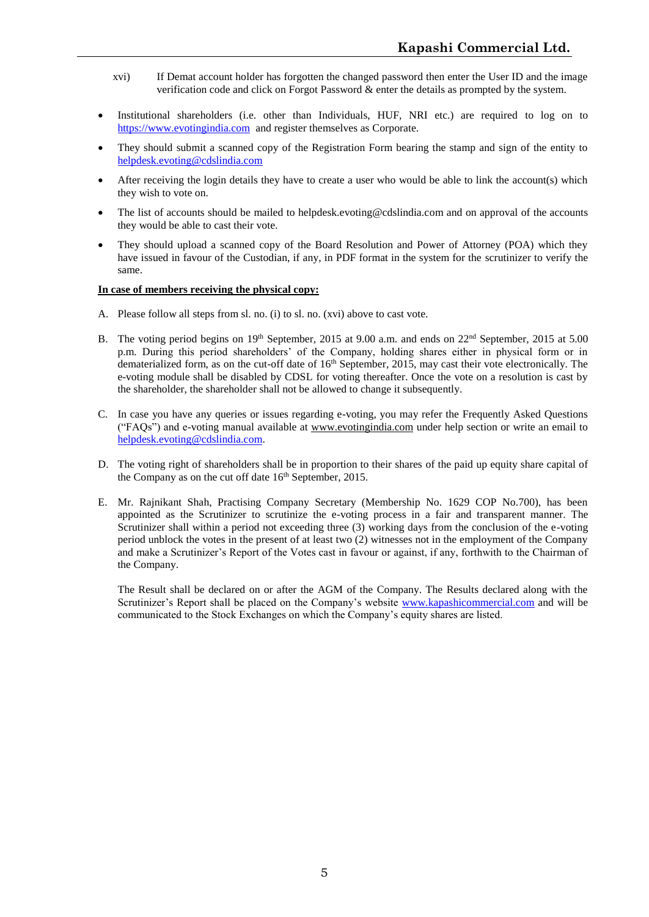xvi) If Demat account holder has forgotten the changed password then enter the User ID and the image verification code and click on Forgot Password & enter the details as prompted by the system.

- Institutional shareholders (i.e. other than Individuals, HUF, NRI etc.) are required to log on to https://www.evotingindia.com and register themselves as Corporate.
- They should submit a scanned copy of the Registration Form bearing the stamp and sign of the entity to helpdesk.evoting@cdslindia.com
- After receiving the login details they have to create a user who would be able to link the account(s) which they wish to vote on.
- The list of accounts should be mailed to helpdesk.evoting@cdslindia.com and on approval of the accounts they would be able to cast their vote.
- They should upload a scanned copy of the Board Resolution and Power of Attorney (POA) which they have issued in favour of the Custodian, if any, in PDF format in the system for the scrutinizer to verify the same.

**<u>In case of members receiving the physical copy:</u>**

A. Please follow all steps from sl. no. (i) to sl. no. (xvi) above to cast vote.

B. The voting period begins on 19th September, 2015 at 9.00 a.m. and ends on 22nd September, 2015 at 5.00 p.m. During this period shareholders' of the Company, holding shares either in physical form or in dematerialized form, as on the cut-off date of 16th September, 2015, may cast their vote electronically. The e-voting module shall be disabled by CDSL for voting thereafter. Once the vote on a resolution is cast by the shareholder, the shareholder shall not be allowed to change it subsequently.

C. In case you have any queries or issues regarding e-voting, you may refer the Frequently Asked Questions ("FAQs") and e-voting manual available at www.evotingindia.com under help section or write an email to helpdesk.evoting@cdslindia.com.

D. The voting right of shareholders shall be in proportion to their shares of the paid up equity share capital of the Company as on the cut off date 16th September, 2015.

E. Mr. Rajnikant Shah, Practising Company Secretary (Membership No. 1629 COP No.700), has been appointed as the Scrutinizer to scrutinize the e-voting process in a fair and transparent manner. The Scrutinizer shall within a period not exceeding three (3) working days from the conclusion of the e-voting period unblock the votes in the present of at least two (2) witnesses not in the employment of the Company and make a Scrutinizer's Report of the Votes cast in favour or against, if any, forthwith to the Chairman of the Company.

   The Result shall be declared on or after the AGM of the Company. The Results declared along with the Scrutinizer's Report shall be placed on the Company's website www.kapashicommercial.com and will be communicated to the Stock Exchanges on which the Company's equity shares are listed.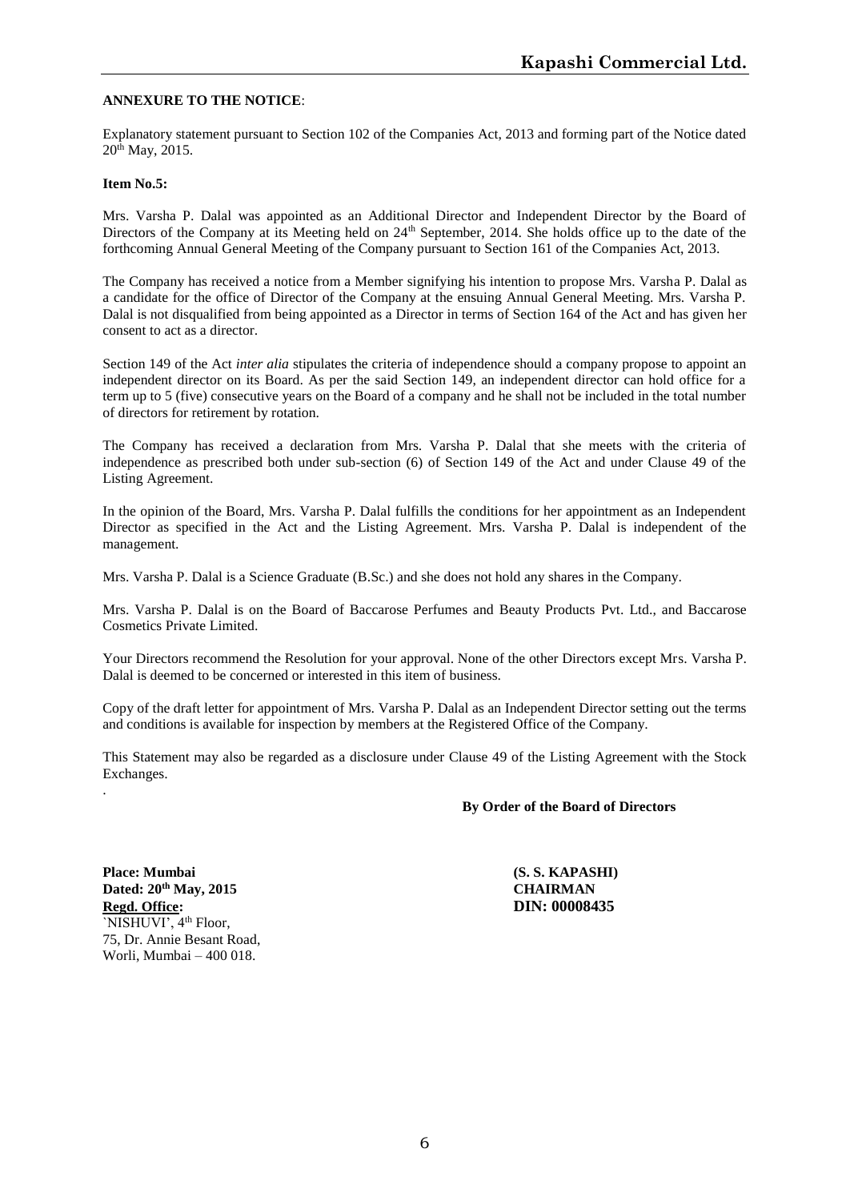**ANNEXURE TO THE NOTICE**:

Explanatory statement pursuant to Section 102 of the Companies Act, 2013 and forming part of the Notice dated 20th May, 2015.

**Item No.5:**

Mrs. Varsha P. Dalal was appointed as an Additional Director and Independent Director by the Board of Directors of the Company at its Meeting held on 24th September, 2014. She holds office up to the date of the forthcoming Annual General Meeting of the Company pursuant to Section 161 of the Companies Act, 2013.

The Company has received a notice from a Member signifying his intention to propose Mrs. Varsha P. Dalal as a candidate for the office of Director of the Company at the ensuing Annual General Meeting. Mrs. Varsha P. Dalal is not disqualified from being appointed as a Director in terms of Section 164 of the Act and has given her consent to act as a director.

Section 149 of the Act *inter alia* stipulates the criteria of independence should a company propose to appoint an independent director on its Board. As per the said Section 149, an independent director can hold office for a term up to 5 (five) consecutive years on the Board of a company and he shall not be included in the total number of directors for retirement by rotation.

The Company has received a declaration from Mrs. Varsha P. Dalal that she meets with the criteria of independence as prescribed both under sub-section (6) of Section 149 of the Act and under Clause 49 of the Listing Agreement.

In the opinion of the Board, Mrs. Varsha P. Dalal fulfills the conditions for her appointment as an Independent Director as specified in the Act and the Listing Agreement. Mrs. Varsha P. Dalal is independent of the management.

Mrs. Varsha P. Dalal is a Science Graduate (B.Sc.) and she does not hold any shares in the Company.

Mrs. Varsha P. Dalal is on the Board of Baccarose Perfumes and Beauty Products Pvt. Ltd., and Baccarose Cosmetics Private Limited.

Your Directors recommend the Resolution for your approval. None of the other Directors except Mrs. Varsha P. Dalal is deemed to be concerned or interested in this item of business.

Copy of the draft letter for appointment of Mrs. Varsha P. Dalal as an Independent Director setting out the terms and conditions is available for inspection by members at the Registered Office of the Company.

This Statement may also be regarded as a disclosure under Clause 49 of the Listing Agreement with the Stock Exchanges.

.

**By Order of the Board of Directors**

**Place: Mumbai**
**Dated: 20th May, 2015**
**Regd. Office:**
`NISHUVI', 4th Floor,
75, Dr. Annie Besant Road,
Worli, Mumbai – 400 018.

**(S. S. KAPASHI)**
**CHAIRMAN**
**DIN: 00008435**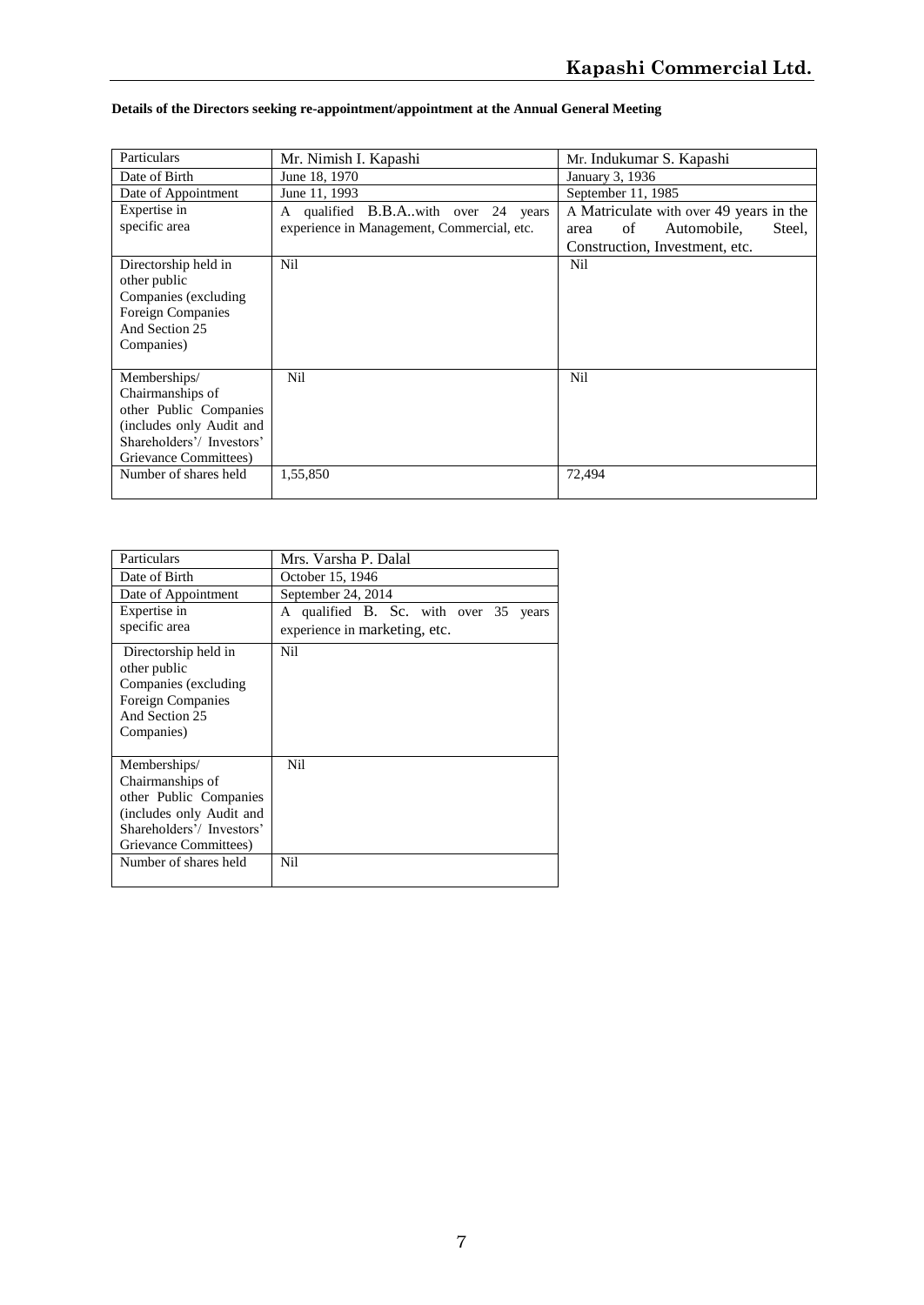**Details of the Directors seeking re-appointment/appointment at the Annual General Meeting**

| Particulars | Mr. Nimish I. Kapashi | Mr. Indukumar S. Kapashi |
|---|---|---|
| Date of Birth | June 18, 1970 | January 3, 1936 |
| Date of Appointment | June 11, 1993 | September 11, 1985 |
| Expertise in specific area | A qualified B.B.A..with over 24 years experience in Management, Commercial, etc. | A Matriculate with over 49 years in the area of Automobile, Steel, Construction, Investment, etc. |
| Directorship held in other public Companies (excluding Foreign Companies And Section 25 Companies) | Nil | Nil |
| Memberships/ Chairmanships of other Public Companies (includes only Audit and Shareholders'/ Investors' Grievance Committees) | Nil | Nil |
| Number of shares held | 1,55,850 | 72,494 |

| Particulars | Mrs. Varsha P. Dalal |
|---|---|
| Date of Birth | October 15, 1946 |
| Date of Appointment | September 24, 2014 |
| Expertise in specific area | A qualified B. Sc. with over 35 years experience in marketing, etc. |
| Directorship held in other public Companies (excluding Foreign Companies And Section 25 Companies) | Nil |
| Memberships/ Chairmanships of other Public Companies (includes only Audit and Shareholders'/ Investors' Grievance Committees) | Nil |
| Number of shares held | Nil |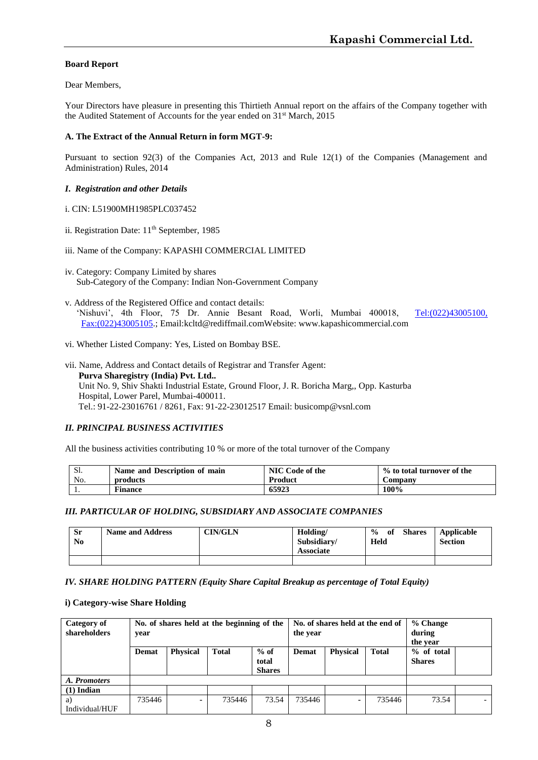## Board Report

Dear Members,

Your Directors have pleasure in presenting this Thirtieth Annual report on the affairs of the Company together with the Audited Statement of Accounts for the year ended on 31st March, 2015

### A. The Extract of the Annual Return in form MGT-9:

Pursuant to section 92(3) of the Companies Act, 2013 and Rule 12(1) of the Companies (Management and Administration) Rules, 2014

#### *I. Registration and other Details*

i. CIN: L51900MH1985PLC037452

ii. Registration Date: 11th September, 1985

iii. Name of the Company: KAPASHI COMMERCIAL LIMITED

iv. Category: Company Limited by shares
Sub-Category of the Company: Indian Non-Government Company

v. Address of the Registered Office and contact details:
'Nishuvi', 4th Floor, 75 Dr. Annie Besant Road, Worli, Mumbai 400018, Tel:(022)43005100, Fax:(022)43005105.; Email:kcltd@rediffmail.comWebsite: www.kapashicommercial.com

vi. Whether Listed Company: Yes, Listed on Bombay BSE.

vii. Name, Address and Contact details of Registrar and Transfer Agent:
**Purva Sharegistry (India) Pvt. Ltd..**
Unit No. 9, Shiv Shakti Industrial Estate, Ground Floor, J. R. Boricha Marg,, Opp. Kasturba Hospital, Lower Parel, Mumbai-400011.
Tel.: 91-22-23016761 / 8261, Fax: 91-22-23012517 Email: busicomp@vsnl.com

#### *II. PRINCIPAL BUSINESS ACTIVITIES*

All the business activities contributing 10 % or more of the total turnover of the Company

| Sl. No. | Name and Description of main products | NIC Code of the Product | % to total turnover of the Company |
|---|---|---|---|
| 1. | **Finance** | **65923** | **100%** |

#### *III. PARTICULAR OF HOLDING, SUBSIDIARY AND ASSOCIATE COMPANIES*

| Sr No | Name and Address | CIN/GLN | Holding/ Subsidiary/ Associate | % of Shares Held | Applicable Section |
|---|---|---|---|---|---|
| | | | | | |

#### *IV. SHARE HOLDING PATTERN (Equity Share Capital Breakup as percentage of Total Equity)*

**i) Category-wise Share Holding**

| Category of shareholders | No. of shares held at the beginning of the year | | | | No. of shares held at the end of the year | | | % Change during the year | |
|---|---|---|---|---|---|---|---|---|---|
| | Demat | Physical | Total | % of total Shares | Demat | Physical | Total | % of total Shares | |
| *A. Promoters* | | | | | | | | | |
| **(1) Indian** | | | | | | | | | |
| a) Individual/HUF | 735446 | - | 735446 | 73.54 | 735446 | - | 735446 | 73.54 | - |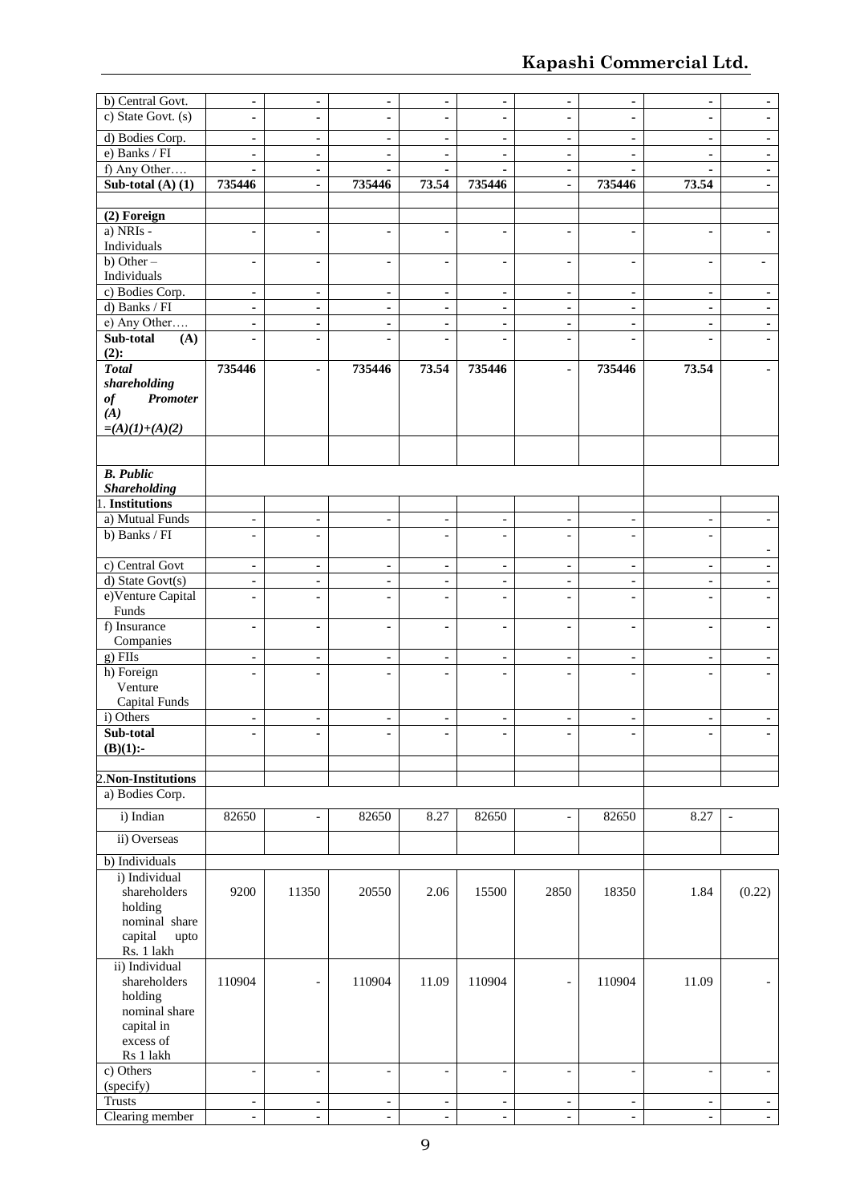| | | | | | | | | | |
|---|---|---|---|---|---|---|---|---|---|
| b) Central Govt. | - | - | - | - | - | - | - | - | - |
| c) State Govt. (s) | - | - | - | - | - | - | - | - | - |
| d) Bodies Corp. | - | - | - | - | - | - | - | - | - |
| e) Banks / FI | - | - | - | - | - | - | - | - | - |
| f) Any Other…. | - | - | - | - | - | - | - | - | - |
| **Sub-total (A) (1)** | **735446** | **-** | **735446** | **73.54** | **735446** | **-** | **735446** | **73.54** | **-** |
| | | | | | | | | | |
| **(2) Foreign** | | | | | | | | | |
| a) NRIs - Individuals | - | - | - | - | - | - | - | - | - |
| b) Other – Individuals | - | - | - | - | - | - | - | - | - |
| c) Bodies Corp. | - | - | - | - | - | - | - | - | - |
| d) Banks / FI | - | - | - | - | - | - | - | - | - |
| e) Any Other…. | - | - | - | - | - | - | - | - | - |
| **Sub-total (A) (2):** | - | - | - | - | - | - | - | - | - |
| ***Total shareholding of Promoter (A) =(A)(1)+(A)(2)*** | **735446** | **-** | **735446** | **73.54** | **735446** | **-** | **735446** | **73.54** | **-** |
| | | | | | | | | | |
| ***B. Public Shareholding*** | | | | | | | | | |
| 1. **Institutions** | | | | | | | | | |
| a) Mutual Funds | - | - | - | - | - | - | - | - | - |
| b) Banks / FI | - | - | | - | - | - | - | - | - |
| c) Central Govt | - | - | - | - | - | - | - | - | - |
| d) State Govt(s) | - | - | - | - | - | - | - | - | - |
| e) Venture Capital Funds | - | - | - | - | - | - | - | - | - |
| f) Insurance Companies | - | - | - | - | - | - | - | - | - |
| g) FIIs | - | - | - | - | - | - | - | - | - |
| h) Foreign Venture Capital Funds | - | - | - | - | - | - | - | - | - |
| i) Others | - | - | - | - | - | - | - | - | - |
| **Sub-total (B)(1):-** | - | - | - | - | - | - | - | - | - |
| | | | | | | | | | |
| 2. **Non-Institutions** | | | | | | | | | |
| a) Bodies Corp. | | | | | | | | | |
| i) Indian | 82650 | - | 82650 | 8.27 | 82650 | - | 82650 | 8.27 | - |
| ii) Overseas | | | | | | | | | |
| b) Individuals | | | | | | | | | |
| i) Individual shareholders holding nominal share capital upto Rs. 1 lakh | 9200 | 11350 | 20550 | 2.06 | 15500 | 2850 | 18350 | 1.84 | (0.22) |
| ii) Individual shareholders holding nominal share capital in excess of Rs 1 lakh | 110904 | - | 110904 | 11.09 | 110904 | - | 110904 | 11.09 | - |
| c) Others (specify) | - | - | - | - | - | - | - | - | - |
| Trusts | - | - | - | - | - | - | - | - | - |
| Clearing member | - | - | - | - | - | - | - | - | - |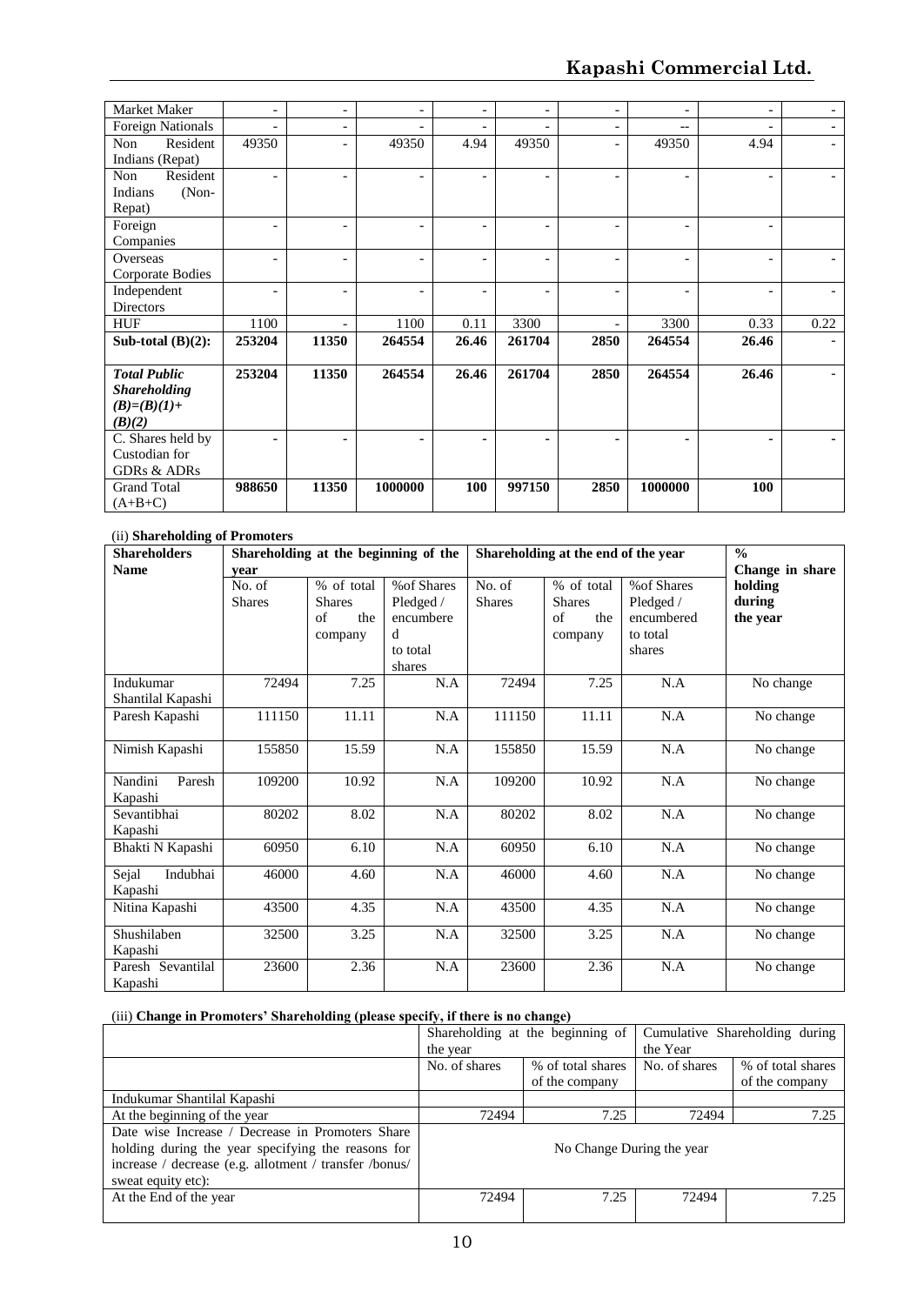| Market Maker | - | - | - | - | - | - | - | - | - |
|---|---|---|---|---|---|---|---|---|---|
| Foreign Nationals | - | - | - | - | - | - | -- | - | - |
| Non Resident Indians (Repat) | 49350 | - | 49350 | 4.94 | 49350 | - | 49350 | 4.94 | - |
| Non Resident Indians (Non-Repat) | - | - | - | - | - | - | - | - | - |
| Foreign Companies | - | - | - | - | - | - | - | - | |
| Overseas Corporate Bodies | - | - | - | - | - | - | - | - | - |
| Independent Directors | - | - | - | - | - | - | - | - | - |
| HUF | 1100 | - | 1100 | 0.11 | 3300 | - | 3300 | 0.33 | 0.22 |
| **Sub-total (B)(2):** | **253204** | **11350** | **264554** | **26.46** | **261704** | **2850** | **264554** | **26.46** | - |
| ***Total Public Shareholding (B)=(B)(1)+ (B)(2)*** | **253204** | **11350** | **264554** | **26.46** | **261704** | **2850** | **264554** | **26.46** | - |
| C. Shares held by Custodian for GDRs & ADRs | - | - | - | - | - | - | - | - | - |
| Grand Total (A+B+C) | **988650** | **11350** | **1000000** | **100** | **997150** | **2850** | **1000000** | **100** | |

(ii) **Shareholding of Promoters**

| **Shareholders Name** | **Shareholding at the beginning of the year** | | | **Shareholding at the end of the year** | | | **% Change in share holding during the year** |
|---|---|---|---|---|---|---|---|
| | No. of Shares | % of total Shares of the company | %of Shares Pledged / encumbered to total shares | No. of Shares | % of total Shares of the company | %of Shares Pledged / encumbered to total shares | |
| Indukumar Shantilal Kapashi | 72494 | 7.25 | N.A | 72494 | 7.25 | N.A | No change |
| Paresh Kapashi | 111150 | 11.11 | N.A | 111150 | 11.11 | N.A | No change |
| Nimish Kapashi | 155850 | 15.59 | N.A | 155850 | 15.59 | N.A | No change |
| Nandini Paresh Kapashi | 109200 | 10.92 | N.A | 109200 | 10.92 | N.A | No change |
| Sevantibhai Kapashi | 80202 | 8.02 | N.A | 80202 | 8.02 | N.A | No change |
| Bhakti N Kapashi | 60950 | 6.10 | N.A | 60950 | 6.10 | N.A | No change |
| Sejal Indubhai Kapashi | 46000 | 4.60 | N.A | 46000 | 4.60 | N.A | No change |
| Nitina Kapashi | 43500 | 4.35 | N.A | 43500 | 4.35 | N.A | No change |
| Shushilaben Kapashi | 32500 | 3.25 | N.A | 32500 | 3.25 | N.A | No change |
| Paresh Sevantilal Kapashi | 23600 | 2.36 | N.A | 23600 | 2.36 | N.A | No change |

(iii) **Change in Promoters' Shareholding (please specify, if there is no change)**

| | Shareholding at the beginning of the year | | Cumulative Shareholding during the Year | |
|---|---|---|---|---|
| | No. of shares | % of total shares of the company | No. of shares | % of total shares of the company |
| Indukumar Shantilal Kapashi | | | | |
| At the beginning of the year | 72494 | 7.25 | 72494 | 7.25 |
| Date wise Increase / Decrease in Promoters Share holding during the year specifying the reasons for increase / decrease (e.g. allotment / transfer /bonus/ sweat equity etc): | No Change During the year | | | |
| At the End of the year | 72494 | 7.25 | 72494 | 7.25 |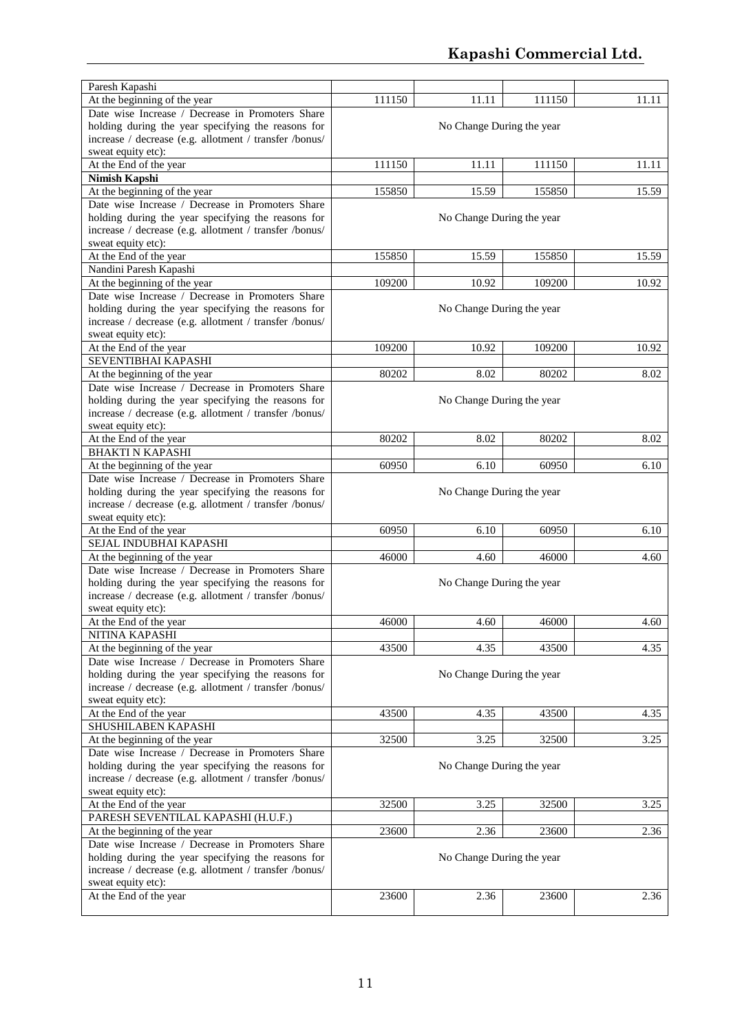| | | | | |
|---|---|---|---|---|
| Paresh Kapashi | | | | |
| At the beginning of the year | 111150 | 11.11 | 111150 | 11.11 |
| Date wise Increase / Decrease in Promoters Share holding during the year specifying the reasons for increase / decrease (e.g. allotment / transfer /bonus/ sweat equity etc): | No Change During the year | | | |
| At the End of the year | 111150 | 11.11 | 111150 | 11.11 |
| **Nimish Kapshi** | | | | |
| At the beginning of the year | 155850 | 15.59 | 155850 | 15.59 |
| Date wise Increase / Decrease in Promoters Share holding during the year specifying the reasons for increase / decrease (e.g. allotment / transfer /bonus/ sweat equity etc): | No Change During the year | | | |
| At the End of the year | 155850 | 15.59 | 155850 | 15.59 |
| Nandini Paresh Kapashi | | | | |
| At the beginning of the year | 109200 | 10.92 | 109200 | 10.92 |
| Date wise Increase / Decrease in Promoters Share holding during the year specifying the reasons for increase / decrease (e.g. allotment / transfer /bonus/ sweat equity etc): | No Change During the year | | | |
| At the End of the year | 109200 | 10.92 | 109200 | 10.92 |
| SEVENTIBHAI KAPASHI | | | | |
| At the beginning of the year | 80202 | 8.02 | 80202 | 8.02 |
| Date wise Increase / Decrease in Promoters Share holding during the year specifying the reasons for increase / decrease (e.g. allotment / transfer /bonus/ sweat equity etc): | No Change During the year | | | |
| At the End of the year | 80202 | 8.02 | 80202 | 8.02 |
| BHAKTI N KAPASHI | | | | |
| At the beginning of the year | 60950 | 6.10 | 60950 | 6.10 |
| Date wise Increase / Decrease in Promoters Share holding during the year specifying the reasons for increase / decrease (e.g. allotment / transfer /bonus/ sweat equity etc): | No Change During the year | | | |
| At the End of the year | 60950 | 6.10 | 60950 | 6.10 |
| SEJAL INDUBHAI KAPASHI | | | | |
| At the beginning of the year | 46000 | 4.60 | 46000 | 4.60 |
| Date wise Increase / Decrease in Promoters Share holding during the year specifying the reasons for increase / decrease (e.g. allotment / transfer /bonus/ sweat equity etc): | No Change During the year | | | |
| At the End of the year | 46000 | 4.60 | 46000 | 4.60 |
| NITINA KAPASHI | | | | |
| At the beginning of the year | 43500 | 4.35 | 43500 | 4.35 |
| Date wise Increase / Decrease in Promoters Share holding during the year specifying the reasons for increase / decrease (e.g. allotment / transfer /bonus/ sweat equity etc): | No Change During the year | | | |
| At the End of the year | 43500 | 4.35 | 43500 | 4.35 |
| SHUSHILABEN KAPASHI | | | | |
| At the beginning of the year | 32500 | 3.25 | 32500 | 3.25 |
| Date wise Increase / Decrease in Promoters Share holding during the year specifying the reasons for increase / decrease (e.g. allotment / transfer /bonus/ sweat equity etc): | No Change During the year | | | |
| At the End of the year | 32500 | 3.25 | 32500 | 3.25 |
| PARESH SEVENTILAL KAPASHI (H.U.F.) | | | | |
| At the beginning of the year | 23600 | 2.36 | 23600 | 2.36 |
| Date wise Increase / Decrease in Promoters Share holding during the year specifying the reasons for increase / decrease (e.g. allotment / transfer /bonus/ sweat equity etc): | No Change During the year | | | |
| At the End of the year | 23600 | 2.36 | 23600 | 2.36 |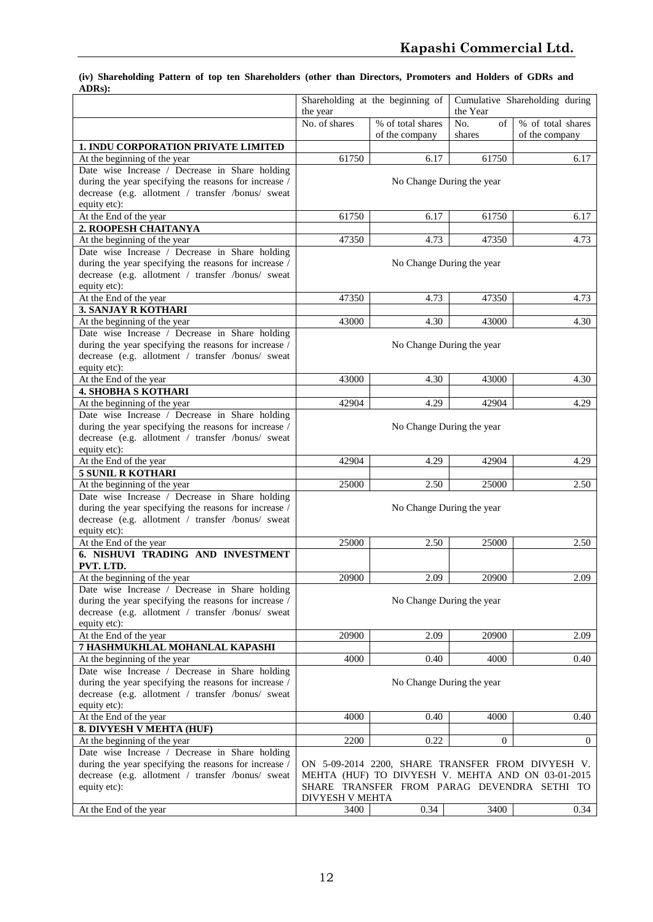**(iv) Shareholding Pattern of top ten Shareholders (other than Directors, Promoters and Holders of GDRs and ADRs):**

| | Shareholding at the beginning of the year | | Cumulative Shareholding during the Year | |
|---|---|---|---|---|
| | No. of shares | % of total shares of the company | No. of shares | % of total shares of the company |
| **1. INDU CORPORATION PRIVATE LIMITED** | | | | |
| At the beginning of the year | 61750 | 6.17 | 61750 | 6.17 |
| Date wise Increase / Decrease in Share holding during the year specifying the reasons for increase / decrease (e.g. allotment / transfer /bonus/ sweat equity etc): | No Change During the year | | | |
| At the End of the year | 61750 | 6.17 | 61750 | 6.17 |
| **2. ROOPESH CHAITANYA** | | | | |
| At the beginning of the year | 47350 | 4.73 | 47350 | 4.73 |
| Date wise Increase / Decrease in Share holding during the year specifying the reasons for increase / decrease (e.g. allotment / transfer /bonus/ sweat equity etc): | No Change During the year | | | |
| At the End of the year | 47350 | 4.73 | 47350 | 4.73 |
| **3. SANJAY R KOTHARI** | | | | |
| At the beginning of the year | 43000 | 4.30 | 43000 | 4.30 |
| Date wise Increase / Decrease in Share holding during the year specifying the reasons for increase / decrease (e.g. allotment / transfer /bonus/ sweat equity etc): | No Change During the year | | | |
| At the End of the year | 43000 | 4.30 | 43000 | 4.30 |
| **4. SHOBHA S KOTHARI** | | | | |
| At the beginning of the year | 42904 | 4.29 | 42904 | 4.29 |
| Date wise Increase / Decrease in Share holding during the year specifying the reasons for increase / decrease (e.g. allotment / transfer /bonus/ sweat equity etc): | No Change During the year | | | |
| At the End of the year | 42904 | 4.29 | 42904 | 4.29 |
| **5 SUNIL R KOTHARI** | | | | |
| At the beginning of the year | 25000 | 2.50 | 25000 | 2.50 |
| Date wise Increase / Decrease in Share holding during the year specifying the reasons for increase / decrease (e.g. allotment / transfer /bonus/ sweat equity etc): | No Change During the year | | | |
| At the End of the year | 25000 | 2.50 | 25000 | 2.50 |
| **6. NISHUVI TRADING AND INVESTMENT PVT. LTD.** | | | | |
| At the beginning of the year | 20900 | 2.09 | 20900 | 2.09 |
| Date wise Increase / Decrease in Share holding during the year specifying the reasons for increase / decrease (e.g. allotment / transfer /bonus/ sweat equity etc): | No Change During the year | | | |
| At the End of the year | 20900 | 2.09 | 20900 | 2.09 |
| **7 HASHMUKHLAL MOHANLAL KAPASHI** | | | | |
| At the beginning of the year | 4000 | 0.40 | 4000 | 0.40 |
| Date wise Increase / Decrease in Share holding during the year specifying the reasons for increase / decrease (e.g. allotment / transfer /bonus/ sweat equity etc): | No Change During the year | | | |
| At the End of the year | 4000 | 0.40 | 4000 | 0.40 |
| **8. DIVYESH V MEHTA (HUF)** | | | | |
| At the beginning of the year | 2200 | 0.22 | 0 | 0 |
| Date wise Increase / Decrease in Share holding during the year specifying the reasons for increase / decrease (e.g. allotment / transfer /bonus/ sweat equity etc): | ON 5-09-2014 2200, SHARE TRANSFER FROM DIVYESH V. MEHTA (HUF) TO DIVYESH V. MEHTA AND ON 03-01-2015 SHARE TRANSFER FROM PARAG DEVENDRA SETHI TO DIVYESH V MEHTA | | | |
| At the End of the year | 3400 | 0.34 | 3400 | 0.34 |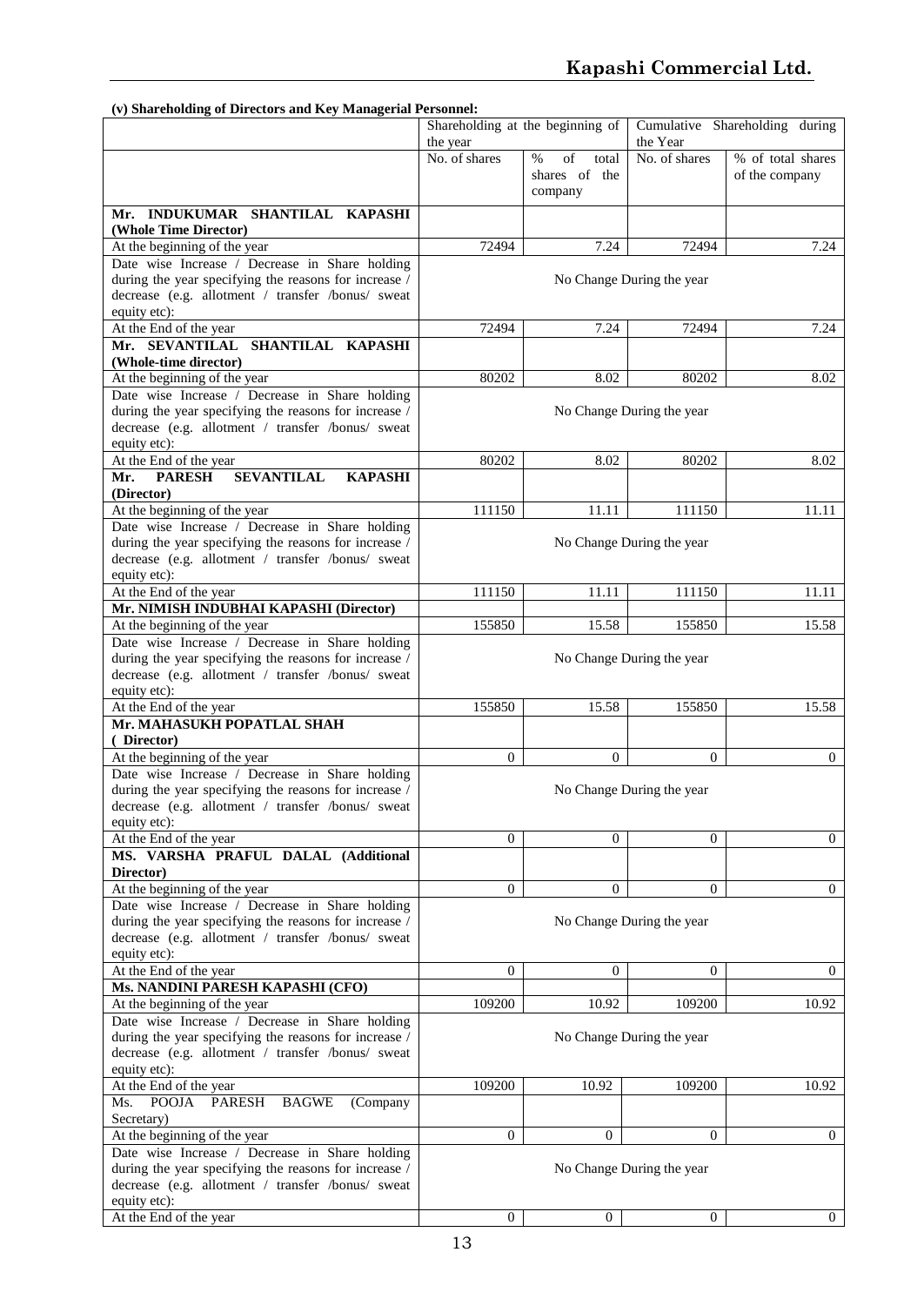**(v) Shareholding of Directors and Key Managerial Personnel:**

| | Shareholding at the beginning of the year | | Cumulative Shareholding during the Year | |
|---|---|---|---|---|
| | No. of shares | % of total shares of the company | No. of shares | % of total shares of the company |
| **Mr. INDUKUMAR SHANTILAL KAPASHI (Whole Time Director)** | | | | |
| At the beginning of the year | 72494 | 7.24 | 72494 | 7.24 |
| Date wise Increase / Decrease in Share holding during the year specifying the reasons for increase / decrease (e.g. allotment / transfer /bonus/ sweat equity etc): | No Change During the year | | | |
| At the End of the year | 72494 | 7.24 | 72494 | 7.24 |
| **Mr. SEVANTILAL SHANTILAL KAPASHI (Whole-time director)** | | | | |
| At the beginning of the year | 80202 | 8.02 | 80202 | 8.02 |
| Date wise Increase / Decrease in Share holding during the year specifying the reasons for increase / decrease (e.g. allotment / transfer /bonus/ sweat equity etc): | No Change During the year | | | |
| At the End of the year | 80202 | 8.02 | 80202 | 8.02 |
| **Mr. PARESH SEVANTILAL KAPASHI (Director)** | | | | |
| At the beginning of the year | 111150 | 11.11 | 111150 | 11.11 |
| Date wise Increase / Decrease in Share holding during the year specifying the reasons for increase / decrease (e.g. allotment / transfer /bonus/ sweat equity etc): | No Change During the year | | | |
| At the End of the year | 111150 | 11.11 | 111150 | 11.11 |
| **Mr. NIMISH INDUBHAI KAPASHI (Director)** | | | | |
| At the beginning of the year | 155850 | 15.58 | 155850 | 15.58 |
| Date wise Increase / Decrease in Share holding during the year specifying the reasons for increase / decrease (e.g. allotment / transfer /bonus/ sweat equity etc): | No Change During the year | | | |
| At the End of the year | 155850 | 15.58 | 155850 | 15.58 |
| **Mr. MAHASUKH POPATLAL SHAH ( Director)** | | | | |
| At the beginning of the year | 0 | 0 | 0 | 0 |
| Date wise Increase / Decrease in Share holding during the year specifying the reasons for increase / decrease (e.g. allotment / transfer /bonus/ sweat equity etc): | No Change During the year | | | |
| At the End of the year | 0 | 0 | 0 | 0 |
| **MS. VARSHA PRAFUL DALAL (Additional Director)** | | | | |
| At the beginning of the year | 0 | 0 | 0 | 0 |
| Date wise Increase / Decrease in Share holding during the year specifying the reasons for increase / decrease (e.g. allotment / transfer /bonus/ sweat equity etc): | No Change During the year | | | |
| At the End of the year | 0 | 0 | 0 | 0 |
| **Ms. NANDINI PARESH KAPASHI (CFO)** | | | | |
| At the beginning of the year | 109200 | 10.92 | 109200 | 10.92 |
| Date wise Increase / Decrease in Share holding during the year specifying the reasons for increase / decrease (e.g. allotment / transfer /bonus/ sweat equity etc): | No Change During the year | | | |
| At the End of the year | 109200 | 10.92 | 109200 | 10.92 |
| Ms. POOJA PARESH BAGWE (Company Secretary) | | | | |
| At the beginning of the year | 0 | 0 | 0 | 0 |
| Date wise Increase / Decrease in Share holding during the year specifying the reasons for increase / decrease (e.g. allotment / transfer /bonus/ sweat equity etc): | No Change During the year | | | |
| At the End of the year | 0 | 0 | 0 | 0 |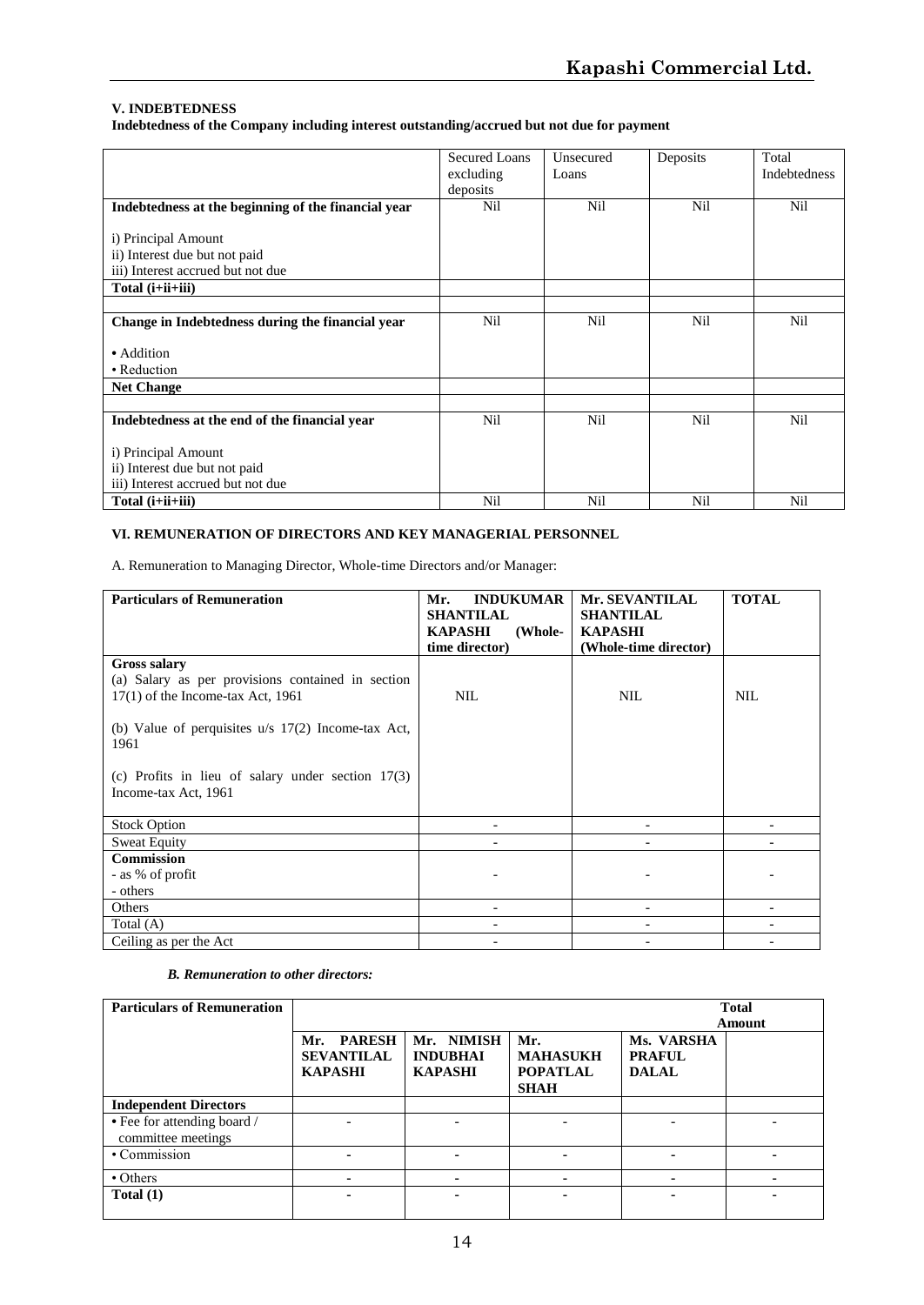### V. INDEBTEDNESS

**Indebtedness of the Company including interest outstanding/accrued but not due for payment**

| | Secured Loans excluding deposits | Unsecured Loans | Deposits | Total Indebtedness |
|---|---|---|---|---|
| **Indebtedness at the beginning of the financial year** | Nil | Nil | Nil | Nil |
| i) Principal Amount<br>ii) Interest due but not paid<br>iii) Interest accrued but not due | | | | |
| **Total (i+ii+iii)** | | | | |
| | | | | |
| **Change in Indebtedness during the financial year** | Nil | Nil | Nil | Nil |
| • Addition<br>• Reduction | | | | |
| **Net Change** | | | | |
| | | | | |
| **Indebtedness at the end of the financial year** | Nil | Nil | Nil | Nil |
| i) Principal Amount<br>ii) Interest due but not paid<br>iii) Interest accrued but not due | | | | |
| **Total (i+ii+iii)** | Nil | Nil | Nil | Nil |

### VI. REMUNERATION OF DIRECTORS AND KEY MANAGERIAL PERSONNEL

A. Remuneration to Managing Director, Whole-time Directors and/or Manager:

| **Particulars of Remuneration** | **Mr. INDUKUMAR SHANTILAL KAPASHI (Whole-time director)** | **Mr. SEVANTILAL SHANTILAL KAPASHI (Whole-time director)** | **TOTAL** |
|---|---|---|---|
| **Gross salary**<br>(a) Salary as per provisions contained in section 17(1) of the Income-tax Act, 1961<br>(b) Value of perquisites u/s 17(2) Income-tax Act, 1961<br>(c) Profits in lieu of salary under section 17(3) Income-tax Act, 1961 | NIL | NIL | NIL |
| Stock Option | - | - | - |
| Sweat Equity | - | - | - |
| **Commission**<br>- as % of profit<br>- others | - | - | - |
| Others | - | - | - |
| Total (A) | - | - | - |
| Ceiling as per the Act | - | - | - |

***B. Remuneration to other directors:***

| **Particulars of Remuneration** | **Mr. PARESH SEVANTILAL KAPASHI** | **Mr. NIMISH INDUBHAI KAPASHI** | **Mr. MAHASUKH POPATLAL SHAH** | **Ms. VARSHA PRAFUL DALAL** | **Total Amount** |
|---|---|---|---|---|---|
| **Independent Directors** | | | | | |
| • Fee for attending board / committee meetings | - | - | - | - | - |
| • Commission | - | - | - | - | - |
| • Others | - | - | - | - | - |
| **Total (1)** | - | - | - | - | - |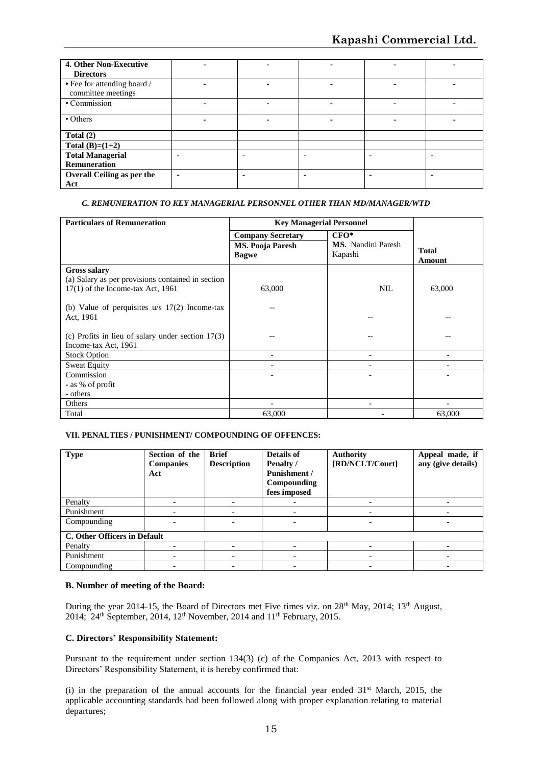| 4. Other Non-Executive Directors | - | - | - | - | - |
|---|---|---|---|---|---|
| • Fee for attending board / committee meetings | - | - | - | - | - |
| • Commission | - | - | - | - | - |
| • Others | - | - | - | - | - |
| Total (2) | | | | | |
| Total (B)=(1+2) | | | | | |
| Total Managerial Remuneration | - | - | - | - | - |
| Overall Ceiling as per the Act | - | - | - | - | - |

***C. REMUNERATION TO KEY MANAGERIAL PERSONNEL OTHER THAN MD/MANAGER/WTD***

| Particulars of Remuneration | Key Managerial Personnel | | |
|---|---|---|---|
| | Company Secretary<br>MS. Pooja Paresh Bagwe | CFO*<br>MS. Nandini Paresh Kapashi | Total Amount |
| **Gross salary**<br>(a) Salary as per provisions contained in section 17(1) of the Income-tax Act, 1961 | 63,000 | NIL | 63,000 |
| (b) Value of perquisites u/s 17(2) Income-tax Act, 1961 | -- | -- | -- |
| (c) Profits in lieu of salary under section 17(3) Income-tax Act, 1961 | -- | -- | -- |
| Stock Option | - | - | - |
| Sweat Equity | - | - | - |
| Commission<br>- as % of profit<br>- others | - | - | - |
| Others | - | - | - |
| Total | 63,000 | - | 63,000 |

**VII. PENALTIES / PUNISHMENT/ COMPOUNDING OF OFFENCES:**

| Type | Section of the Companies Act | Brief Description | Details of Penalty / Punishment / Compounding fees imposed | Authority [RD/NCLT/Court] | Appeal made, if any (give details) |
|---|---|---|---|---|---|
| Penalty | - | - | - | - | - |
| Punishment | - | - | - | - | - |
| Compounding | - | - | - | - | - |
| **C. Other Officers in Default** | | | | | |
| Penalty | - | - | - | - | - |
| Punishment | - | - | - | - | - |
| Compounding | - | - | - | - | - |

**B. Number of meeting of the Board:**

During the year 2014-15, the Board of Directors met Five times viz. on 28th May, 2014; 13th August, 2014; 24th September, 2014, 12th November, 2014 and 11th February, 2015.

**C. Directors' Responsibility Statement:**

Pursuant to the requirement under section 134(3) (c) of the Companies Act, 2013 with respect to Directors' Responsibility Statement, it is hereby confirmed that:

(i) in the preparation of the annual accounts for the financial year ended 31st March, 2015, the applicable accounting standards had been followed along with proper explanation relating to material departures;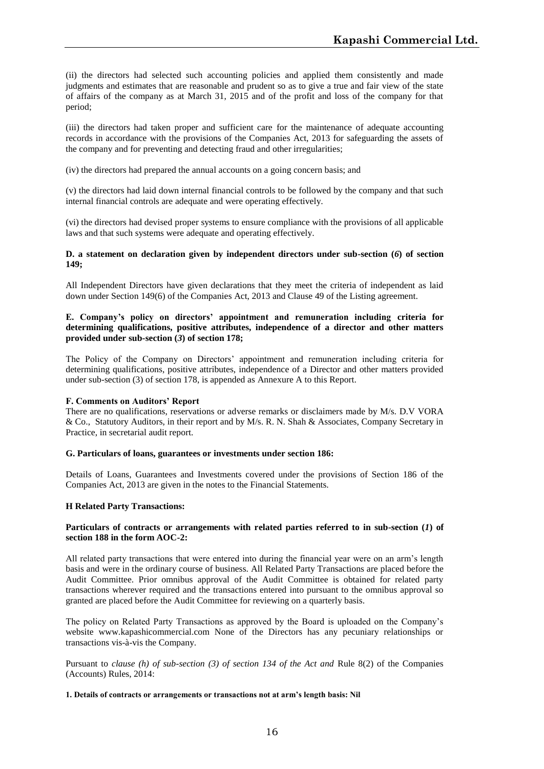(ii) the directors had selected such accounting policies and applied them consistently and made judgments and estimates that are reasonable and prudent so as to give a true and fair view of the state of affairs of the company as at March 31, 2015 and of the profit and loss of the company for that period;

(iii) the directors had taken proper and sufficient care for the maintenance of adequate accounting records in accordance with the provisions of the Companies Act, 2013 for safeguarding the assets of the company and for preventing and detecting fraud and other irregularities;

(iv) the directors had prepared the annual accounts on a going concern basis; and

(v) the directors had laid down internal financial controls to be followed by the company and that such internal financial controls are adequate and were operating effectively.

(vi) the directors had devised proper systems to ensure compliance with the provisions of all applicable laws and that such systems were adequate and operating effectively.

**D. a statement on declaration given by independent directors under sub-section (*6*) of section 149;**

All Independent Directors have given declarations that they meet the criteria of independent as laid down under Section 149(6) of the Companies Act, 2013 and Clause 49 of the Listing agreement.

**E. Company's policy on directors' appointment and remuneration including criteria for determining qualifications, positive attributes, independence of a director and other matters provided under sub-section (*3*) of section 178;**

The Policy of the Company on Directors' appointment and remuneration including criteria for determining qualifications, positive attributes, independence of a Director and other matters provided under sub-section (3) of section 178, is appended as Annexure A to this Report.

**F. Comments on Auditors' Report**

There are no qualifications, reservations or adverse remarks or disclaimers made by M/s. D.V VORA & Co., Statutory Auditors, in their report and by M/s. R. N. Shah & Associates, Company Secretary in Practice, in secretarial audit report.

**G. Particulars of loans, guarantees or investments under section 186:**

Details of Loans, Guarantees and Investments covered under the provisions of Section 186 of the Companies Act, 2013 are given in the notes to the Financial Statements.

**H Related Party Transactions:**

**Particulars of contracts or arrangements with related parties referred to in sub-section (*1*) of section 188 in the form AOC-2:**

All related party transactions that were entered into during the financial year were on an arm's length basis and were in the ordinary course of business. All Related Party Transactions are placed before the Audit Committee. Prior omnibus approval of the Audit Committee is obtained for related party transactions wherever required and the transactions entered into pursuant to the omnibus approval so granted are placed before the Audit Committee for reviewing on a quarterly basis.

The policy on Related Party Transactions as approved by the Board is uploaded on the Company's website www.kapashicommercial.com None of the Directors has any pecuniary relationships or transactions vis-à-vis the Company.

Pursuant to *clause (h) of sub-section (3) of section 134 of the Act and* Rule 8(2) of the Companies (Accounts) Rules, 2014:

**1. Details of contracts or arrangements or transactions not at arm's length basis: Nil**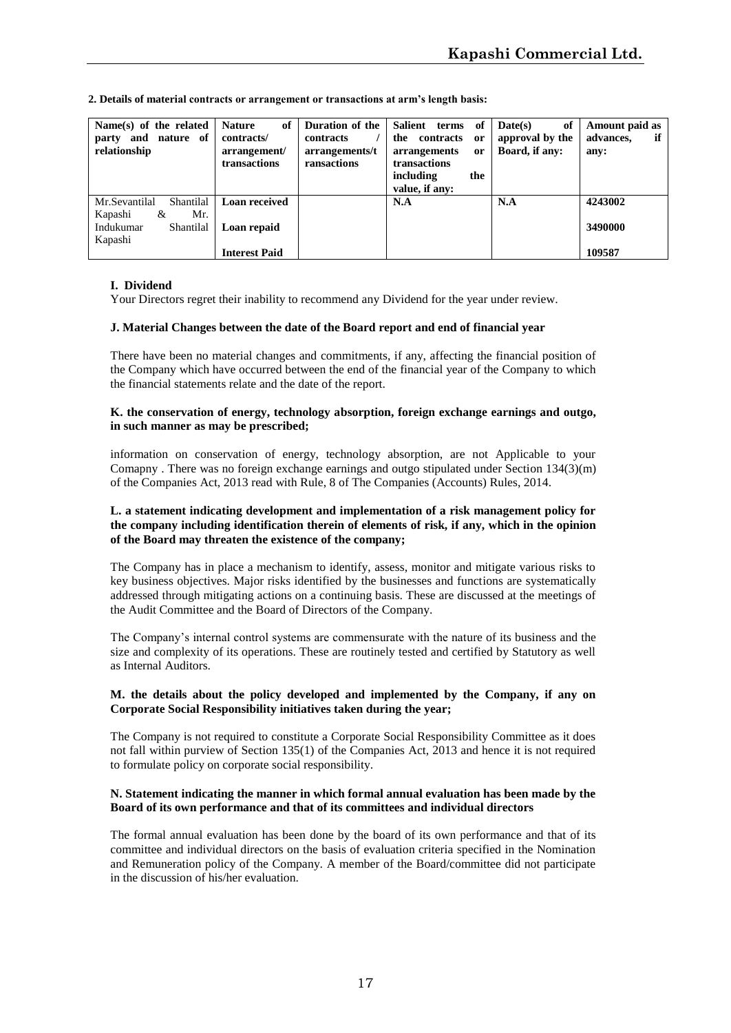**2. Details of material contracts or arrangement or transactions at arm's length basis:**

| Name(s) of the related party and nature of relationship | Nature of contracts/ arrangement/ transactions | Duration of the contracts / arrangements/transactions | Salient terms of the contracts or arrangements or transactions including the value, if any: | Date(s) of approval by the Board, if any: | Amount paid as advances, if any: |
|---|---|---|---|---|---|
| Mr.Sevantilal Shantilal Kapashi & Mr. Indukumar Shantilal Kapashi | **Loan received** | | **N.A** | **N.A** | **4243002** |
| | **Loan repaid** | | | | **3490000** |
| | **Interest Paid** | | | | **109587** |

**I. Dividend**

Your Directors regret their inability to recommend any Dividend for the year under review.

**J. Material Changes between the date of the Board report and end of financial year**

There have been no material changes and commitments, if any, affecting the financial position of the Company which have occurred between the end of the financial year of the Company to which the financial statements relate and the date of the report.

**K. the conservation of energy, technology absorption, foreign exchange earnings and outgo, in such manner as may be prescribed;**

information on conservation of energy, technology absorption, are not Applicable to your Comapny . There was no foreign exchange earnings and outgo stipulated under Section 134(3)(m) of the Companies Act, 2013 read with Rule, 8 of The Companies (Accounts) Rules, 2014.

**L. a statement indicating development and implementation of a risk management policy for the company including identification therein of elements of risk, if any, which in the opinion of the Board may threaten the existence of the company;**

The Company has in place a mechanism to identify, assess, monitor and mitigate various risks to key business objectives. Major risks identified by the businesses and functions are systematically addressed through mitigating actions on a continuing basis. These are discussed at the meetings of the Audit Committee and the Board of Directors of the Company.

The Company's internal control systems are commensurate with the nature of its business and the size and complexity of its operations. These are routinely tested and certified by Statutory as well as Internal Auditors.

**M. the details about the policy developed and implemented by the Company, if any on Corporate Social Responsibility initiatives taken during the year;**

The Company is not required to constitute a Corporate Social Responsibility Committee as it does not fall within purview of Section 135(1) of the Companies Act, 2013 and hence it is not required to formulate policy on corporate social responsibility.

**N. Statement indicating the manner in which formal annual evaluation has been made by the Board of its own performance and that of its committees and individual directors**

The formal annual evaluation has been done by the board of its own performance and that of its committee and individual directors on the basis of evaluation criteria specified in the Nomination and Remuneration policy of the Company. A member of the Board/committee did not participate in the discussion of his/her evaluation.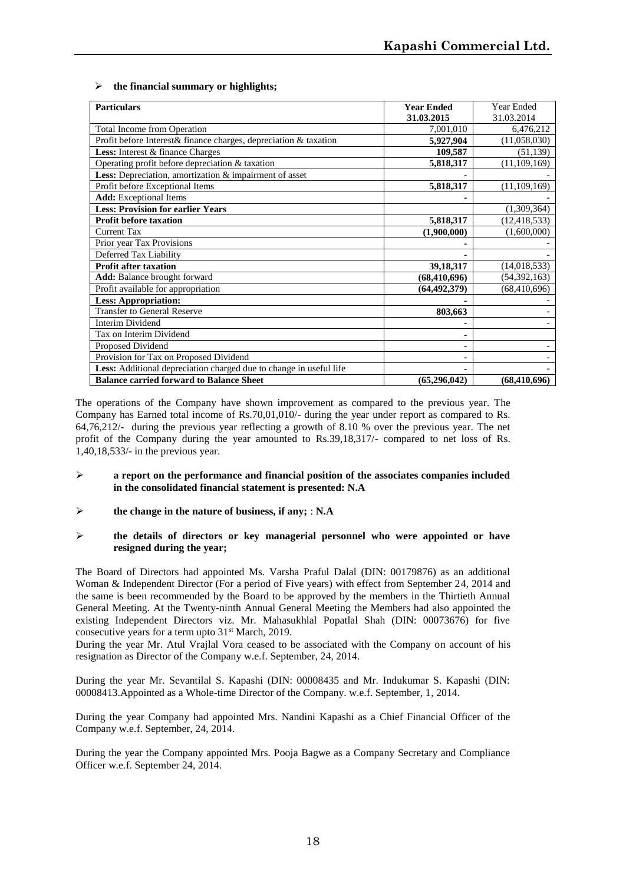- **the financial summary or highlights;**

| Particulars | Year Ended 31.03.2015 | Year Ended 31.03.2014 |
|---|---|---|
| Total Income from Operation | 7,001,010 | 6,476,212 |
| Profit before Interest& finance charges, depreciation & taxation | **5,927,904** | (11,058,030) |
| **Less:** Interest & finance Charges | **109,587** | (51,139) |
| Operating profit before depreciation & taxation | **5,818,317** | (11,109,169) |
| **Less:** Depreciation, amortization & impairment of asset | - | - |
| Profit before Exceptional Items | **5,818,317** | (11,109,169) |
| **Add:** Exceptional Items | - | - |
| **Less: Provision for earlier Years** | | (1,309,364) |
| **Profit before taxation** | **5,818,317** | (12,418,533) |
| Current Tax | **(1,900,000)** | (1,600,000) |
| Prior year Tax Provisions | - | - |
| Deferred Tax Liability | - | - |
| **Profit after taxation** | **39,18,317** | (14,018,533) |
| **Add:** Balance brought forward | **(68,410,696)** | (54,392,163) |
| Profit available for appropriation | **(64,492,379)** | (68,410,696) |
| **Less: Appropriation:** | - | - |
| Transfer to General Reserve | **803,663** | - |
| Interim Dividend | - | - |
| Tax on Interim Dividend | - | |
| Proposed Dividend | - | - |
| Provision for Tax on Proposed Dividend | - | - |
| **Less:** Additional depreciation charged due to change in useful life | - | - |
| **Balance carried forward to Balance Sheet** | **(65,296,042)** | **(68,410,696)** |

The operations of the Company have shown improvement as compared to the previous year. The Company has Earned total income of Rs.70,01,010/- during the year under report as compared to Rs. 64,76,212/- during the previous year reflecting a growth of 8.10 % over the previous year. The net profit of the Company during the year amounted to Rs.39,18,317/- compared to net loss of Rs. 1,40,18,533/- in the previous year.

- **a report on the performance and financial position of the associates companies included in the consolidated financial statement is presented: N.A**

- **the change in the nature of business, if any;** : **N.A**

- **the details of directors or key managerial personnel who were appointed or have resigned during the year;**

The Board of Directors had appointed Ms. Varsha Praful Dalal (DIN: 00179876) as an additional Woman & Independent Director (For a period of Five years) with effect from September 24, 2014 and the same is been recommended by the Board to be approved by the members in the Thirtieth Annual General Meeting. At the Twenty-ninth Annual General Meeting the Members had also appointed the existing Independent Directors viz. Mr. Mahasukhlal Popatlal Shah (DIN: 00073676) for five consecutive years for a term upto 31st March, 2019.

During the year Mr. Atul Vrajlal Vora ceased to be associated with the Company on account of his resignation as Director of the Company w.e.f. September, 24, 2014.

During the year Mr. Sevantilal S. Kapashi (DIN: 00008435 and Mr. Indukumar S. Kapashi (DIN: 00008413.Appointed as a Whole-time Director of the Company. w.e.f. September, 1, 2014.

During the year Company had appointed Mrs. Nandini Kapashi as a Chief Financial Officer of the Company w.e.f. September, 24, 2014.

During the year the Company appointed Mrs. Pooja Bagwe as a Company Secretary and Compliance Officer w.e.f. September 24, 2014.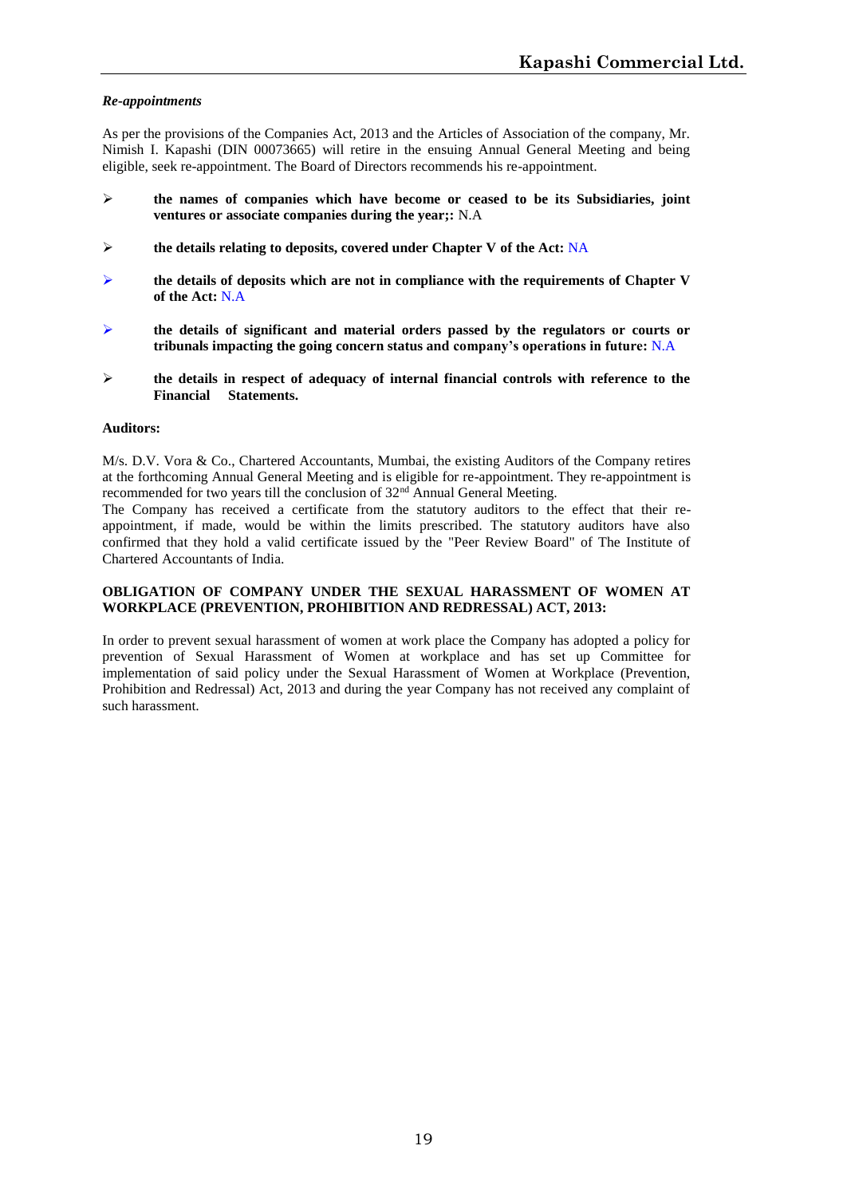***Re-appointments***

As per the provisions of the Companies Act, 2013 and the Articles of Association of the company, Mr. Nimish I. Kapashi (DIN 00073665) will retire in the ensuing Annual General Meeting and being eligible, seek re-appointment. The Board of Directors recommends his re-appointment.

- **the names of companies which have become or ceased to be its Subsidiaries, joint ventures or associate companies during the year;:** N.A
- **the details relating to deposits, covered under Chapter V of the Act:** NA
- **the details of deposits which are not in compliance with the requirements of Chapter V of the Act:** N.A
- **the details of significant and material orders passed by the regulators or courts or tribunals impacting the going concern status and company's operations in future:** N.A
- **the details in respect of adequacy of internal financial controls with reference to the Financial Statements.**

**Auditors:**

M/s. D.V. Vora & Co., Chartered Accountants, Mumbai, the existing Auditors of the Company retires at the forthcoming Annual General Meeting and is eligible for re-appointment. They re-appointment is recommended for two years till the conclusion of 32nd Annual General Meeting.

The Company has received a certificate from the statutory auditors to the effect that their re-appointment, if made, would be within the limits prescribed. The statutory auditors have also confirmed that they hold a valid certificate issued by the "Peer Review Board" of The Institute of Chartered Accountants of India.

**OBLIGATION OF COMPANY UNDER THE SEXUAL HARASSMENT OF WOMEN AT WORKPLACE (PREVENTION, PROHIBITION AND REDRESSAL) ACT, 2013:**

In order to prevent sexual harassment of women at work place the Company has adopted a policy for prevention of Sexual Harassment of Women at workplace and has set up Committee for implementation of said policy under the Sexual Harassment of Women at Workplace (Prevention, Prohibition and Redressal) Act, 2013 and during the year Company has not received any complaint of such harassment.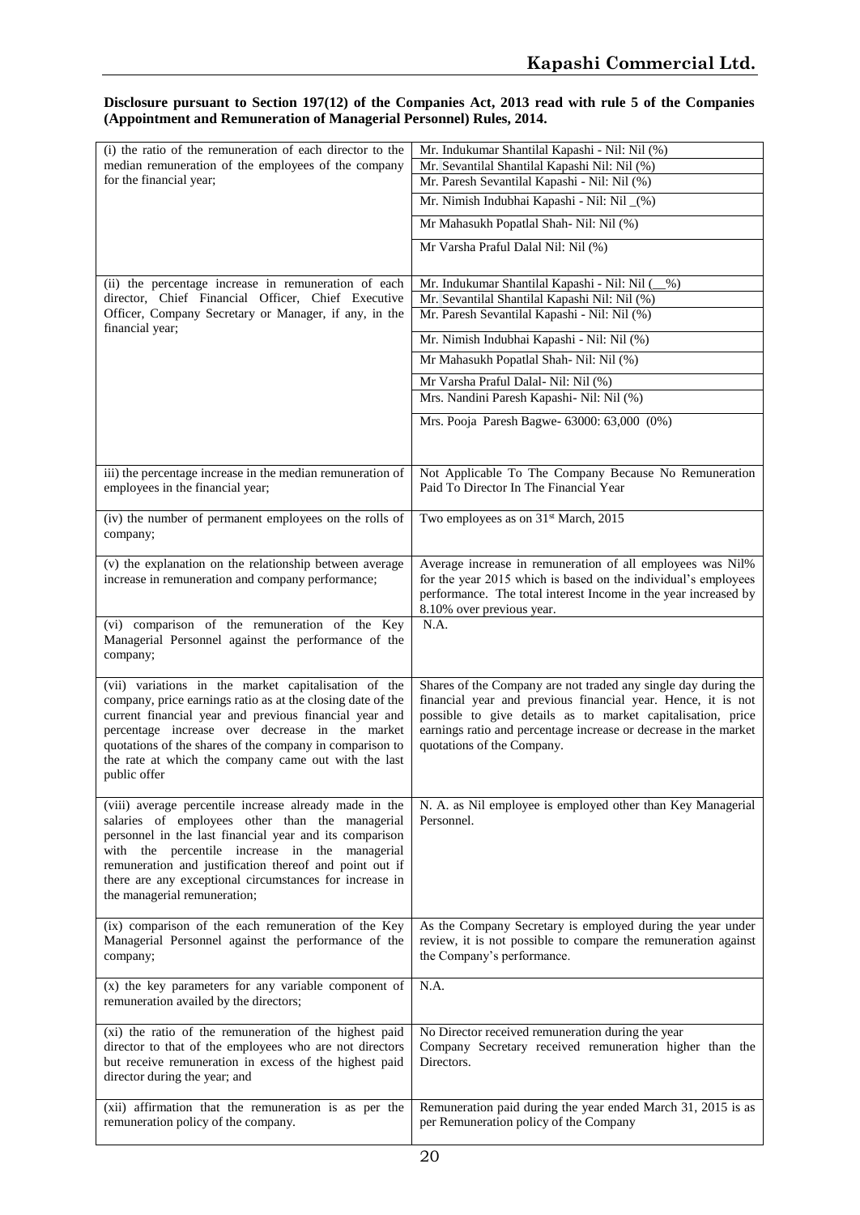**Disclosure pursuant to Section 197(12) of the Companies Act, 2013 read with rule 5 of the Companies (Appointment and Remuneration of Managerial Personnel) Rules, 2014.**

| | |
|---|---|
| (i) the ratio of the remuneration of each director to the median remuneration of the employees of the company for the financial year; | Mr. Indukumar Shantilal Kapashi - Nil: Nil (%)<br>Mr. Sevantilal Shantilal Kapashi Nil: Nil (%)<br>Mr. Paresh Sevantilal Kapashi - Nil: Nil (%)<br>Mr. Nimish Indubhai Kapashi - Nil: Nil _(%)<br>Mr Mahasukh Popatlal Shah- Nil: Nil (%)<br>Mr Varsha Praful Dalal Nil: Nil (%) |
| (ii) the percentage increase in remuneration of each director, Chief Financial Officer, Chief Executive Officer, Company Secretary or Manager, if any, in the financial year; | Mr. Indukumar Shantilal Kapashi - Nil: Nil (__%)<br>Mr. Sevantilal Shantilal Kapashi Nil: Nil (%)<br>Mr. Paresh Sevantilal Kapashi - Nil: Nil (%)<br>Mr. Nimish Indubhai Kapashi - Nil: Nil (%)<br>Mr Mahasukh Popatlal Shah- Nil: Nil (%)<br>Mr Varsha Praful Dalal- Nil: Nil (%)<br>Mrs. Nandini Paresh Kapashi- Nil: Nil (%)<br>Mrs. Pooja Paresh Bagwe- 63000: 63,000 (0%) |
| iii) the percentage increase in the median remuneration of employees in the financial year; | Not Applicable To The Company Because No Remuneration Paid To Director In The Financial Year |
| (iv) the number of permanent employees on the rolls of company; | Two employees as on 31st March, 2015 |
| (v) the explanation on the relationship between average increase in remuneration and company performance; | Average increase in remuneration of all employees was Nil% for the year 2015 which is based on the individual's employees performance. The total interest Income in the year increased by 8.10% over previous year. |
| (vi) comparison of the remuneration of the Key Managerial Personnel against the performance of the company; | N.A. |
| (vii) variations in the market capitalisation of the company, price earnings ratio as at the closing date of the current financial year and previous financial year and percentage increase over decrease in the market quotations of the shares of the company in comparison to the rate at which the company came out with the last public offer | Shares of the Company are not traded any single day during the financial year and previous financial year. Hence, it is not possible to give details as to market capitalisation, price earnings ratio and percentage increase or decrease in the market quotations of the Company. |
| (viii) average percentile increase already made in the salaries of employees other than the managerial personnel in the last financial year and its comparison with the percentile increase in the managerial remuneration and justification thereof and point out if there are any exceptional circumstances for increase in the managerial remuneration; | N. A. as Nil employee is employed other than Key Managerial Personnel. |
| (ix) comparison of the each remuneration of the Key Managerial Personnel against the performance of the company; | As the Company Secretary is employed during the year under review, it is not possible to compare the remuneration against the Company's performance. |
| (x) the key parameters for any variable component of remuneration availed by the directors; | N.A. |
| (xi) the ratio of the remuneration of the highest paid director to that of the employees who are not directors but receive remuneration in excess of the highest paid director during the year; and | No Director received remuneration during the year<br>Company Secretary received remuneration higher than the Directors. |
| (xii) affirmation that the remuneration is as per the remuneration policy of the company. | Remuneration paid during the year ended March 31, 2015 is as per Remuneration policy of the Company |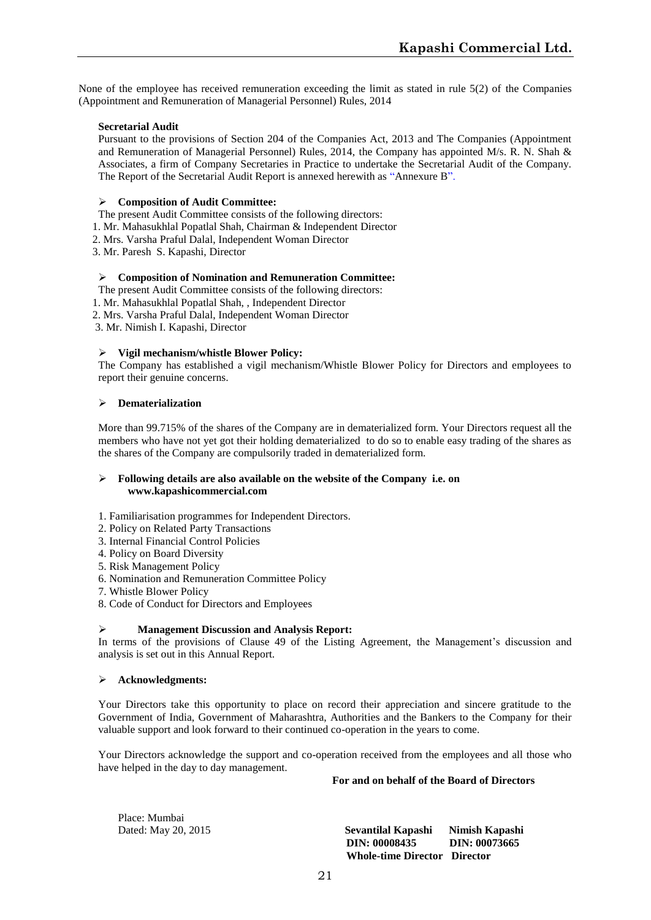None of the employee has received remuneration exceeding the limit as stated in rule 5(2) of the Companies (Appointment and Remuneration of Managerial Personnel) Rules, 2014

**Secretarial Audit**

Pursuant to the provisions of Section 204 of the Companies Act, 2013 and The Companies (Appointment and Remuneration of Managerial Personnel) Rules, 2014, the Company has appointed M/s. R. N. Shah & Associates, a firm of Company Secretaries in Practice to undertake the Secretarial Audit of the Company. The Report of the Secretarial Audit Report is annexed herewith as "Annexure B".

- **Composition of Audit Committee:**

The present Audit Committee consists of the following directors:

1. Mr. Mahasukhlal Popatlal Shah, Chairman & Independent Director
2. Mrs. Varsha Praful Dalal, Independent Woman Director
3. Mr. Paresh S. Kapashi, Director

- **Composition of Nomination and Remuneration Committee:**

The present Audit Committee consists of the following directors:

1. Mr. Mahasukhlal Popatlal Shah, , Independent Director
2. Mrs. Varsha Praful Dalal, Independent Woman Director
3. Mr. Nimish I. Kapashi, Director

- **Vigil mechanism/whistle Blower Policy:**

The Company has established a vigil mechanism/Whistle Blower Policy for Directors and employees to report their genuine concerns.

- **Dematerialization**

More than 99.715% of the shares of the Company are in dematerialized form. Your Directors request all the members who have not yet got their holding dematerialized to do so to enable easy trading of the shares as the shares of the Company are compulsorily traded in dematerialized form.

- **Following details are also available on the website of the Company i.e. on www.kapashicommercial.com**

1. Familiarisation programmes for Independent Directors.
2. Policy on Related Party Transactions
3. Internal Financial Control Policies
4. Policy on Board Diversity
5. Risk Management Policy
6. Nomination and Remuneration Committee Policy
7. Whistle Blower Policy
8. Code of Conduct for Directors and Employees

- **Management Discussion and Analysis Report:**

In terms of the provisions of Clause 49 of the Listing Agreement, the Management's discussion and analysis is set out in this Annual Report.

- **Acknowledgments:**

Your Directors take this opportunity to place on record their appreciation and sincere gratitude to the Government of India, Government of Maharashtra, Authorities and the Bankers to the Company for their valuable support and look forward to their continued co-operation in the years to come.

Your Directors acknowledge the support and co-operation received from the employees and all those who have helped in the day to day management.

**For and on behalf of the Board of Directors**

Place: Mumbai
Dated: May 20, 2015

| **Sevantilal Kapashi** | **Nimish Kapashi** |
|---|---|
| **DIN: 00008435** | **DIN: 00073665** |
| **Whole-time Director** | **Director** |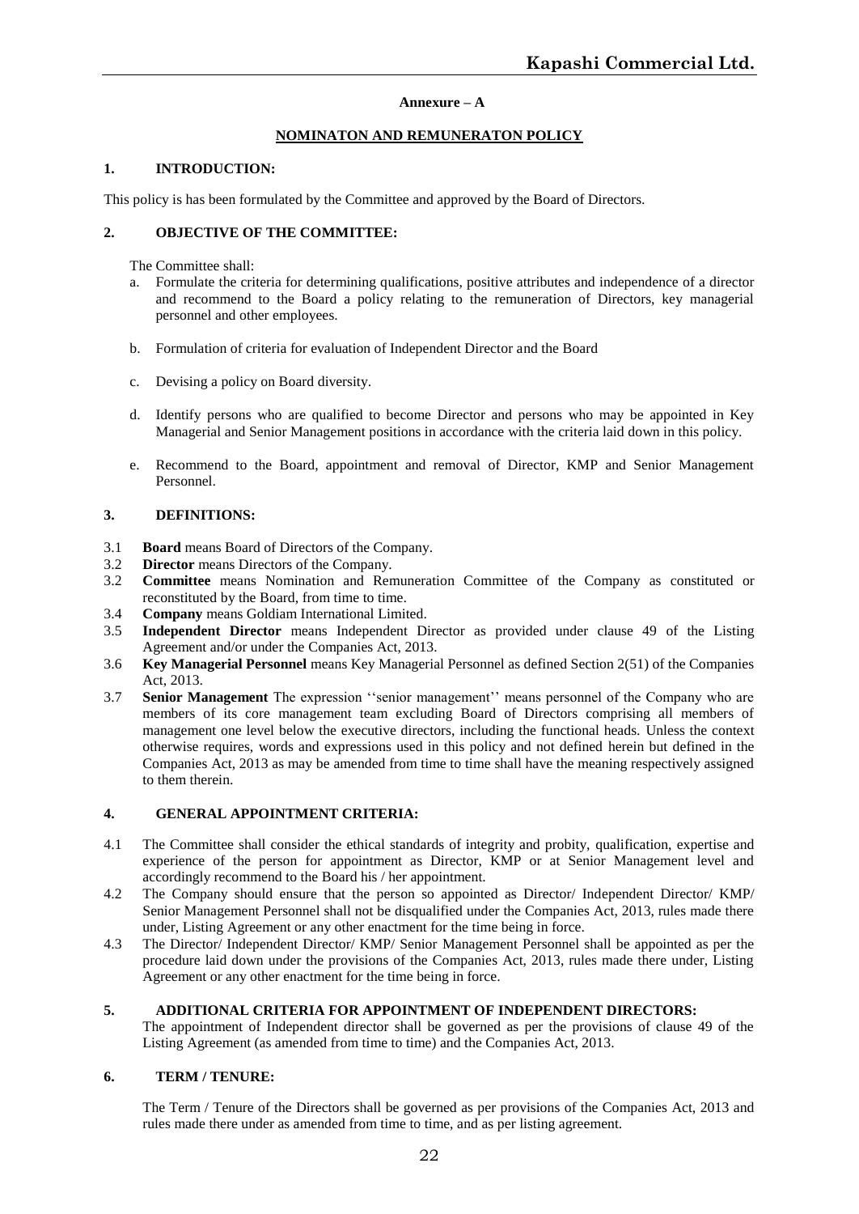**Annexure – A**

## NOMINATON AND REMUNERATON POLICY

### 1. INTRODUCTION:

This policy is has been formulated by the Committee and approved by the Board of Directors.

### 2. OBJECTIVE OF THE COMMITTEE:

The Committee shall:

a. Formulate the criteria for determining qualifications, positive attributes and independence of a director and recommend to the Board a policy relating to the remuneration of Directors, key managerial personnel and other employees.

b. Formulation of criteria for evaluation of Independent Director and the Board

c. Devising a policy on Board diversity.

d. Identify persons who are qualified to become Director and persons who may be appointed in Key Managerial and Senior Management positions in accordance with the criteria laid down in this policy.

e. Recommend to the Board, appointment and removal of Director, KMP and Senior Management Personnel.

### 3. DEFINITIONS:

3.1 **Board** means Board of Directors of the Company.

3.2 **Director** means Directors of the Company.

3.2 **Committee** means Nomination and Remuneration Committee of the Company as constituted or reconstituted by the Board, from time to time.

3.4 **Company** means Goldiam International Limited.

3.5 **Independent Director** means Independent Director as provided under clause 49 of the Listing Agreement and/or under the Companies Act, 2013.

3.6 **Key Managerial Personnel** means Key Managerial Personnel as defined Section 2(51) of the Companies Act, 2013.

3.7 **Senior Management** The expression ''senior management'' means personnel of the Company who are members of its core management team excluding Board of Directors comprising all members of management one level below the executive directors, including the functional heads. Unless the context otherwise requires, words and expressions used in this policy and not defined herein but defined in the Companies Act, 2013 as may be amended from time to time shall have the meaning respectively assigned to them therein.

### 4. GENERAL APPOINTMENT CRITERIA:

4.1 The Committee shall consider the ethical standards of integrity and probity, qualification, expertise and experience of the person for appointment as Director, KMP or at Senior Management level and accordingly recommend to the Board his / her appointment.

4.2 The Company should ensure that the person so appointed as Director/ Independent Director/ KMP/ Senior Management Personnel shall not be disqualified under the Companies Act, 2013, rules made there under, Listing Agreement or any other enactment for the time being in force.

4.3 The Director/ Independent Director/ KMP/ Senior Management Personnel shall be appointed as per the procedure laid down under the provisions of the Companies Act, 2013, rules made there under, Listing Agreement or any other enactment for the time being in force.

### 5. ADDITIONAL CRITERIA FOR APPOINTMENT OF INDEPENDENT DIRECTORS:

The appointment of Independent director shall be governed as per the provisions of clause 49 of the Listing Agreement (as amended from time to time) and the Companies Act, 2013.

### 6. TERM / TENURE:

The Term / Tenure of the Directors shall be governed as per provisions of the Companies Act, 2013 and rules made there under as amended from time to time, and as per listing agreement.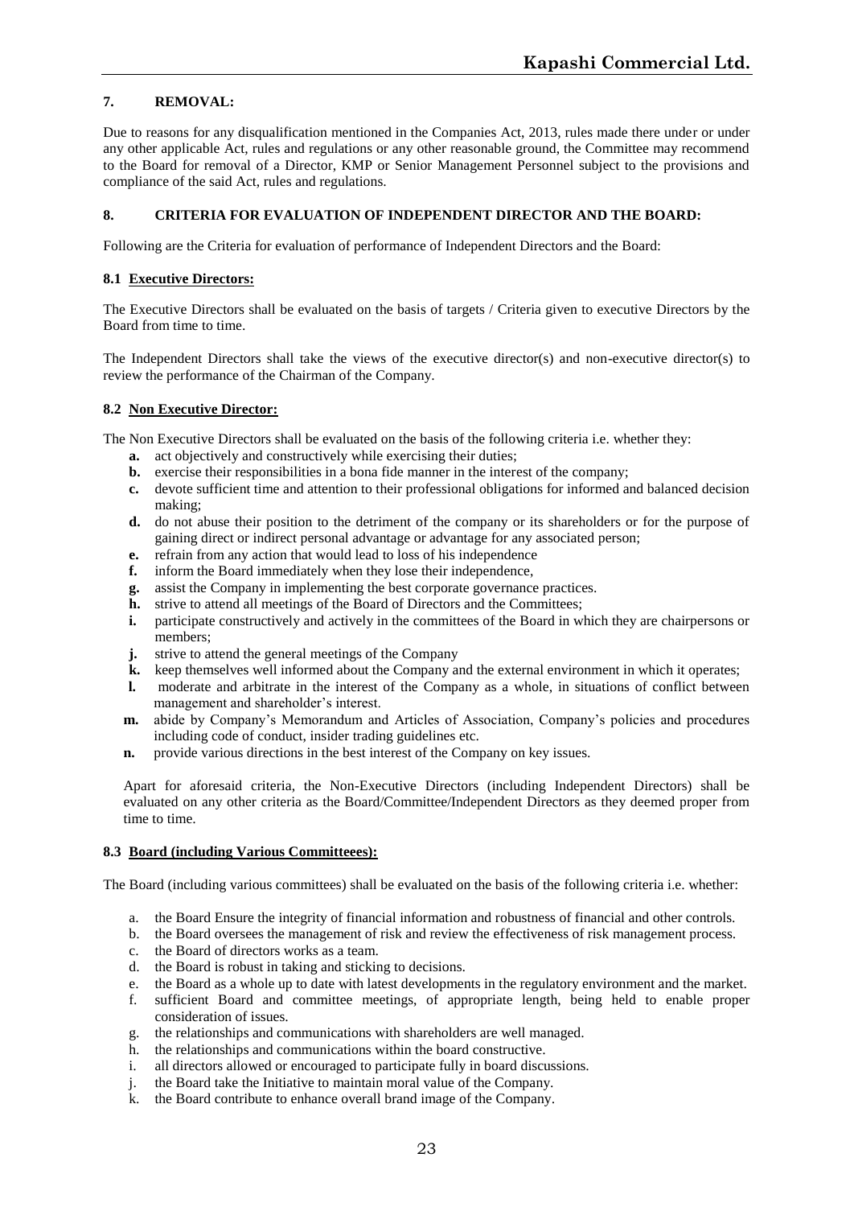## 7. REMOVAL:

Due to reasons for any disqualification mentioned in the Companies Act, 2013, rules made there under or under any other applicable Act, rules and regulations or any other reasonable ground, the Committee may recommend to the Board for removal of a Director, KMP or Senior Management Personnel subject to the provisions and compliance of the said Act, rules and regulations.

## 8. CRITERIA FOR EVALUATION OF INDEPENDENT DIRECTOR AND THE BOARD:

Following are the Criteria for evaluation of performance of Independent Directors and the Board:

### 8.1 Executive Directors:

The Executive Directors shall be evaluated on the basis of targets / Criteria given to executive Directors by the Board from time to time.

The Independent Directors shall take the views of the executive director(s) and non-executive director(s) to review the performance of the Chairman of the Company.

### 8.2 Non Executive Director:

The Non Executive Directors shall be evaluated on the basis of the following criteria i.e. whether they:

- **a.** act objectively and constructively while exercising their duties;
- **b.** exercise their responsibilities in a bona fide manner in the interest of the company;
- **c.** devote sufficient time and attention to their professional obligations for informed and balanced decision making;
- **d.** do not abuse their position to the detriment of the company or its shareholders or for the purpose of gaining direct or indirect personal advantage or advantage for any associated person;
- **e.** refrain from any action that would lead to loss of his independence
- **f.** inform the Board immediately when they lose their independence,
- **g.** assist the Company in implementing the best corporate governance practices.
- **h.** strive to attend all meetings of the Board of Directors and the Committees;
- **i.** participate constructively and actively in the committees of the Board in which they are chairpersons or members;
- **j.** strive to attend the general meetings of the Company
- **k.** keep themselves well informed about the Company and the external environment in which it operates;
- **l.** moderate and arbitrate in the interest of the Company as a whole, in situations of conflict between management and shareholder's interest.
- **m.** abide by Company's Memorandum and Articles of Association, Company's policies and procedures including code of conduct, insider trading guidelines etc.
- **n.** provide various directions in the best interest of the Company on key issues.

Apart for aforesaid criteria, the Non-Executive Directors (including Independent Directors) shall be evaluated on any other criteria as the Board/Committee/Independent Directors as they deemed proper from time to time.

### 8.3 Board (including Various Committeees):

The Board (including various committees) shall be evaluated on the basis of the following criteria i.e. whether:

- a. the Board Ensure the integrity of financial information and robustness of financial and other controls.
- b. the Board oversees the management of risk and review the effectiveness of risk management process.
- c. the Board of directors works as a team.
- d. the Board is robust in taking and sticking to decisions.
- e. the Board as a whole up to date with latest developments in the regulatory environment and the market.
- f. sufficient Board and committee meetings, of appropriate length, being held to enable proper consideration of issues.
- g. the relationships and communications with shareholders are well managed.
- h. the relationships and communications within the board constructive.
- i. all directors allowed or encouraged to participate fully in board discussions.
- j. the Board take the Initiative to maintain moral value of the Company.
- k. the Board contribute to enhance overall brand image of the Company.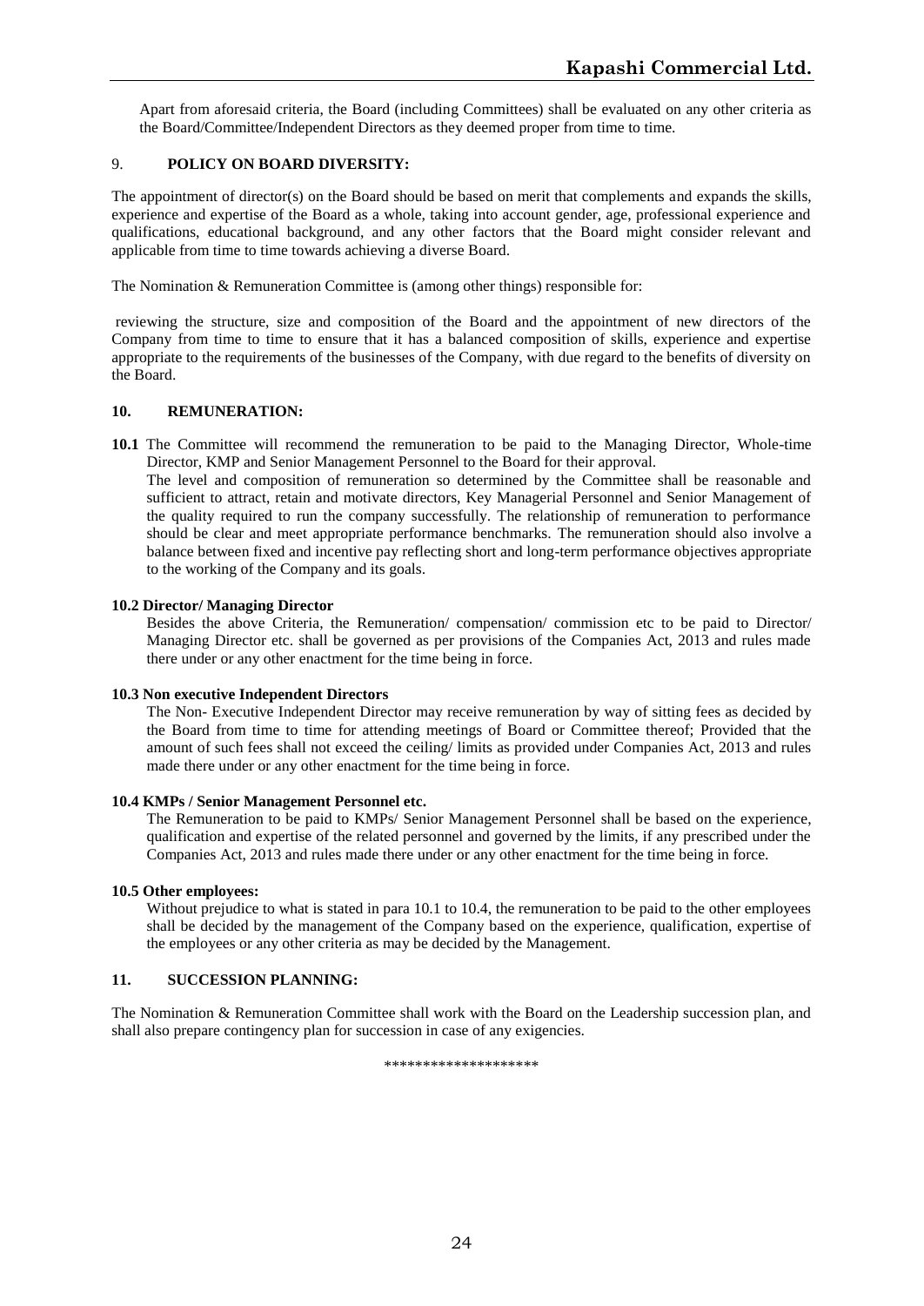Apart from aforesaid criteria, the Board (including Committees) shall be evaluated on any other criteria as the Board/Committee/Independent Directors as they deemed proper from time to time.

## 9. POLICY ON BOARD DIVERSITY:

The appointment of director(s) on the Board should be based on merit that complements and expands the skills, experience and expertise of the Board as a whole, taking into account gender, age, professional experience and qualifications, educational background, and any other factors that the Board might consider relevant and applicable from time to time towards achieving a diverse Board.

The Nomination & Remuneration Committee is (among other things) responsible for:

reviewing the structure, size and composition of the Board and the appointment of new directors of the Company from time to time to ensure that it has a balanced composition of skills, experience and expertise appropriate to the requirements of the businesses of the Company, with due regard to the benefits of diversity on the Board.

## 10. REMUNERATION:

**10.1** The Committee will recommend the remuneration to be paid to the Managing Director, Whole-time Director, KMP and Senior Management Personnel to the Board for their approval.

The level and composition of remuneration so determined by the Committee shall be reasonable and sufficient to attract, retain and motivate directors, Key Managerial Personnel and Senior Management of the quality required to run the company successfully. The relationship of remuneration to performance should be clear and meet appropriate performance benchmarks. The remuneration should also involve a balance between fixed and incentive pay reflecting short and long-term performance objectives appropriate to the working of the Company and its goals.

**10.2 Director/ Managing Director**

Besides the above Criteria, the Remuneration/ compensation/ commission etc to be paid to Director/ Managing Director etc. shall be governed as per provisions of the Companies Act, 2013 and rules made there under or any other enactment for the time being in force.

**10.3 Non executive Independent Directors**

The Non- Executive Independent Director may receive remuneration by way of sitting fees as decided by the Board from time to time for attending meetings of Board or Committee thereof; Provided that the amount of such fees shall not exceed the ceiling/ limits as provided under Companies Act, 2013 and rules made there under or any other enactment for the time being in force.

**10.4 KMPs / Senior Management Personnel etc.**

The Remuneration to be paid to KMPs/ Senior Management Personnel shall be based on the experience, qualification and expertise of the related personnel and governed by the limits, if any prescribed under the Companies Act, 2013 and rules made there under or any other enactment for the time being in force.

**10.5 Other employees:**

Without prejudice to what is stated in para 10.1 to 10.4, the remuneration to be paid to the other employees shall be decided by the management of the Company based on the experience, qualification, expertise of the employees or any other criteria as may be decided by the Management.

## 11. SUCCESSION PLANNING:

The Nomination & Remuneration Committee shall work with the Board on the Leadership succession plan, and shall also prepare contingency plan for succession in case of any exigencies.

********************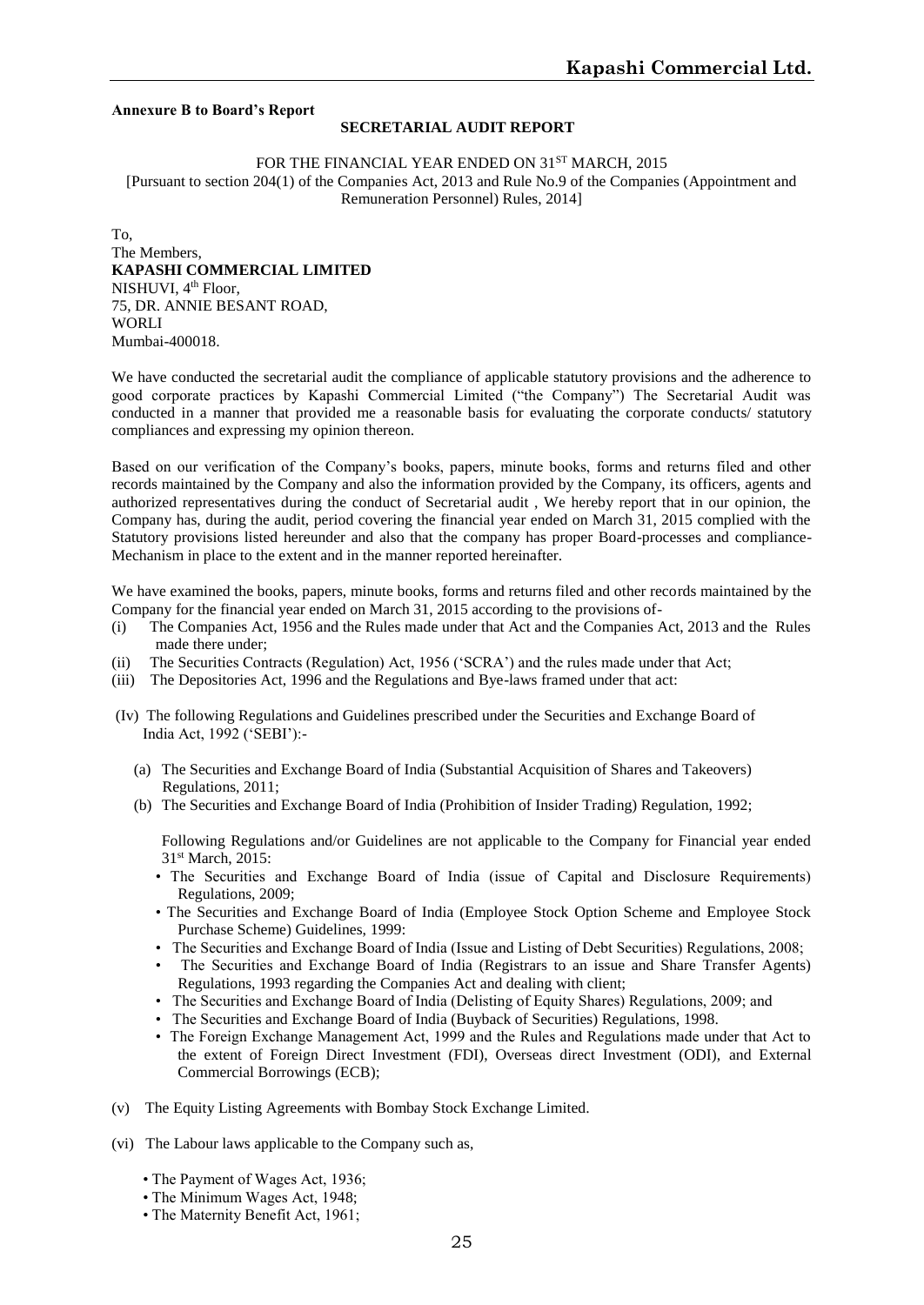**Annexure B to Board's Report**

## SECRETARIAL AUDIT REPORT

FOR THE FINANCIAL YEAR ENDED ON 31ST MARCH, 2015

[Pursuant to section 204(1) of the Companies Act, 2013 and Rule No.9 of the Companies (Appointment and Remuneration Personnel) Rules, 2014]

To,
The Members,
**KAPASHI COMMERCIAL LIMITED**
NISHUVI, 4th Floor,
75, DR. ANNIE BESANT ROAD,
WORLI
Mumbai-400018.

We have conducted the secretarial audit the compliance of applicable statutory provisions and the adherence to good corporate practices by Kapashi Commercial Limited ("the Company") The Secretarial Audit was conducted in a manner that provided me a reasonable basis for evaluating the corporate conducts/ statutory compliances and expressing my opinion thereon.

Based on our verification of the Company's books, papers, minute books, forms and returns filed and other records maintained by the Company and also the information provided by the Company, its officers, agents and authorized representatives during the conduct of Secretarial audit , We hereby report that in our opinion, the Company has, during the audit, period covering the financial year ended on March 31, 2015 complied with the Statutory provisions listed hereunder and also that the company has proper Board-processes and compliance-Mechanism in place to the extent and in the manner reported hereinafter.

We have examined the books, papers, minute books, forms and returns filed and other records maintained by the Company for the financial year ended on March 31, 2015 according to the provisions of-

(i) The Companies Act, 1956 and the Rules made under that Act and the Companies Act, 2013 and the Rules made there under;

(ii) The Securities Contracts (Regulation) Act, 1956 ('SCRA') and the rules made under that Act;

(iii) The Depositories Act, 1996 and the Regulations and Bye-laws framed under that act:

(Iv) The following Regulations and Guidelines prescribed under the Securities and Exchange Board of India Act, 1992 ('SEBI'):-

(a) The Securities and Exchange Board of India (Substantial Acquisition of Shares and Takeovers) Regulations, 2011;

(b) The Securities and Exchange Board of India (Prohibition of Insider Trading) Regulation, 1992;

Following Regulations and/or Guidelines are not applicable to the Company for Financial year ended 31st March, 2015:

- The Securities and Exchange Board of India (issue of Capital and Disclosure Requirements) Regulations, 2009;
- The Securities and Exchange Board of India (Employee Stock Option Scheme and Employee Stock Purchase Scheme) Guidelines, 1999:
- The Securities and Exchange Board of India (Issue and Listing of Debt Securities) Regulations, 2008;
- The Securities and Exchange Board of India (Registrars to an issue and Share Transfer Agents) Regulations, 1993 regarding the Companies Act and dealing with client;
- The Securities and Exchange Board of India (Delisting of Equity Shares) Regulations, 2009; and
- The Securities and Exchange Board of India (Buyback of Securities) Regulations, 1998.
- The Foreign Exchange Management Act, 1999 and the Rules and Regulations made under that Act to the extent of Foreign Direct Investment (FDI), Overseas direct Investment (ODI), and External Commercial Borrowings (ECB);

(v) The Equity Listing Agreements with Bombay Stock Exchange Limited.

(vi) The Labour laws applicable to the Company such as,

- The Payment of Wages Act, 1936;
- The Minimum Wages Act, 1948;
- The Maternity Benefit Act, 1961;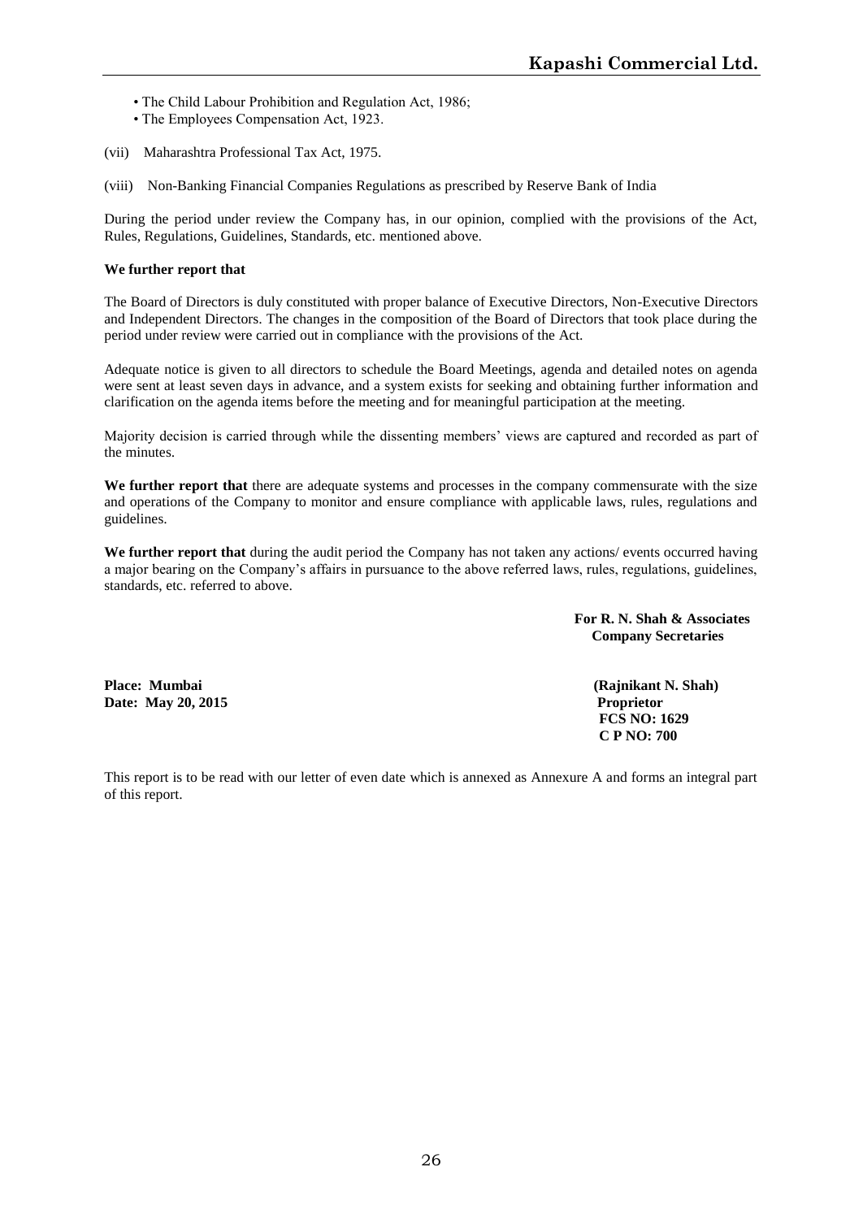- The Child Labour Prohibition and Regulation Act, 1986;
- The Employees Compensation Act, 1923.

(vii) Maharashtra Professional Tax Act, 1975.

(viii) Non-Banking Financial Companies Regulations as prescribed by Reserve Bank of India

During the period under review the Company has, in our opinion, complied with the provisions of the Act, Rules, Regulations, Guidelines, Standards, etc. mentioned above.

**We further report that**

The Board of Directors is duly constituted with proper balance of Executive Directors, Non-Executive Directors and Independent Directors. The changes in the composition of the Board of Directors that took place during the period under review were carried out in compliance with the provisions of the Act.

Adequate notice is given to all directors to schedule the Board Meetings, agenda and detailed notes on agenda were sent at least seven days in advance, and a system exists for seeking and obtaining further information and clarification on the agenda items before the meeting and for meaningful participation at the meeting.

Majority decision is carried through while the dissenting members' views are captured and recorded as part of the minutes.

**We further report that** there are adequate systems and processes in the company commensurate with the size and operations of the Company to monitor and ensure compliance with applicable laws, rules, regulations and guidelines.

**We further report that** during the audit period the Company has not taken any actions/ events occurred having a major bearing on the Company's affairs in pursuance to the above referred laws, rules, regulations, guidelines, standards, etc. referred to above.

**For R. N. Shah & Associates**
**Company Secretaries**

**Place: Mumbai**
**Date: May 20, 2015**

**(Rajnikant N. Shah)**
**Proprietor**
**FCS NO: 1629**
**C P NO: 700**

This report is to be read with our letter of even date which is annexed as Annexure A and forms an integral part of this report.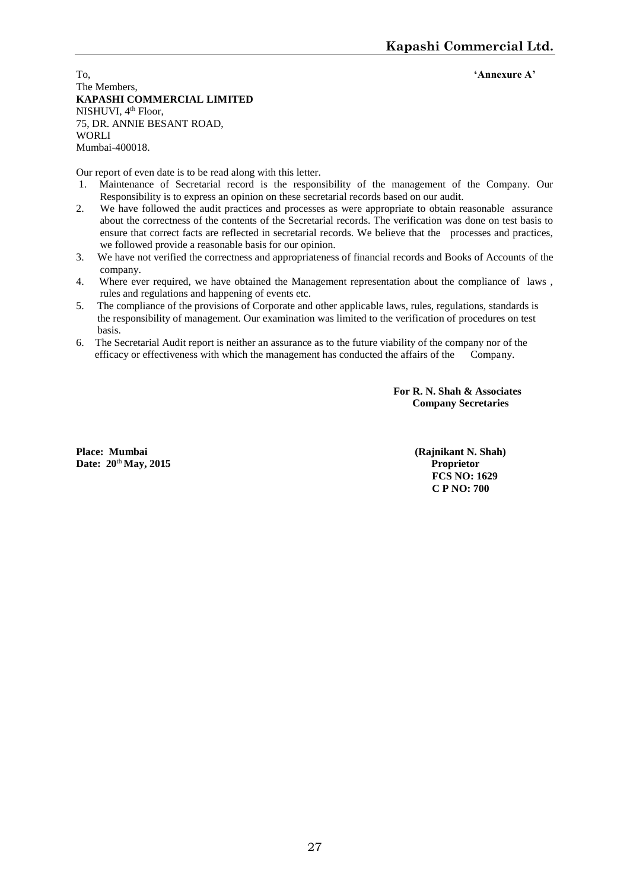To, **'Annexure A'**

The Members,
**KAPASHI COMMERCIAL LIMITED**
NISHUVI, 4th Floor,
75, DR. ANNIE BESANT ROAD,
WORLI
Mumbai-400018.

Our report of even date is to be read along with this letter.

1. Maintenance of Secretarial record is the responsibility of the management of the Company. Our Responsibility is to express an opinion on these secretarial records based on our audit.
2. We have followed the audit practices and processes as were appropriate to obtain reasonable assurance about the correctness of the contents of the Secretarial records. The verification was done on test basis to ensure that correct facts are reflected in secretarial records. We believe that the processes and practices, we followed provide a reasonable basis for our opinion.
3. We have not verified the correctness and appropriateness of financial records and Books of Accounts of the company.
4. Where ever required, we have obtained the Management representation about the compliance of laws , rules and regulations and happening of events etc.
5. The compliance of the provisions of Corporate and other applicable laws, rules, regulations, standards is the responsibility of management. Our examination was limited to the verification of procedures on test basis.
6. The Secretarial Audit report is neither an assurance as to the future viability of the company nor of the efficacy or effectiveness with which the management has conducted the affairs of the Company.

**For R. N. Shah & Associates**
**Company Secretaries**

**Place: Mumbai**
**Date: 20th May, 2015**

**(Rajnikant N. Shah)**
**Proprietor**
**FCS NO: 1629**
**C P NO: 700**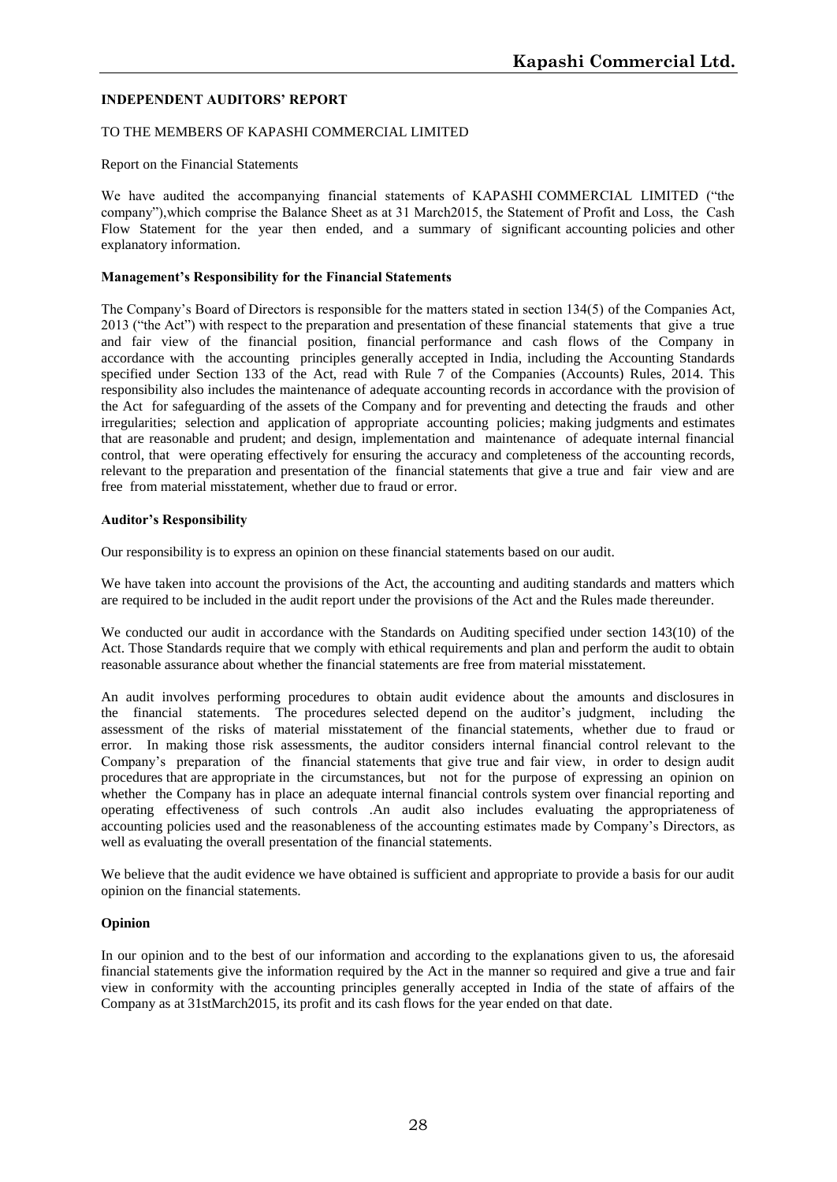## INDEPENDENT AUDITORS' REPORT

TO THE MEMBERS OF KAPASHI COMMERCIAL LIMITED

Report on the Financial Statements

We have audited the accompanying financial statements of KAPASHI COMMERCIAL LIMITED ("the company"),which comprise the Balance Sheet as at 31 March2015, the Statement of Profit and Loss, the Cash Flow Statement for the year then ended, and a summary of significant accounting policies and other explanatory information.

### Management's Responsibility for the Financial Statements

The Company's Board of Directors is responsible for the matters stated in section 134(5) of the Companies Act, 2013 ("the Act") with respect to the preparation and presentation of these financial statements that give a true and fair view of the financial position, financial performance and cash flows of the Company in accordance with the accounting principles generally accepted in India, including the Accounting Standards specified under Section 133 of the Act, read with Rule 7 of the Companies (Accounts) Rules, 2014. This responsibility also includes the maintenance of adequate accounting records in accordance with the provision of the Act for safeguarding of the assets of the Company and for preventing and detecting the frauds and other irregularities; selection and application of appropriate accounting policies; making judgments and estimates that are reasonable and prudent; and design, implementation and maintenance of adequate internal financial control, that were operating effectively for ensuring the accuracy and completeness of the accounting records, relevant to the preparation and presentation of the financial statements that give a true and fair view and are free from material misstatement, whether due to fraud or error.

### Auditor's Responsibility

Our responsibility is to express an opinion on these financial statements based on our audit.

We have taken into account the provisions of the Act, the accounting and auditing standards and matters which are required to be included in the audit report under the provisions of the Act and the Rules made thereunder.

We conducted our audit in accordance with the Standards on Auditing specified under section 143(10) of the Act. Those Standards require that we comply with ethical requirements and plan and perform the audit to obtain reasonable assurance about whether the financial statements are free from material misstatement.

An audit involves performing procedures to obtain audit evidence about the amounts and disclosures in the financial statements. The procedures selected depend on the auditor's judgment, including the assessment of the risks of material misstatement of the financial statements, whether due to fraud or error. In making those risk assessments, the auditor considers internal financial control relevant to the Company's preparation of the financial statements that give true and fair view, in order to design audit procedures that are appropriate in the circumstances, but not for the purpose of expressing an opinion on whether the Company has in place an adequate internal financial controls system over financial reporting and operating effectiveness of such controls .An audit also includes evaluating the appropriateness of accounting policies used and the reasonableness of the accounting estimates made by Company's Directors, as well as evaluating the overall presentation of the financial statements.

We believe that the audit evidence we have obtained is sufficient and appropriate to provide a basis for our audit opinion on the financial statements.

### Opinion

In our opinion and to the best of our information and according to the explanations given to us, the aforesaid financial statements give the information required by the Act in the manner so required and give a true and fair view in conformity with the accounting principles generally accepted in India of the state of affairs of the Company as at 31stMarch2015, its profit and its cash flows for the year ended on that date.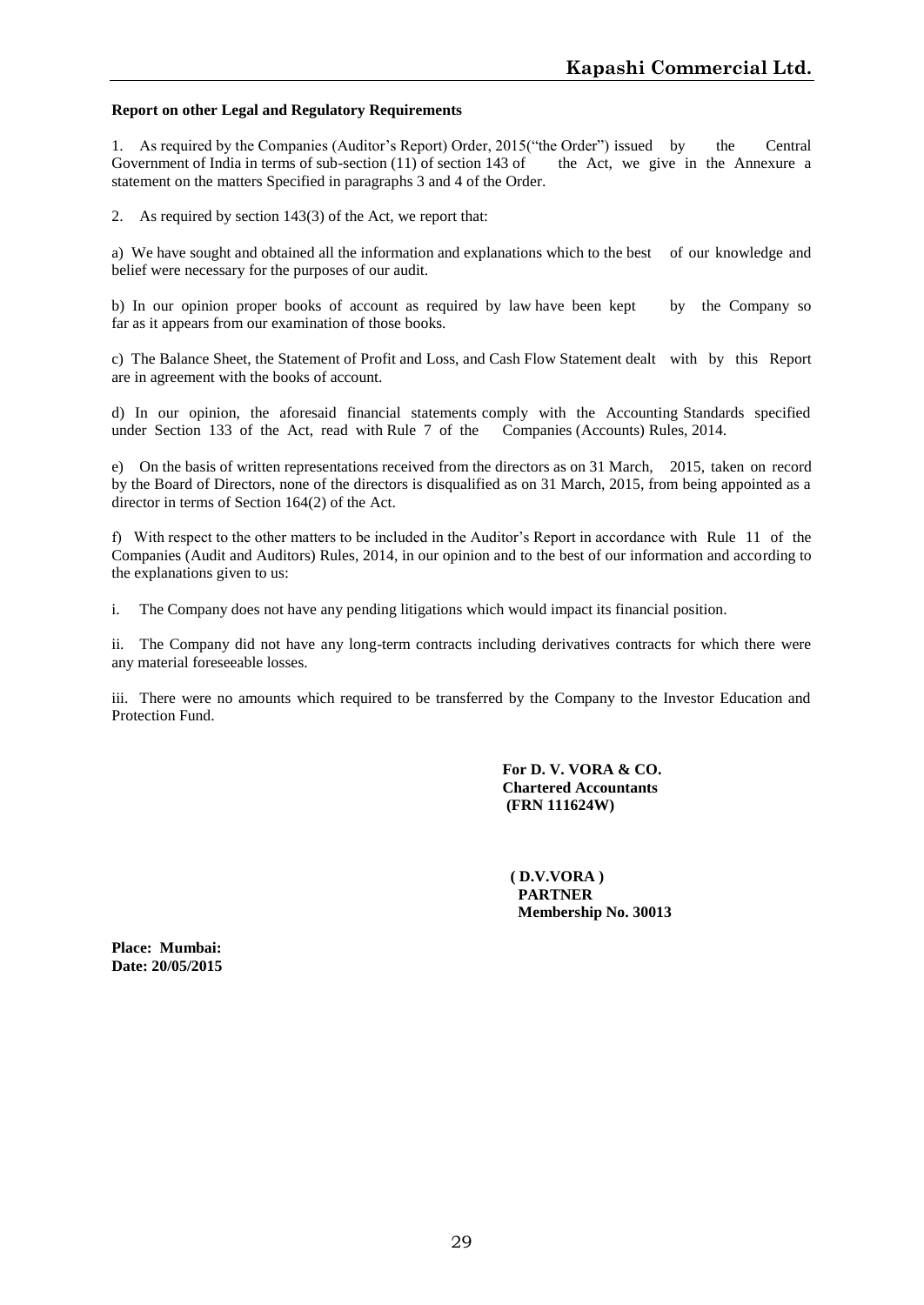**Report on other Legal and Regulatory Requirements**

1. As required by the Companies (Auditor's Report) Order, 2015("the Order") issued by the Central Government of India in terms of sub-section (11) of section 143 of the Act, we give in the Annexure a statement on the matters Specified in paragraphs 3 and 4 of the Order.

2. As required by section 143(3) of the Act, we report that:

a) We have sought and obtained all the information and explanations which to the best of our knowledge and belief were necessary for the purposes of our audit.

b) In our opinion proper books of account as required by law have been kept by the Company so far as it appears from our examination of those books.

c) The Balance Sheet, the Statement of Profit and Loss, and Cash Flow Statement dealt with by this Report are in agreement with the books of account.

d) In our opinion, the aforesaid financial statements comply with the Accounting Standards specified under Section 133 of the Act, read with Rule 7 of the Companies (Accounts) Rules, 2014.

e) On the basis of written representations received from the directors as on 31 March, 2015, taken on record by the Board of Directors, none of the directors is disqualified as on 31 March, 2015, from being appointed as a director in terms of Section 164(2) of the Act.

f) With respect to the other matters to be included in the Auditor's Report in accordance with Rule 11 of the Companies (Audit and Auditors) Rules, 2014, in our opinion and to the best of our information and according to the explanations given to us:

i. The Company does not have any pending litigations which would impact its financial position.

ii. The Company did not have any long-term contracts including derivatives contracts for which there were any material foreseeable losses.

iii. There were no amounts which required to be transferred by the Company to the Investor Education and Protection Fund.

**For D. V. VORA & CO.**
**Chartered Accountants**
**(FRN 111624W)**

**( D.V.VORA )**
**PARTNER**
**Membership No. 30013**

**Place: Mumbai:**
**Date: 20/05/2015**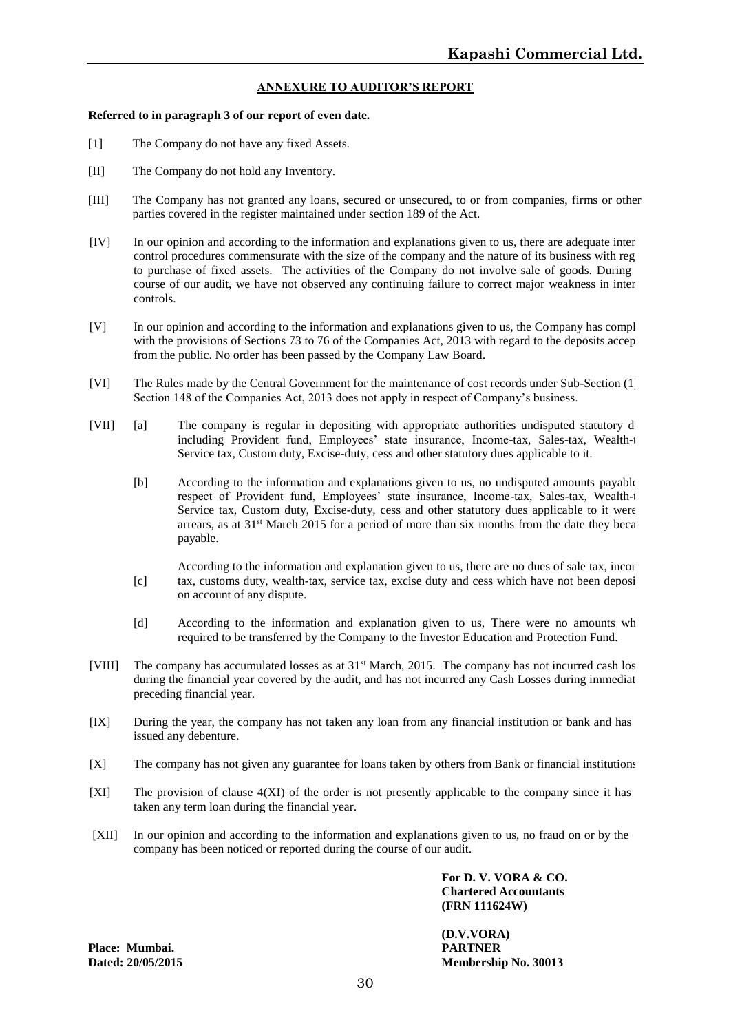## ANNEXURE TO AUDITOR'S REPORT

**Referred to in paragraph 3 of our report of even date.**

[1] The Company do not have any fixed Assets.

[II] The Company do not hold any Inventory.

[III] The Company has not granted any loans, secured or unsecured, to or from companies, firms or other parties covered in the register maintained under section 189 of the Act.

[IV] In our opinion and according to the information and explanations given to us, there are adequate inter control procedures commensurate with the size of the company and the nature of its business with reg to purchase of fixed assets. The activities of the Company do not involve sale of goods. During course of our audit, we have not observed any continuing failure to correct major weakness in inter controls.

[V] In our opinion and according to the information and explanations given to us, the Company has compl with the provisions of Sections 73 to 76 of the Companies Act, 2013 with regard to the deposits accep from the public. No order has been passed by the Company Law Board.

[VI] The Rules made by the Central Government for the maintenance of cost records under Sub-Section (1 Section 148 of the Companies Act, 2013 does not apply in respect of Company's business.

[VII] [a] The company is regular in depositing with appropriate authorities undisputed statutory d including Provident fund, Employees' state insurance, Income-tax, Sales-tax, Wealth-t Service tax, Custom duty, Excise-duty, cess and other statutory dues applicable to it.

[b] According to the information and explanations given to us, no undisputed amounts payable respect of Provident fund, Employees' state insurance, Income-tax, Sales-tax, Wealth-t Service tax, Custom duty, Excise-duty, cess and other statutory dues applicable to it were arrears, as at 31st March 2015 for a period of more than six months from the date they beca payable.

[c] According to the information and explanation given to us, there are no dues of sale tax, incor tax, customs duty, wealth-tax, service tax, excise duty and cess which have not been deposi on account of any dispute.

[d] According to the information and explanation given to us, There were no amounts wh required to be transferred by the Company to the Investor Education and Protection Fund.

[VIII] The company has accumulated losses as at 31st March, 2015. The company has not incurred cash los during the financial year covered by the audit, and has not incurred any Cash Losses during immediat preceding financial year.

[IX] During the year, the company has not taken any loan from any financial institution or bank and has issued any debenture.

[X] The company has not given any guarantee for loans taken by others from Bank or financial institutions

[XI] The provision of clause 4(XI) of the order is not presently applicable to the company since it has taken any term loan during the financial year.

[XII] In our opinion and according to the information and explanations given to us, no fraud on or by the company has been noticed or reported during the course of our audit.

**For D. V. VORA & CO.**
**Chartered Accountants**
**(FRN 111624W)**

**(D.V.VORA)**
**PARTNER**
**Membership No. 30013**

**Place: Mumbai.**
**Dated: 20/05/2015**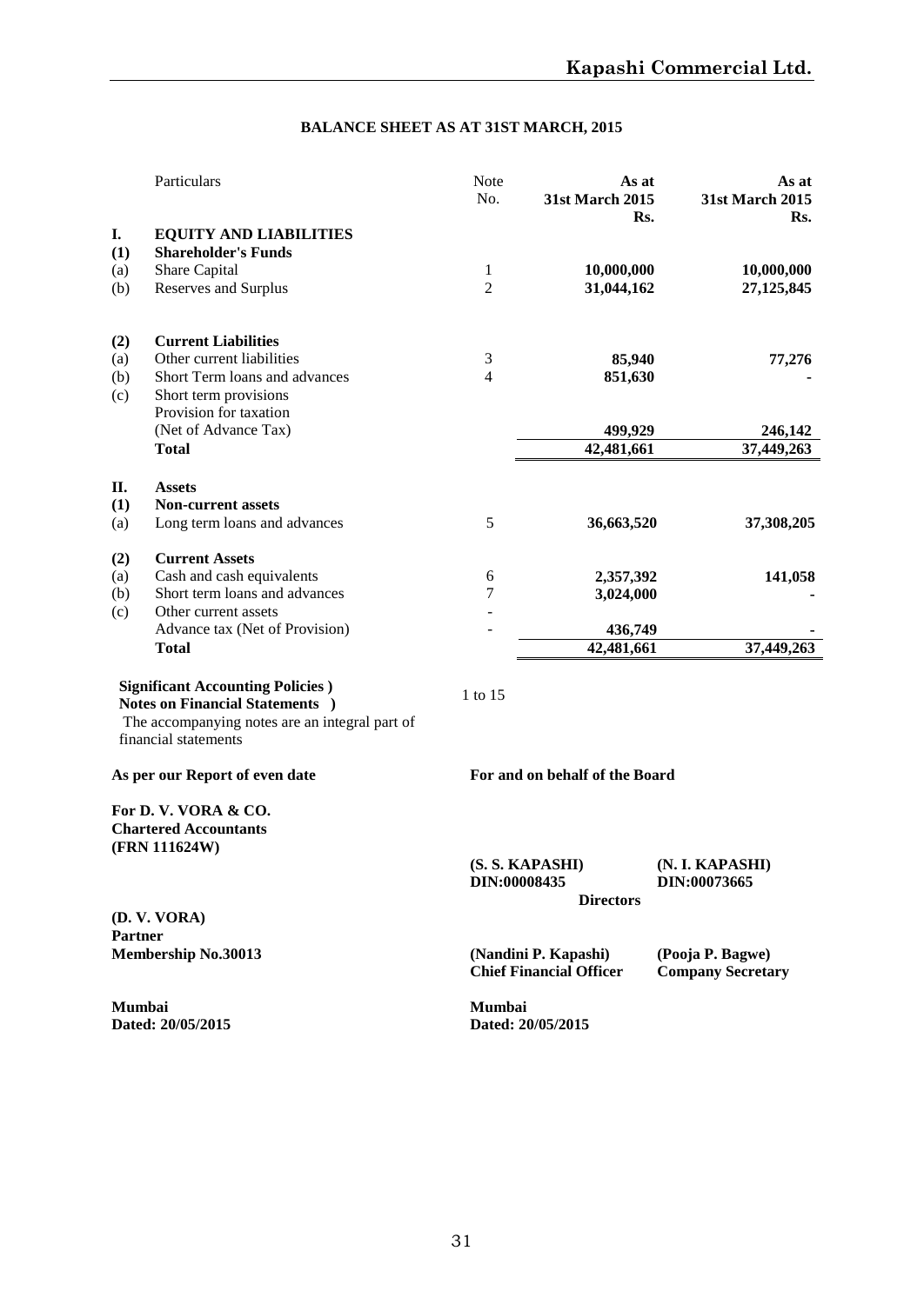# BALANCE SHEET AS AT 31ST MARCH, 2015

| | Particulars | Note No. | As at 31st March 2015 Rs. | As at 31st March 2015 Rs. |
|---|---|---|---|---|
| **I.** | **EQUITY AND LIABILITIES** | | | |
| **(1)** | **Shareholder's Funds** | | | |
| (a) | Share Capital | 1 | **10,000,000** | **10,000,000** |
| (b) | Reserves and Surplus | 2 | **31,044,162** | **27,125,845** |
| | | | | |
| **(2)** | **Current Liabilities** | | | |
| (a) | Other current liabilities | 3 | **85,940** | **77,276** |
| (b) | Short Term loans and advances | 4 | **851,630** | **-** |
| (c) | Short term provisions | | | |
| | Provision for taxation (Net of Advance Tax) | | **499,929** | **246,142** |
| | **Total** | | **42,481,661** | **37,449,263** |
| | | | | |
| **II.** | **Assets** | | | |
| **(1)** | **Non-current assets** | | | |
| (a) | Long term loans and advances | 5 | **36,663,520** | **37,308,205** |
| | | | | |
| **(2)** | **Current Assets** | | | |
| (a) | Cash and cash equivalents | 6 | **2,357,392** | **141,058** |
| (b) | Short term loans and advances | 7 | **3,024,000** | **-** |
| (c) | Other current assets | - | | |
| | Advance tax (Net of Provision) | - | **436,749** | **-** |
| | **Total** | | **42,481,661** | **37,449,263** |

**Significant Accounting Policies )**
**Notes on Financial Statements )** 1 to 15

The accompanying notes are an integral part of financial statements

**As per our Report of even date**

**For D. V. VORA & CO.**
**Chartered Accountants**
**(FRN 111624W)**

**(D. V. VORA)**
**Partner**
**Membership No.30013**

**Mumbai**
**Dated: 20/05/2015**

**For and on behalf of the Board**

**(S. S. KAPASHI)**
**DIN:00008435**

**(N. I. KAPASHI)**
**DIN:00073665**

**Directors**

**(Nandini P. Kapashi)**
**Chief Financial Officer**

**(Pooja P. Bagwe)**
**Company Secretary**

**Mumbai**
**Dated: 20/05/2015**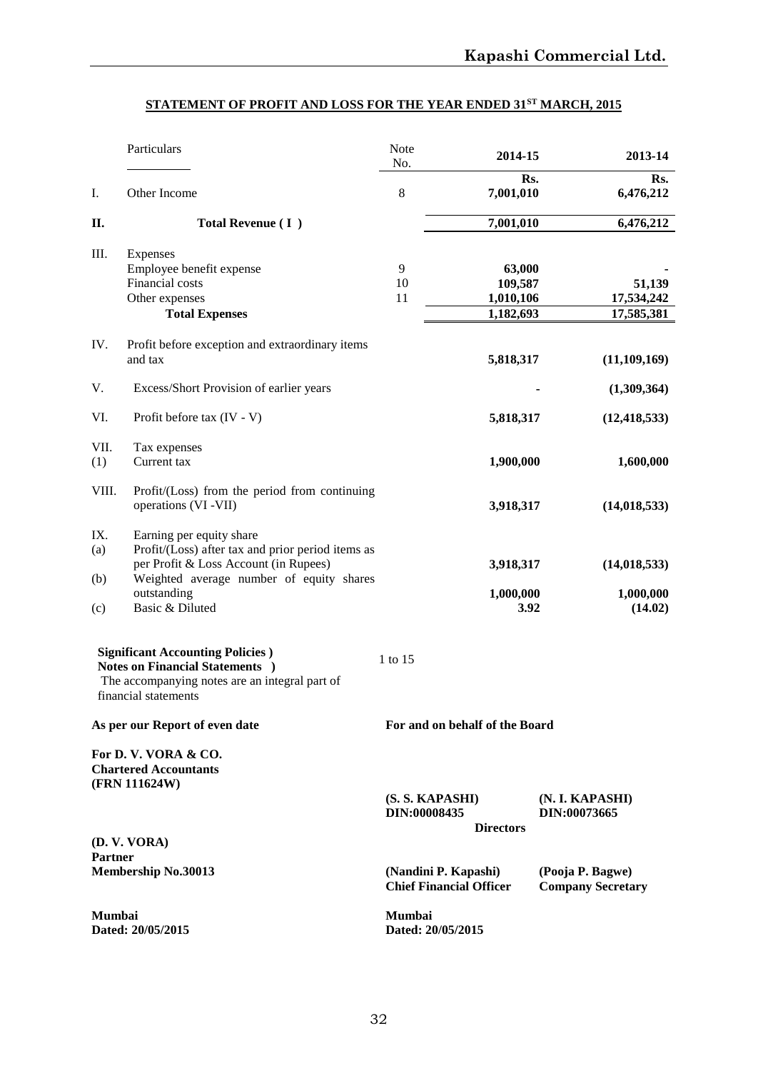## STATEMENT OF PROFIT AND LOSS FOR THE YEAR ENDED 31ST MARCH, 2015

| | Particulars | Note No. | 2014-15 | 2013-14 |
|---|---|---|---|---|
| | | | Rs. | Rs. |
| I. | Other Income | 8 | 7,001,010 | 6,476,212 |
| **II.** | **Total Revenue ( I )** | | **7,001,010** | **6,476,212** |
| III. | Expenses | | | |
| | Employee benefit expense | 9 | 63,000 | - |
| | Financial costs | 10 | 109,587 | 51,139 |
| | Other expenses | 11 | 1,010,106 | 17,534,242 |
| | **Total Expenses** | | **1,182,693** | **17,585,381** |
| IV. | Profit before exception and extraordinary items and tax | | 5,818,317 | (11,109,169) |
| V. | Excess/Short Provision of earlier years | | - | (1,309,364) |
| VI. | Profit before tax (IV - V) | | 5,818,317 | (12,418,533) |
| VII. | Tax expenses | | | |
| (1) | Current tax | | 1,900,000 | 1,600,000 |
| VIII. | Profit/(Loss) from the period from continuing operations (VI -VII) | | 3,918,317 | (14,018,533) |
| IX. | Earning per equity share | | | |
| (a) | Profit/(Loss) after tax and prior period items as per Profit & Loss Account (in Rupees) | | 3,918,317 | (14,018,533) |
| (b) | Weighted average number of equity shares outstanding | | 1,000,000 | 1,000,000 |
| (c) | Basic & Diluted | | 3.92 | (14.02) |

**Significant Accounting Policies )**
**Notes on Financial Statements )** 1 to 15
The accompanying notes are an integral part of financial statements

**As per our Report of even date**

**For D. V. VORA & CO.**
**Chartered Accountants**
**(FRN 111624W)**

**(D. V. VORA)**
**Partner**
**Membership No.30013**

**Mumbai**
**Dated: 20/05/2015**

**For and on behalf of the Board**

**(S. S. KAPASHI)**
**DIN:00008435**

**(N. I. KAPASHI)**
**DIN:00073665**

**Directors**

**(Nandini P. Kapashi)**
**Chief Financial Officer**

**(Pooja P. Bagwe)**
**Company Secretary**

**Mumbai**
**Dated: 20/05/2015**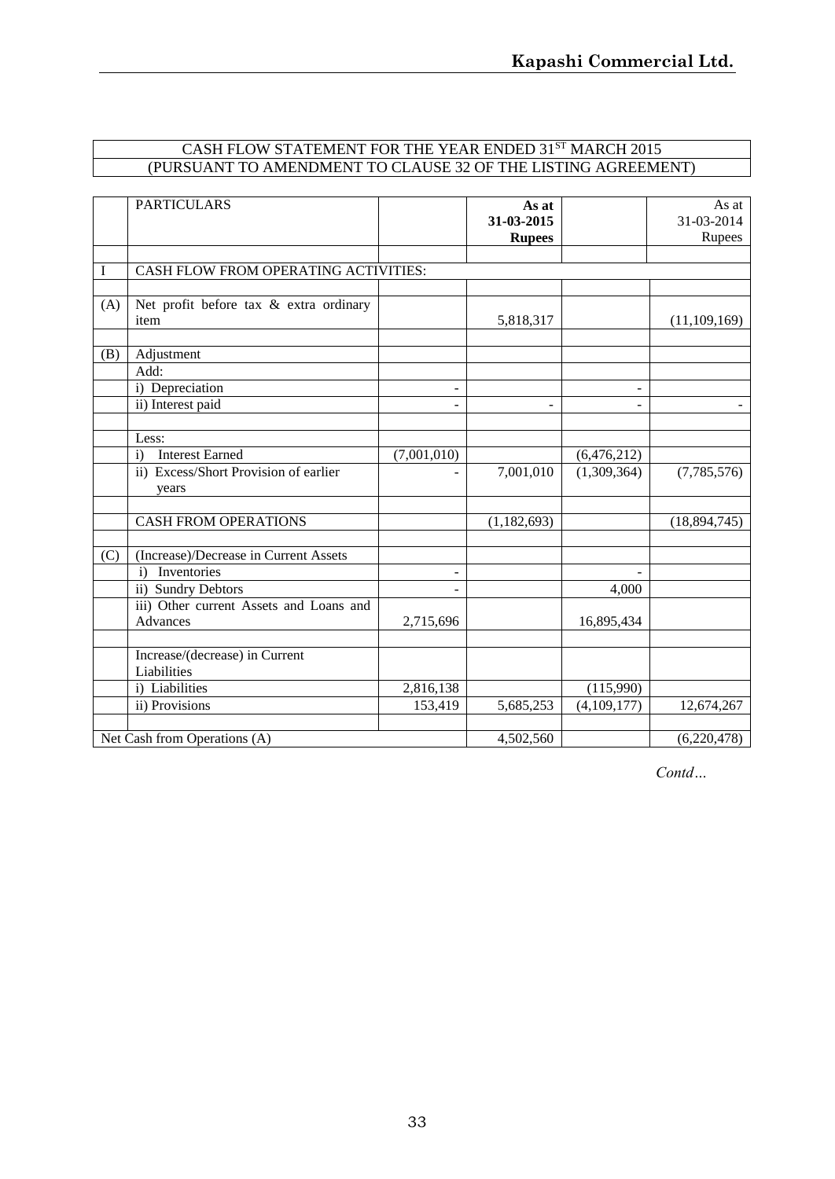## CASH FLOW STATEMENT FOR THE YEAR ENDED 31ST MARCH 2015
## (PURSUANT TO AMENDMENT TO CLAUSE 32 OF THE LISTING AGREEMENT)

| | PARTICULARS | | **As at 31-03-2015 Rupees** | | As at 31-03-2014 Rupees |
|---|---|---|---|---|---|
| I | CASH FLOW FROM OPERATING ACTIVITIES: | | | | |
| (A) | Net profit before tax & extra ordinary item | | 5,818,317 | | (11,109,169) |
| (B) | Adjustment | | | | |
| | Add: | | | | |
| | i) Depreciation | - | | - | |
| | ii) Interest paid | - | - | - | - |
| | Less: | | | | |
| | i) Interest Earned | (7,001,010) | | (6,476,212) | |
| | ii) Excess/Short Provision of earlier years | - | 7,001,010 | (1,309,364) | (7,785,576) |
| | CASH FROM OPERATIONS | | (1,182,693) | | (18,894,745) |
| (C) | (Increase)/Decrease in Current Assets | | | | |
| | i) Inventories | - | | - | |
| | ii) Sundry Debtors | - | | 4,000 | |
| | iii) Other current Assets and Loans and Advances | 2,715,696 | | 16,895,434 | |
| | Increase/(decrease) in Current Liabilities | | | | |
| | i) Liabilities | 2,816,138 | | (115,990) | |
| | ii) Provisions | 153,419 | 5,685,253 | (4,109,177) | 12,674,267 |
| Net Cash from Operations (A) | | | 4,502,560 | | (6,220,478) |

*Contd…*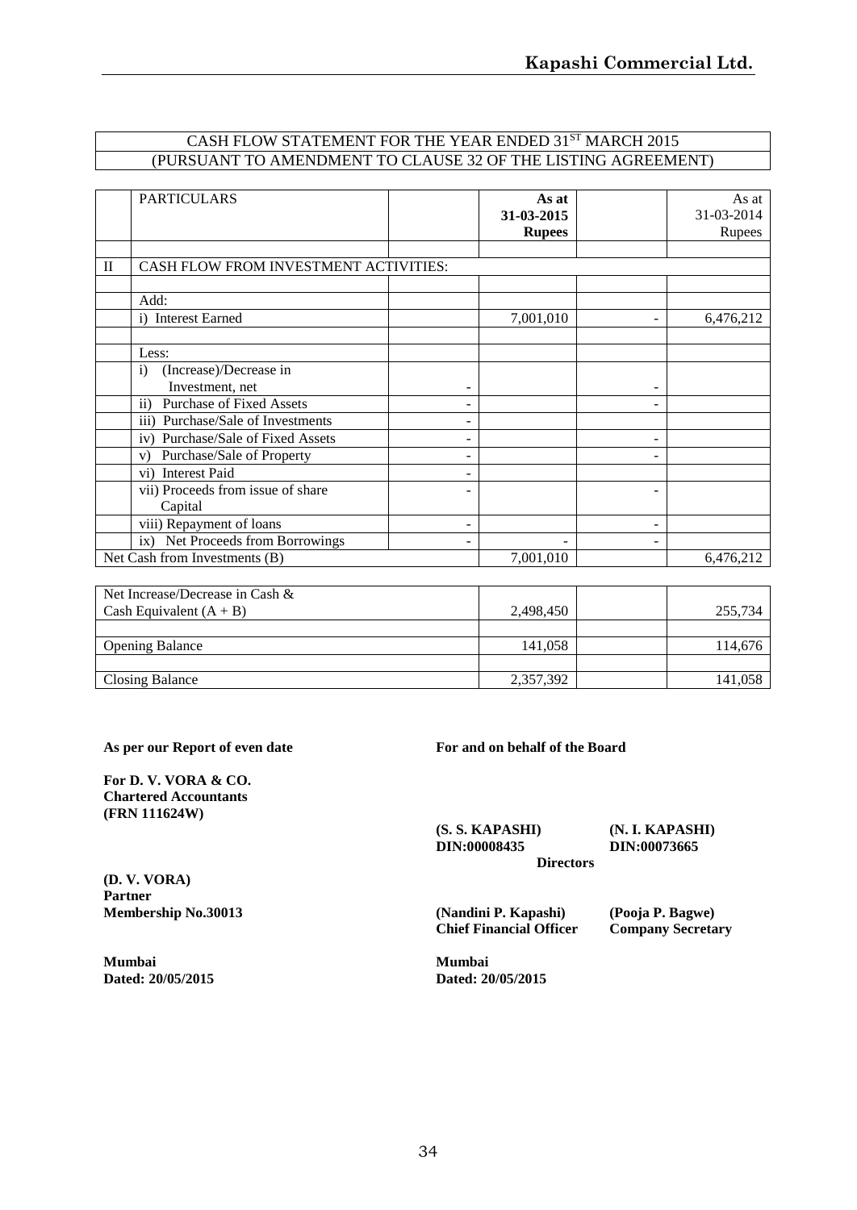| CASH FLOW STATEMENT FOR THE YEAR ENDED 31[ST] MARCH 2015 |
|---|
| (PURSUANT TO AMENDMENT TO CLAUSE 32 OF THE LISTING AGREEMENT) |

| | PARTICULARS | | **As at 31-03-2015 Rupees** | | As at 31-03-2014 Rupees |
|---|---|---|---|---|---|
| | | | | | |
| II | CASH FLOW FROM INVESTMENT ACTIVITIES: | | | | |
| | | | | | |
| | Add: | | | | |
| | i) Interest Earned | | 7,001,010 | - | 6,476,212 |
| | | | | | |
| | Less: | | | | |
| | i) (Increase)/Decrease in Investment, net | - | | - | |
| | ii) Purchase of Fixed Assets | - | | - | |
| | iii) Purchase/Sale of Investments | - | | | |
| | iv) Purchase/Sale of Fixed Assets | - | | - | |
| | v) Purchase/Sale of Property | - | | - | |
| | vi) Interest Paid | - | | | |
| | vii) Proceeds from issue of share Capital | - | | - | |
| | viii) Repayment of loans | - | | - | |
| | ix) Net Proceeds from Borrowings | - | - | - | |
| Net Cash from Investments (B) | | | 7,001,010 | | 6,476,212 |

| | | | |
|---|---|---|---|
| Net Increase/Decrease in Cash & Cash Equivalent (A + B) | 2,498,450 | | 255,734 |
| | | | |
| Opening Balance | 141,058 | | 114,676 |
| | | | |
| Closing Balance | 2,357,392 | | 141,058 |

**As per our Report of even date**

**For D. V. VORA & CO.**
**Chartered Accountants**
**(FRN 111624W)**

**(D. V. VORA)**
**Partner**
**Membership No.30013**

**Mumbai**
**Dated: 20/05/2015**

**For and on behalf of the Board**

**(S. S. KAPASHI)** **DIN:00008435**

**(N. I. KAPASHI)** **DIN:00073665**

**Directors**

**(Nandini P. Kapashi)**
**Chief Financial Officer**

**(Pooja P. Bagwe)**
**Company Secretary**

**Mumbai**
**Dated: 20/05/2015**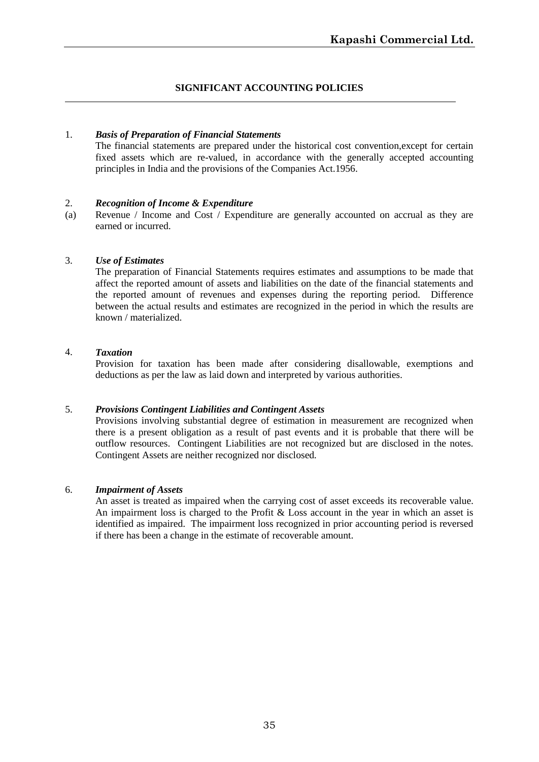## SIGNIFICANT ACCOUNTING POLICIES

1. ***Basis of Preparation of Financial Statements***

   The financial statements are prepared under the historical cost convention,except for certain fixed assets which are re-valued, in accordance with the generally accepted accounting principles in India and the provisions of the Companies Act.1956.

2. ***Recognition of Income & Expenditure***

(a) Revenue / Income and Cost / Expenditure are generally accounted on accrual as they are earned or incurred.

3. ***Use of Estimates***

   The preparation of Financial Statements requires estimates and assumptions to be made that affect the reported amount of assets and liabilities on the date of the financial statements and the reported amount of revenues and expenses during the reporting period. Difference between the actual results and estimates are recognized in the period in which the results are known / materialized.

4. ***Taxation***

   Provision for taxation has been made after considering disallowable, exemptions and deductions as per the law as laid down and interpreted by various authorities.

5. ***Provisions Contingent Liabilities and Contingent Assets***

   Provisions involving substantial degree of estimation in measurement are recognized when there is a present obligation as a result of past events and it is probable that there will be outflow resources. Contingent Liabilities are not recognized but are disclosed in the notes. Contingent Assets are neither recognized nor disclosed.

6. ***Impairment of Assets***

   An asset is treated as impaired when the carrying cost of asset exceeds its recoverable value. An impairment loss is charged to the Profit & Loss account in the year in which an asset is identified as impaired. The impairment loss recognized in prior accounting period is reversed if there has been a change in the estimate of recoverable amount.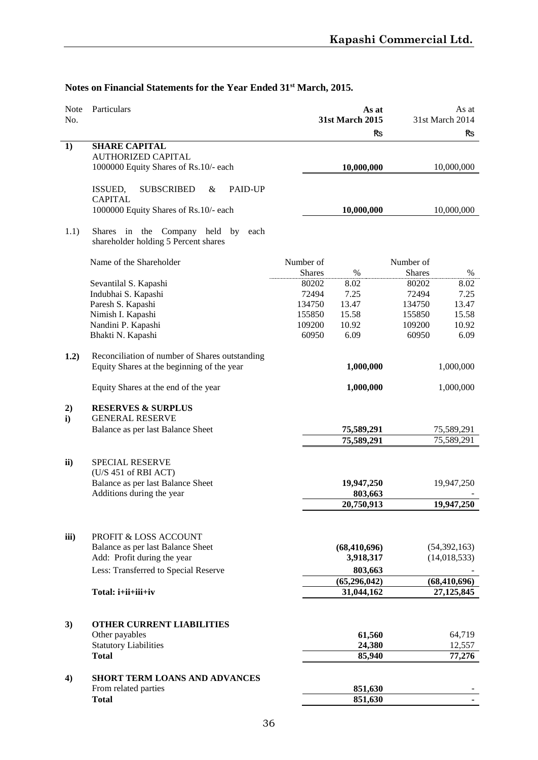## Notes on Financial Statements for the Year Ended 31st March, 2015.

| Note No. | Particulars | | As at 31st March 2015 | | As at 31st March 2014 |
|---|---|---|---|---|---|
| | | | ₹s | | ₹s |
| **1)** | **SHARE CAPITAL** | | | | |
| | AUTHORIZED CAPITAL | | | | |
| | 1000000 Equity Shares of Rs.10/- each | | **10,000,000** | | 10,000,000 |
| | ISSUED, SUBSCRIBED & PAID-UP CAPITAL | | | | |
| | 1000000 Equity Shares of Rs.10/- each | | **10,000,000** | | 10,000,000 |
| 1.1) | Shares in the Company held by each shareholder holding 5 Percent shares | | | | |
| | Name of the Shareholder | Number of Shares | % | Number of Shares | % |
| | Sevantilal S. Kapashi | 80202 | 8.02 | 80202 | 8.02 |
| | Indubhai S. Kapashi | 72494 | 7.25 | 72494 | 7.25 |
| | Paresh S. Kapashi | 134750 | 13.47 | 134750 | 13.47 |
| | Nimish I. Kapashi | 155850 | 15.58 | 155850 | 15.58 |
| | Nandini P. Kapashi | 109200 | 10.92 | 109200 | 10.92 |
| | Bhakti N. Kapashi | 60950 | 6.09 | 60950 | 6.09 |
| **1.2)** | Reconciliation of number of Shares outstanding | | | | |
| | Equity Shares at the beginning of the year | | **1,000,000** | | 1,000,000 |
| | Equity Shares at the end of the year | | **1,000,000** | | 1,000,000 |
| **2)** | **RESERVES & SURPLUS** | | | | |
| **i)** | GENERAL RESERVE | | | | |
| | Balance as per last Balance Sheet | | **75,589,291** | | 75,589,291 |
| | | | **75,589,291** | | 75,589,291 |
| **ii)** | SPECIAL RESERVE (U/S 451 of RBI ACT) | | | | |
| | Balance as per last Balance Sheet | | **19,947,250** | | 19,947,250 |
| | Additions during the year | | **803,663** | | - |
| | | | **20,750,913** | | **19,947,250** |
| **iii)** | PROFIT & LOSS ACCOUNT | | | | |
| | Balance as per last Balance Sheet | | **(68,410,696)** | | (54,392,163) |
| | Add: Profit during the year | | **3,918,317** | | (14,018,533) |
| | Less: Transferred to Special Reserve | | **803,663** | | - |
| | | | **(65,296,042)** | | **(68,410,696)** |
| | **Total: i+ii+iii+iv** | | **31,044,162** | | **27,125,845** |
| **3)** | **OTHER CURRENT LIABILITIES** | | | | |
| | Other payables | | **61,560** | | 64,719 |
| | Statutory Liabilities | | **24,380** | | 12,557 |
| | **Total** | | **85,940** | | **77,276** |
| **4)** | **SHORT TERM LOANS AND ADVANCES** | | | | |
| | From related parties | | **851,630** | | - |
| | **Total** | | **851,630** | | **-** |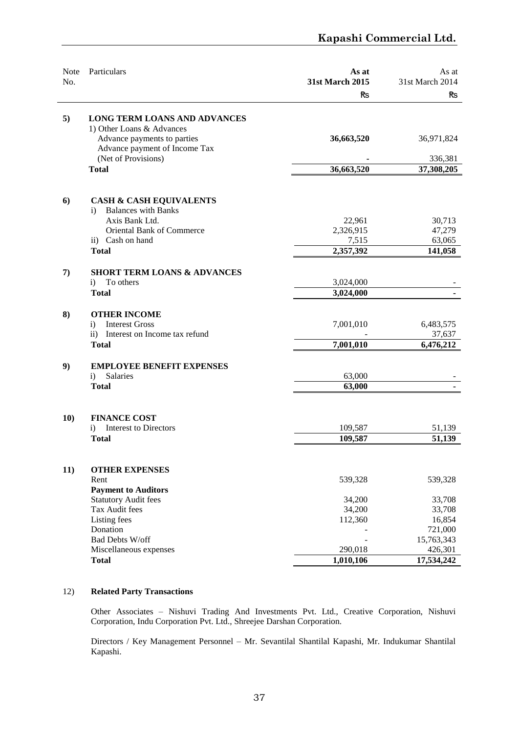| Note No. | Particulars | As at 31st March 2015 | As at 31st March 2014 |
|---|---|---|---|
| | | ₨ | ₨ |
| **5)** | **LONG TERM LOANS AND ADVANCES** | | |
| | 1) Other Loans & Advances | | |
| | Advance payments to parties | **36,663,520** | 36,971,824 |
| | Advance payment of Income Tax (Net of Provisions) | **-** | 336,381 |
| | **Total** | **36,663,520** | **37,308,205** |
| **6)** | **CASH & CASH EQUIVALENTS** | | |
| | i) Balances with Banks | | |
| | Axis Bank Ltd. | 22,961 | 30,713 |
| | Oriental Bank of Commerce | 2,326,915 | 47,279 |
| | ii) Cash on hand | 7,515 | 63,065 |
| | **Total** | **2,357,392** | **141,058** |
| **7)** | **SHORT TERM LOANS & ADVANCES** | | |
| | i) To others | 3,024,000 | - |
| | **Total** | **3,024,000** | **-** |
| **8)** | **OTHER INCOME** | | |
| | i) Interest Gross | 7,001,010 | 6,483,575 |
| | ii) Interest on Income tax refund | - | 37,637 |
| | **Total** | **7,001,010** | **6,476,212** |
| **9)** | **EMPLOYEE BENEFIT EXPENSES** | | |
| | i) Salaries | 63,000 | - |
| | **Total** | **63,000** | **-** |
| **10)** | **FINANCE COST** | | |
| | i) Interest to Directors | 109,587 | 51,139 |
| | **Total** | **109,587** | **51,139** |
| **11)** | **OTHER EXPENSES** | | |
| | Rent | 539,328 | 539,328 |
| | **Payment to Auditors** | | |
| | Statutory Audit fees | 34,200 | 33,708 |
| | Tax Audit fees | 34,200 | 33,708 |
| | Listing fees | 112,360 | 16,854 |
| | Donation | - | 721,000 |
| | Bad Debts W/off | - | 15,763,343 |
| | Miscellaneous expenses | 290,018 | 426,301 |
| | **Total** | **1,010,106** | **17,534,242** |

12) **Related Party Transactions**

Other Associates – Nishuvi Trading And Investments Pvt. Ltd., Creative Corporation, Nishuvi Corporation, Indu Corporation Pvt. Ltd., Shreejee Darshan Corporation.

Directors / Key Management Personnel – Mr. Sevantilal Shantilal Kapashi, Mr. Indukumar Shantilal Kapashi.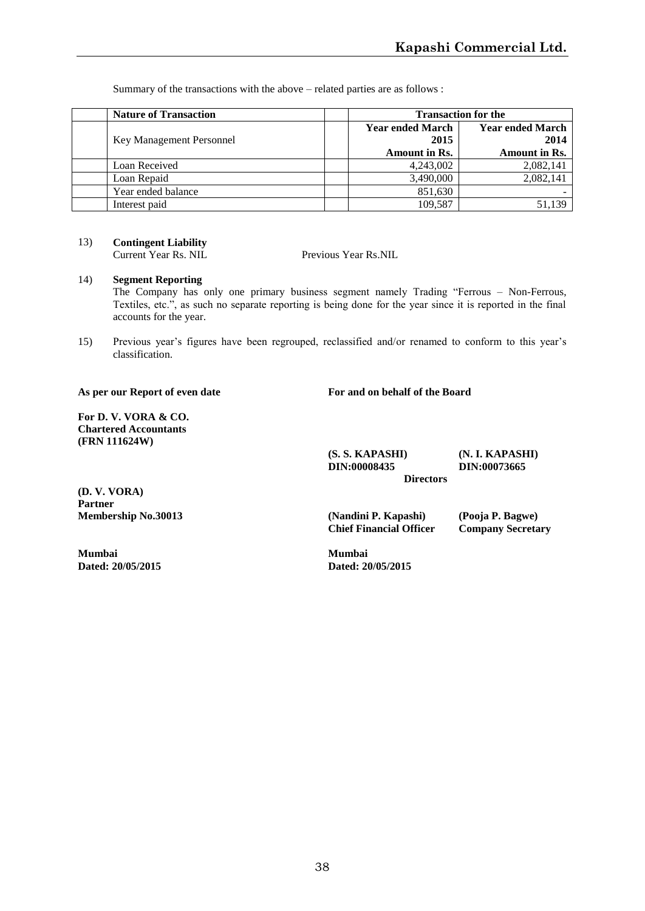Summary of the transactions with the above – related parties are as follows :

| | Nature of Transaction | | Transaction for the | |
|---|---|---|---|---|
| | Key Management Personnel | | Year ended March 2015 Amount in Rs. | Year ended March 2014 Amount in Rs. |
| | Loan Received | | 4,243,002 | 2,082,141 |
| | Loan Repaid | | 3,490,000 | 2,082,141 |
| | Year ended balance | | 851,630 | - |
| | Interest paid | | 109,587 | 51,139 |

13) **Contingent Liability**
Current Year Rs. NIL Previous Year Rs.NIL

14) **Segment Reporting**
The Company has only one primary business segment namely Trading "Ferrous – Non-Ferrous, Textiles, etc.", as such no separate reporting is being done for the year since it is reported in the final accounts for the year.

15) Previous year's figures have been regrouped, reclassified and/or renamed to conform to this year's classification.

**As per our Report of even date**

**For D. V. VORA & CO.**
**Chartered Accountants**
**(FRN 111624W)**

**(D. V. VORA)**
**Partner**
**Membership No.30013**

**Mumbai**
**Dated: 20/05/2015**

**For and on behalf of the Board**

**(S. S. KAPASHI)** **(N. I. KAPASHI)**
**DIN:00008435** **DIN:00073665**
**Directors**

**(Nandini P. Kapashi)** **(Pooja P. Bagwe)**
**Chief Financial Officer** **Company Secretary**

**Mumbai**
**Dated: 20/05/2015**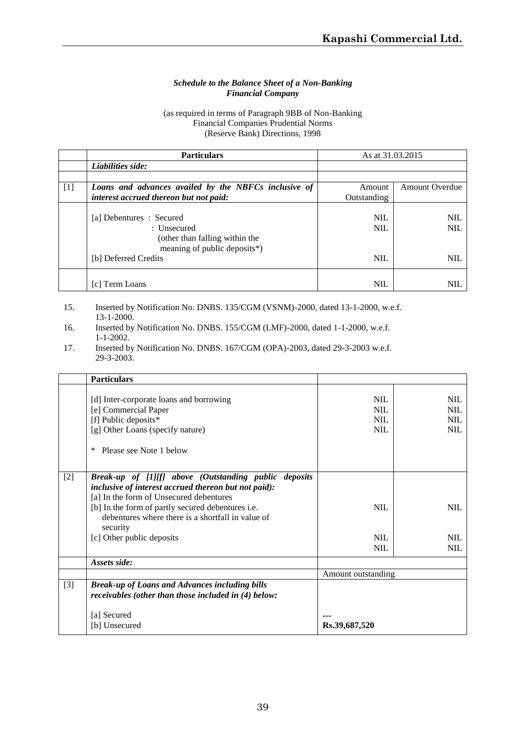*Schedule to the Balance Sheet of a Non-Banking Financial Company*

(as required in terms of Paragraph 9BB of Non-Banking Financial Companies Prudential Norms (Reserve Bank) Directions, 1998)

| | **Particulars** | As at 31.03.2015 | |
|---|---|---|---|
| | ***Liabilities side:*** | | |
| [1] | ***Loans and advances availed by the NBFCs inclusive of interest accrued thereon but not paid:*** | Amount Outstanding | Amount Overdue |
| | [a] Debentures : Secured | NIL | NIL |
| | : Unsecured (other than falling within the meaning of public deposits*) | NIL | NIL |
| | [b] Deferred Credits | NIL | NIL |
| | [c] Term Loans | NIL | NIL |

15. Inserted by Notification No. DNBS. 135/CGM (VSNM)-2000, dated 13-1-2000, w.e.f. 13-1-2000.
16. Inserted by Notification No. DNBS. 155/CGM (LMF)-2000, dated 1-1-2000, w.e.f. 1-1-2002.
17. Inserted by Notification No. DNBS. 167/CGM (OPA)-2003, dated 29-3-2003 w.e.f. 29-3-2003.

| | **Particulars** | | |
|---|---|---|---|
| | [d] Inter-corporate loans and borrowing | NIL | NIL |
| | [e] Commercial Paper | NIL | NIL |
| | [f] Public deposits* | NIL | NIL |
| | [g] Other Loans (specify nature) | NIL | NIL |
| | * Please see Note 1 below | | |
| [2] | ***Break-up of [1][f] above (Outstanding public deposits inclusive of interest accrued thereon but not paid):*** | | |
| | [a] In the form of Unsecured debentures | NIL | NIL |
| | [b] In the form of partly secured debentures i.e. debentures where there is a shortfall in value of security | NIL | NIL |
| | [c] Other public deposits | NIL | NIL |
| | ***Assets side:*** | | |
| | | Amount outstanding | |
| [3] | ***Break-up of Loans and Advances including bills receivables (other than those included in (4) below:*** | | |
| | [a] Secured | --- | |
| | [b] Unsecured | **Rs.39,687,520** | |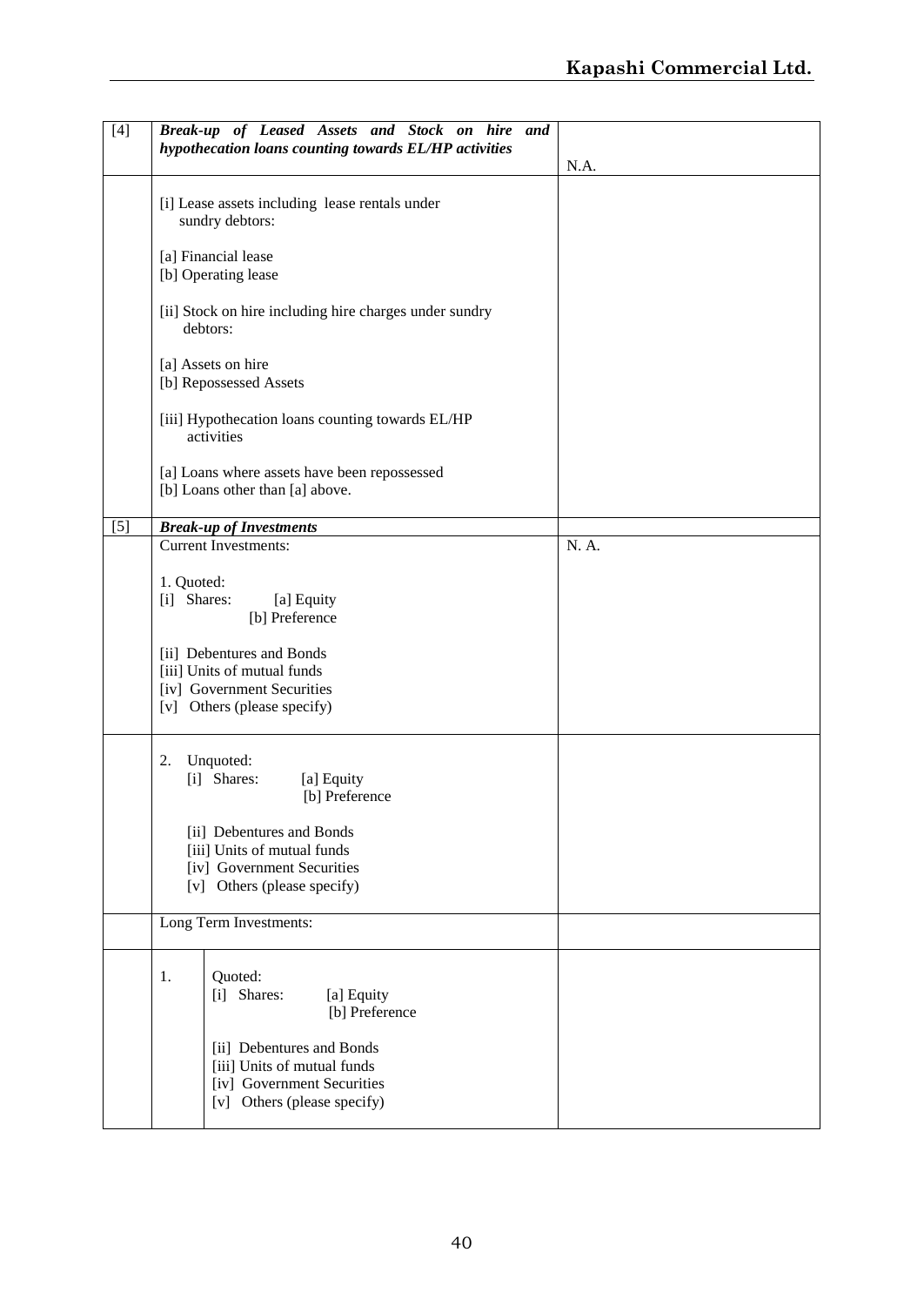| | | |
|---|---|---|
| [4] | ***Break-up of Leased Assets and Stock on hire and hypothecation loans counting towards EL/HP activities*** | N.A. |
| | [i] Lease assets including lease rentals under sundry debtors:<br><br>[a] Financial lease<br>[b] Operating lease<br><br>[ii] Stock on hire including hire charges under sundry debtors:<br><br>[a] Assets on hire<br>[b] Repossessed Assets<br><br>[iii] Hypothecation loans counting towards EL/HP activities<br><br>[a] Loans where assets have been repossessed<br>[b] Loans other than [a] above. | |
| [5] | ***Break-up of Investments*** | |
| | Current Investments:<br><br>1. Quoted:<br>[i] Shares: [a] Equity<br>[b] Preference<br><br>[ii] Debentures and Bonds<br>[iii] Units of mutual funds<br>[iv] Government Securities<br>[v] Others (please specify) | N. A. |
| | 2. Unquoted:<br>[i] Shares: [a] Equity<br>[b] Preference<br><br>[ii] Debentures and Bonds<br>[iii] Units of mutual funds<br>[iv] Government Securities<br>[v] Others (please specify) | |
| | Long Term Investments: | |
| | 1. Quoted:<br>[i] Shares: [a] Equity<br>[b] Preference<br><br>[ii] Debentures and Bonds<br>[iii] Units of mutual funds<br>[iv] Government Securities<br>[v] Others (please specify) | |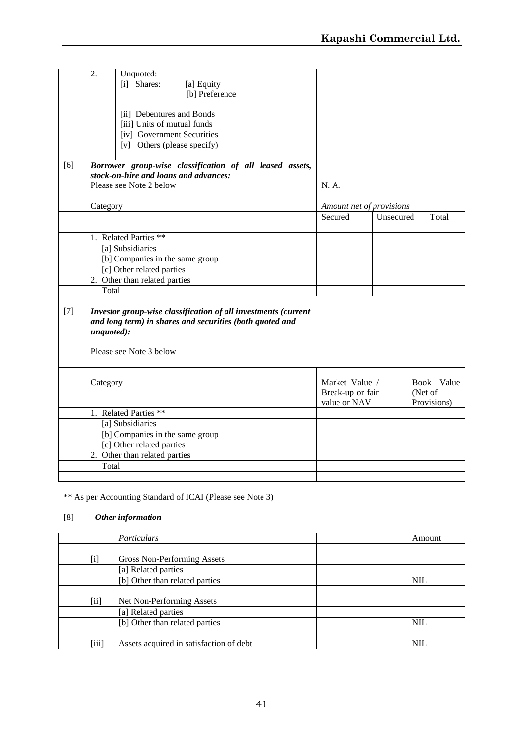| | | | | | |
|---|---|---|---|---|---|
| | 2. | Unquoted:<br>[i] Shares: [a] Equity<br>[b] Preference<br><br>[ii] Debentures and Bonds<br>[iii] Units of mutual funds<br>[iv] Government Securities<br>[v] Others (please specify) | | | |
| [6] | ***Borrower group-wise classification of all leased assets, stock-on-hire and loans and advances:***<br>Please see Note 2 below | | N. A. | | |
| | Category | | *Amount net of provisions* | | |
| | | | Secured | Unsecured | Total |
| | | | | | |
| | 1. Related Parties ** | | | | |
| | [a] Subsidiaries | | | | |
| | [b] Companies in the same group | | | | |
| | [c] Other related parties | | | | |
| | 2. Other than related parties | | | | |
| | Total | | | | |
| [7] | ***Investor group-wise classification of all investments (current and long term) in shares and securities (both quoted and unquoted):***<br><br>Please see Note 3 below | | | | |
| | Category | | Market Value / Break-up or fair value or NAV | | Book Value (Net of Provisions) |
| | 1. Related Parties ** | | | | |
| | [a] Subsidiaries | | | | |
| | [b] Companies in the same group | | | | |
| | [c] Other related parties | | | | |
| | 2. Other than related parties | | | | |
| | Total | | | | |
| | | | | | |

** As per Accounting Standard of ICAI (Please see Note 3)

[8] ***Other information***

| | | | | | |
|---|---|---|---|---|---|
| | | *Particulars* | | | Amount |
| | | | | | |
| | [i] | Gross Non-Performing Assets | | | |
| | | [a] Related parties | | | |
| | | [b] Other than related parties | | | NIL |
| | | | | | |
| | [ii] | Net Non-Performing Assets | | | |
| | | [a] Related parties | | | |
| | | [b] Other than related parties | | | NIL |
| | | | | | |
| | [iii] | Assets acquired in satisfaction of debt | | | NIL |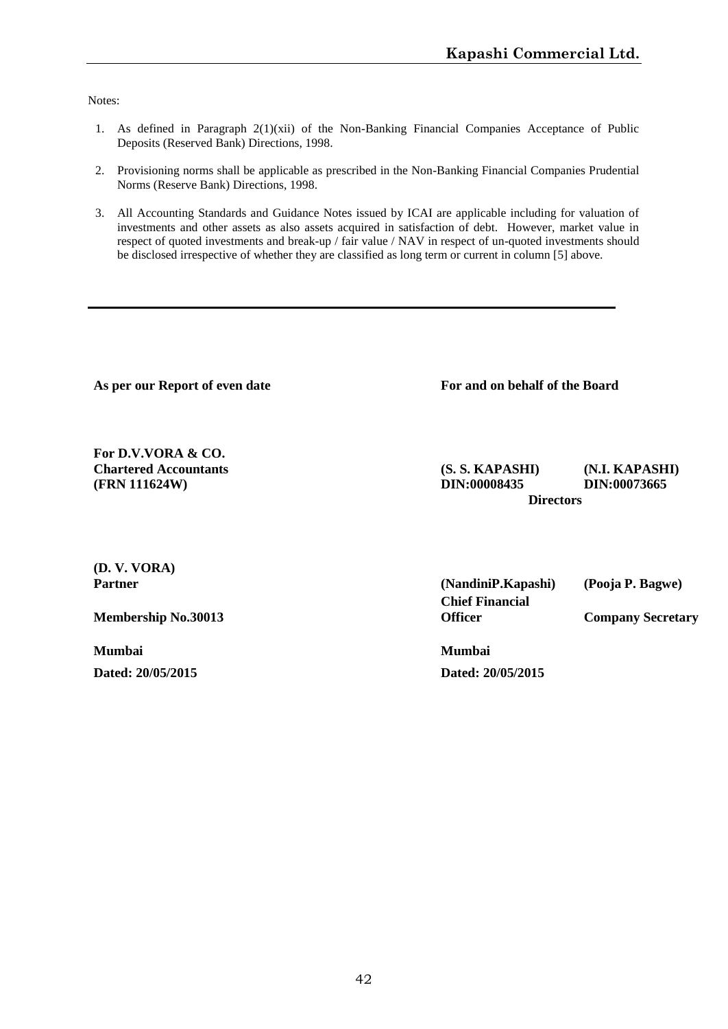Notes:

1. As defined in Paragraph 2(1)(xii) of the Non-Banking Financial Companies Acceptance of Public Deposits (Reserved Bank) Directions, 1998.

2. Provisioning norms shall be applicable as prescribed in the Non-Banking Financial Companies Prudential Norms (Reserve Bank) Directions, 1998.

3. All Accounting Standards and Guidance Notes issued by ICAI are applicable including for valuation of investments and other assets as also assets acquired in satisfaction of debt. However, market value in respect of quoted investments and break-up / fair value / NAV in respect of un-quoted investments should be disclosed irrespective of whether they are classified as long term or current in column [5] above.

---

**As per our Report of even date**

**For D.V.VORA & CO.**
**Chartered Accountants**
**(FRN 111624W)**

**(D. V. VORA)**
**Partner**

**Membership No.30013**

**Mumbai**
**Dated: 20/05/2015**

**For and on behalf of the Board**

| **(S. S. KAPASHI)** | **(N.I. KAPASHI)** |
|---|---|
| **DIN:00008435** | **DIN:00073665** |
| **Directors** | |

| **(NandiniP.Kapashi)** | **(Pooja P. Bagwe)** |
|---|---|
| **Chief Financial Officer** | **Company Secretary** |

**Mumbai**
**Dated: 20/05/2015**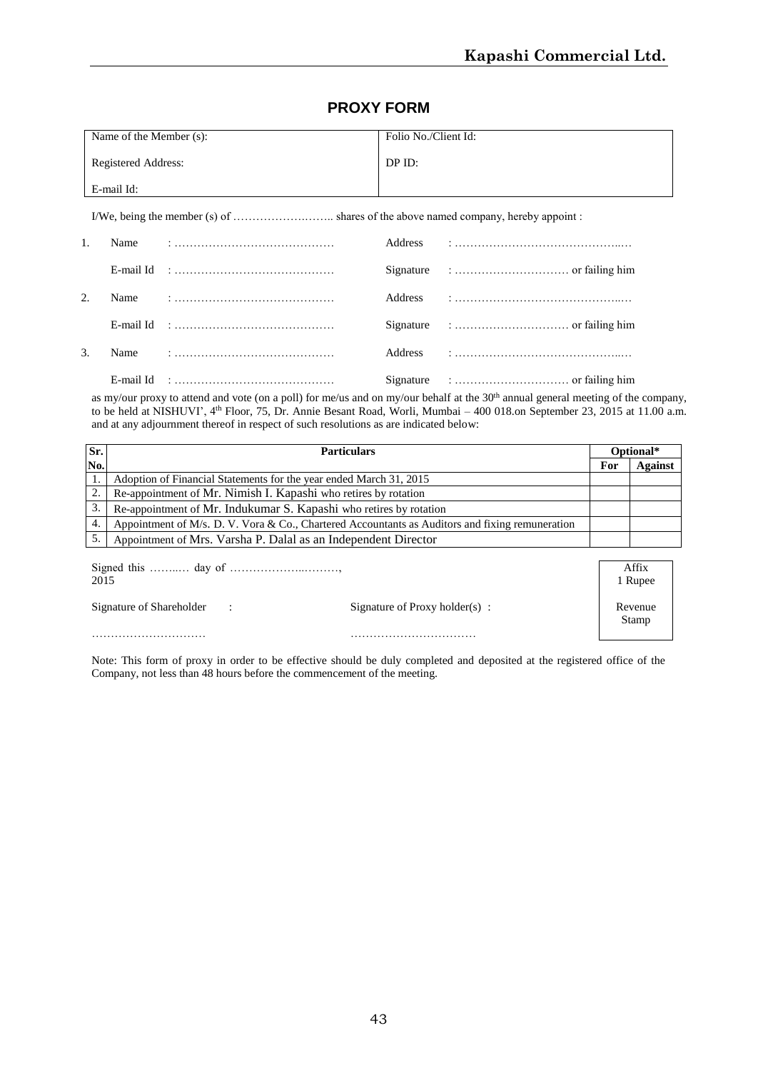# PROXY FORM

| Name of the Member (s): | Folio No./Client Id: |
|---|---|
| Registered Address: | DP ID: |
| E-mail Id: | |

I/We, being the member (s) of …………………..….. shares of the above named company, hereby appoint :

1. Name : …………………………………… Address : ……………………………………..…
   E-mail Id : …………………………………… Signature : ………………………… or failing him
2. Name : …………………………………… Address : ……………………………………..…
   E-mail Id : …………………………………… Signature : ………………………… or failing him
3. Name : …………………………………… Address : ……………………………………..…
   E-mail Id : …………………………………… Signature : ………………………… or failing him

as my/our proxy to attend and vote (on a poll) for me/us and on my/our behalf at the 30th annual general meeting of the company, to be held at NISHUVI', 4th Floor, 75, Dr. Annie Besant Road, Worli, Mumbai – 400 018.on September 23, 2015 at 11.00 a.m. and at any adjournment thereof in respect of such resolutions as are indicated below:

| Sr. No. | Particulars | Optional* | |
|---|---|---|---|
| | | For | Against |
| 1. | Adoption of Financial Statements for the year ended March 31, 2015 | | |
| 2. | Re-appointment of Mr. Nimish I. Kapashi who retires by rotation | | |
| 3. | Re-appointment of Mr. Indukumar S. Kapashi who retires by rotation | | |
| 4. | Appointment of M/s. D. V. Vora & Co., Chartered Accountants as Auditors and fixing remuneration | | |
| 5. | Appointment of Mrs. Varsha P. Dalal as an Independent Director | | |

Signed this ……..… day of ……………….……….,
2015

Signature of Shareholder : …………………………

Signature of Proxy holder(s) : ……………………………

Affix 1 Rupee Revenue Stamp

Note: This form of proxy in order to be effective should be duly completed and deposited at the registered office of the Company, not less than 48 hours before the commencement of the meeting.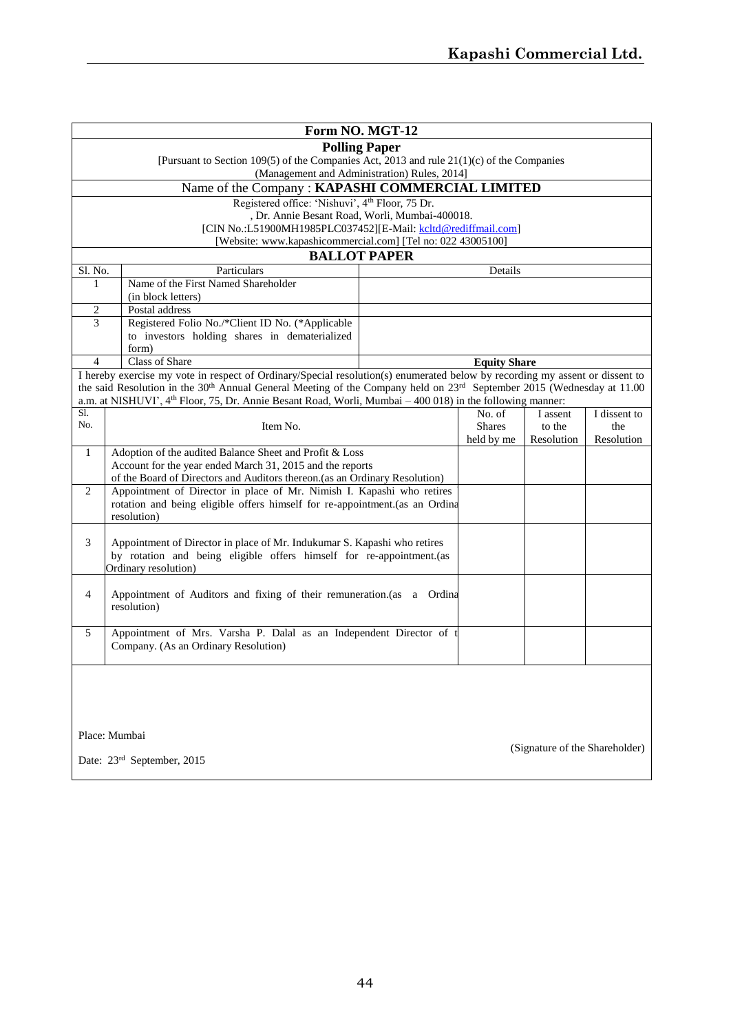# Form NO. MGT-12

## Polling Paper

[Pursuant to Section 109(5) of the Companies Act, 2013 and rule 21(1)(c) of the Companies (Management and Administration) Rules, 2014]

### Name of the Company : **KAPASHI COMMERCIAL LIMITED**

Registered office: 'Nishuvi', 4th Floor, 75 Dr. , Dr. Annie Besant Road, Worli, Mumbai-400018.
[CIN No.:L51900MH1985PLC037452][E-Mail: kcltd@rediffmail.com]
[Website: www.kapashicommercial.com] [Tel no: 022 43005100]

## BALLOT PAPER

| Sl. No. | Particulars | Details |
|---|---|---|
| 1 | Name of the First Named Shareholder (in block letters) | |
| 2 | Postal address | |
| 3 | Registered Folio No./*Client ID No. (*Applicable to investors holding shares in dematerialized form) | |
| 4 | Class of Share | **Equity Share** |

I hereby exercise my vote in respect of Ordinary/Special resolution(s) enumerated below by recording my assent or dissent to the said Resolution in the 30th Annual General Meeting of the Company held on 23rd September 2015 (Wednesday at 11.00 a.m. at NISHUVI', 4th Floor, 75, Dr. Annie Besant Road, Worli, Mumbai – 400 018) in the following manner:

| Sl. No. | Item No. | No. of Shares held by me | I assent to the Resolution | I dissent to the Resolution |
|---|---|---|---|---|
| 1 | Adoption of the audited Balance Sheet and Profit & Loss Account for the year ended March 31, 2015 and the reports of the Board of Directors and Auditors thereon.(as an Ordinary Resolution) | | | |
| 2 | Appointment of Director in place of Mr. Nimish I. Kapashi who retires rotation and being eligible offers himself for re-appointment.(as an Ordina resolution) | | | |
| 3 | Appointment of Director in place of Mr. Indukumar S. Kapashi who retires by rotation and being eligible offers himself for re-appointment.(as Ordinary resolution) | | | |
| 4 | Appointment of Auditors and fixing of their remuneration.(as a Ordina resolution) | | | |
| 5 | Appointment of Mrs. Varsha P. Dalal as an Independent Director of t Company. (As an Ordinary Resolution) | | | |

Place: Mumbai

Date: 23rd September, 2015

(Signature of the Shareholder)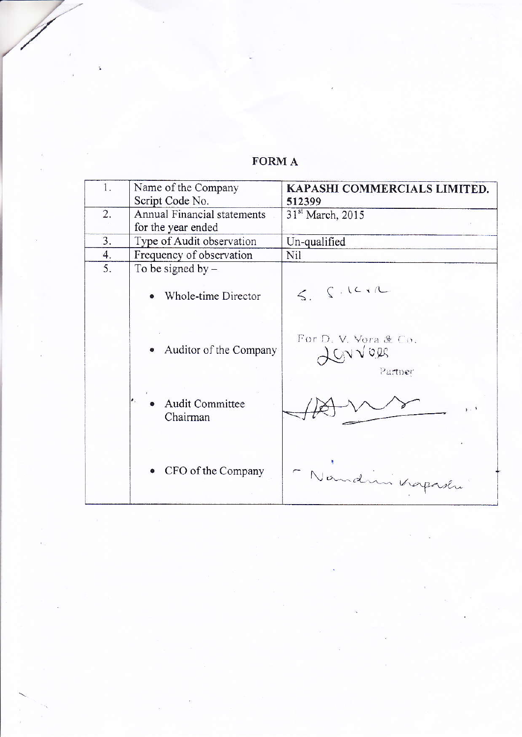# FORM A

| | | |
|---|---|---|
| 1. | Name of the Company<br>Script Code No. | **KAPASHI COMMERCIALS LIMITED.**<br>**512399** |
| 2. | Annual Financial statements for the year ended | 31st March, 2015 |
| 3. | Type of Audit observation | Un-qualified |
| 4. | Frequency of observation | Nil |
| 5. | To be signed by –<br>• Whole-time Director<br>• Auditor of the Company<br>• Audit Committee Chairman<br>• CFO of the Company | S. C. Kurl<br>For D. V. Vora & Co.<br>Partner<br><br>Nandini Kapashi |